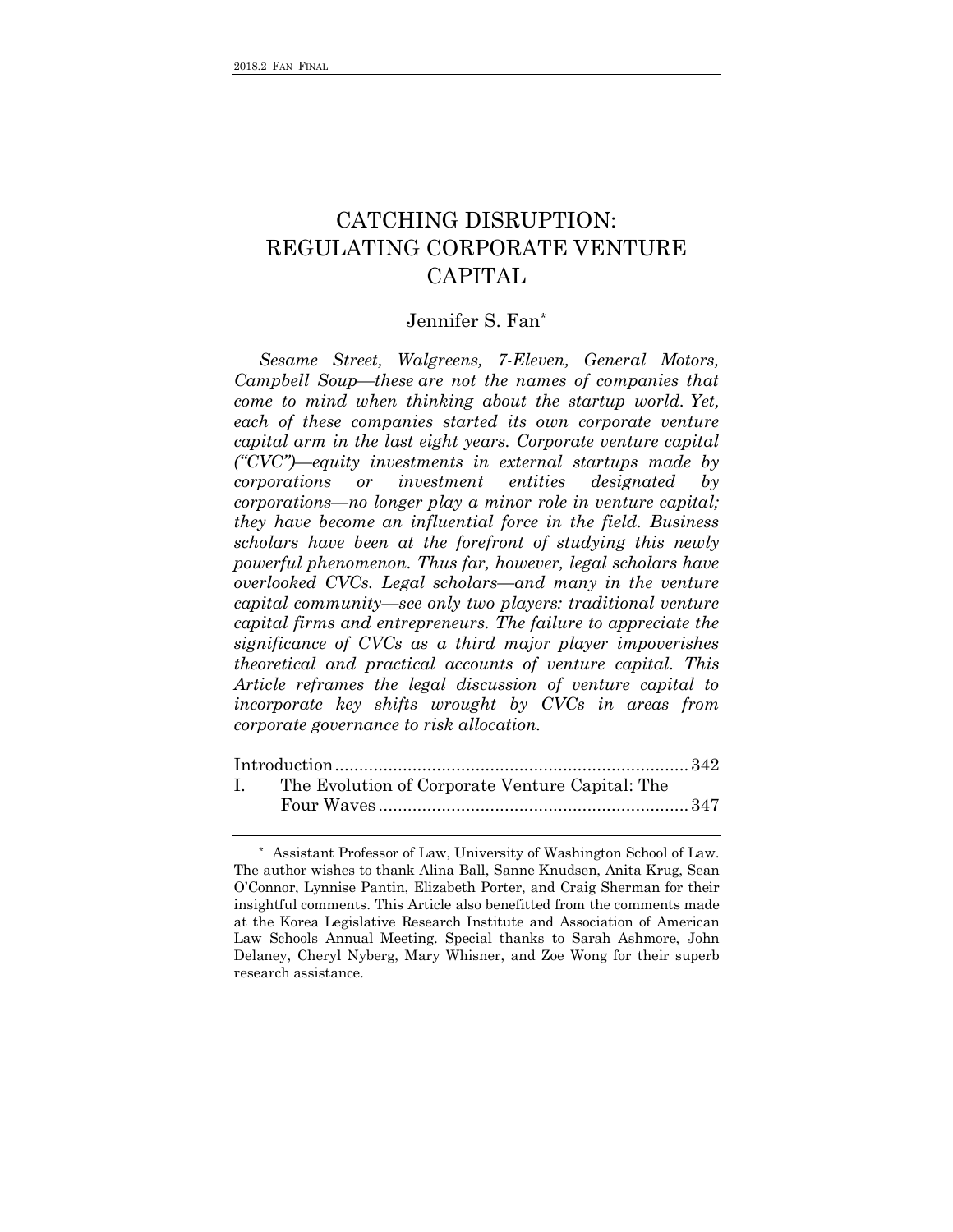# CATCHING DISRUPTION: REGULATING CORPORATE VENTURE CAPITAL

Jennifer S. Fan[*]

*Sesame Street, Walgreens, 7-Eleven, General Motors, Campbell Soup—these are not the names of companies that come to mind when thinking about the startup world. Yet, each of these companies started its own corporate venture capital arm in the last eight years. Corporate venture capital ("CVC")—equity investments in external startups made by corporations or investment entities designated by corporations—no longer play a minor role in venture capital; they have become an influential force in the field. Business scholars have been at the forefront of studying this newly powerful phenomenon. Thus far, however, legal scholars have overlooked CVCs. Legal scholars—and many in the venture capital community—see only two players: traditional venture capital firms and entrepreneurs. The failure to appreciate the significance of CVCs as a third major player impoverishes theoretical and practical accounts of venture capital. This Article reframes the legal discussion of venture capital to incorporate key shifts wrought by CVCs in areas from corporate governance to risk allocation.*

Introduction ........................................................................ 342

I. The Evolution of Corporate Venture Capital: The Four Waves ................................................................ 347

---

[*] Assistant Professor of Law, University of Washington School of Law. The author wishes to thank Alina Ball, Sanne Knudsen, Anita Krug, Sean O'Connor, Lynnise Pantin, Elizabeth Porter, and Craig Sherman for their insightful comments. This Article also benefitted from the comments made at the Korea Legislative Research Institute and Association of American Law Schools Annual Meeting. Special thanks to Sarah Ashmore, John Delaney, Cheryl Nyberg, Mary Whisner, and Zoe Wong for their superb research assistance.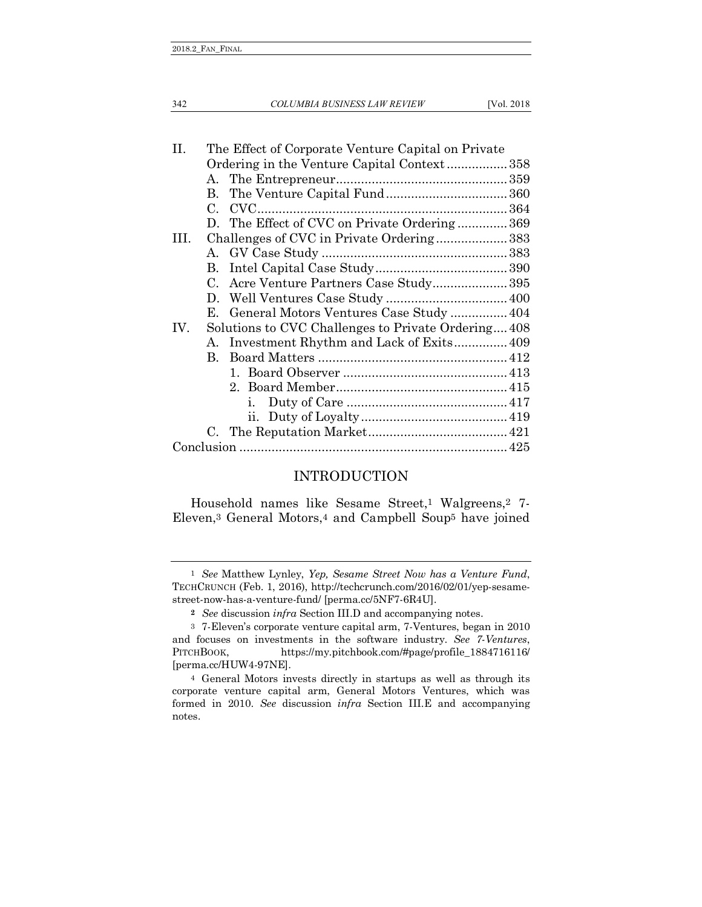| | | |
|---|---|---|
| II. | The Effect of Corporate Venture Capital on Private Ordering in the Venture Capital Context | 358 |
| | A. The Entrepreneur | 359 |
| | B. The Venture Capital Fund | 360 |
| | C. CVC | 364 |
| | D. The Effect of CVC on Private Ordering | 369 |
| III. | Challenges of CVC in Private Ordering | 383 |
| | A. GV Case Study | 383 |
| | B. Intel Capital Case Study | 390 |
| | C. Acre Venture Partners Case Study | 395 |
| | D. Well Ventures Case Study | 400 |
| | E. General Motors Ventures Case Study | 404 |
| IV. | Solutions to CVC Challenges to Private Ordering | 408 |
| | A. Investment Rhythm and Lack of Exits | 409 |
| | B. Board Matters | 412 |
| | 1. Board Observer | 413 |
| | 2. Board Member | 415 |
| | i. Duty of Care | 417 |
| | ii. Duty of Loyalty | 419 |
| | C. The Reputation Market | 421 |
| Conclusion | | 425 |

## INTRODUCTION

Household names like Sesame Street,[1] Walgreens,[2] 7-Eleven,[3] General Motors,[4] and Campbell Soup[5] have joined

---

[1] *See* Matthew Lynley, *Yep, Sesame Street Now has a Venture Fund*, TECHCRUNCH (Feb. 1, 2016), http://techcrunch.com/2016/02/01/yep-sesame-street-now-has-a-venture-fund/ [perma.cc/5NF7-6R4U].

[2] *See* discussion *infra* Section III.D and accompanying notes.

[3] 7-Eleven's corporate venture capital arm, 7-Ventures, began in 2010 and focuses on investments in the software industry. *See 7-Ventures*, PITCHBOOK, https://my.pitchbook.com/#page/profile_1884716116/ [perma.cc/HUW4-97NE].

[4] General Motors invests directly in startups as well as through its corporate venture capital arm, General Motors Ventures, which was formed in 2010. *See* discussion *infra* Section III.E and accompanying notes.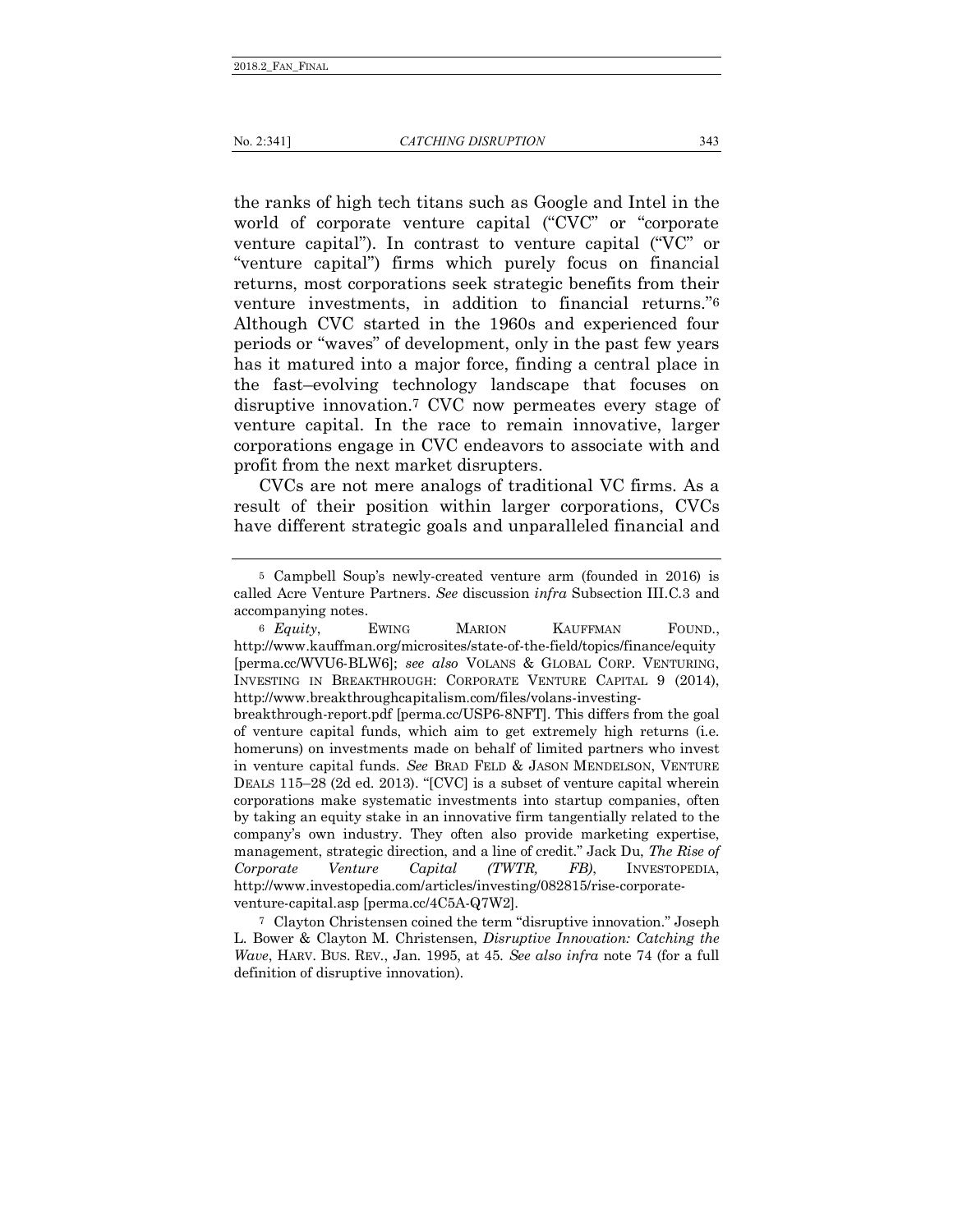the ranks of high tech titans such as Google and Intel in the world of corporate venture capital ("CVC" or "corporate venture capital"). In contrast to venture capital ("VC" or "venture capital") firms which purely focus on financial returns, most corporations seek strategic benefits from their venture investments, in addition to financial returns."[6] Although CVC started in the 1960s and experienced four periods or "waves" of development, only in the past few years has it matured into a major force, finding a central place in the fast–evolving technology landscape that focuses on disruptive innovation.[7] CVC now permeates every stage of venture capital. In the race to remain innovative, larger corporations engage in CVC endeavors to associate with and profit from the next market disrupters.

CVCs are not mere analogs of traditional VC firms. As a result of their position within larger corporations, CVCs have different strategic goals and unparalleled financial and

---

[5] Campbell Soup's newly-created venture arm (founded in 2016) is called Acre Venture Partners. *See* discussion *infra* Subsection III.C.3 and accompanying notes.

[6] *Equity*, EWING MARION KAUFFMAN FOUND., http://www.kauffman.org/microsites/state-of-the-field/topics/finance/equity [perma.cc/WVU6-BLW6]; *see also* VOLANS & GLOBAL CORP. VENTURING, INVESTING IN BREAKTHROUGH: CORPORATE VENTURE CAPITAL 9 (2014), http://www.breakthroughcapitalism.com/files/volans-investing-breakthrough-report.pdf [perma.cc/USP6-8NFT]. This differs from the goal of venture capital funds, which aim to get extremely high returns (i.e. homeruns) on investments made on behalf of limited partners who invest in venture capital funds. *See* BRAD FELD & JASON MENDELSON, VENTURE DEALS 115–28 (2d ed. 2013). "[CVC] is a subset of venture capital wherein corporations make systematic investments into startup companies, often by taking an equity stake in an innovative firm tangentially related to the company's own industry. They often also provide marketing expertise, management, strategic direction, and a line of credit." Jack Du, *The Rise of Corporate Venture Capital (TWTR, FB)*, INVESTOPEDIA, http://www.investopedia.com/articles/investing/082815/rise-corporate-venture-capital.asp [perma.cc/4C5A-Q7W2].

[7] Clayton Christensen coined the term "disruptive innovation." Joseph L. Bower & Clayton M. Christensen, *Disruptive Innovation: Catching the Wave*, HARV. BUS. REV., Jan. 1995, at 45. *See also infra* note 74 (for a full definition of disruptive innovation).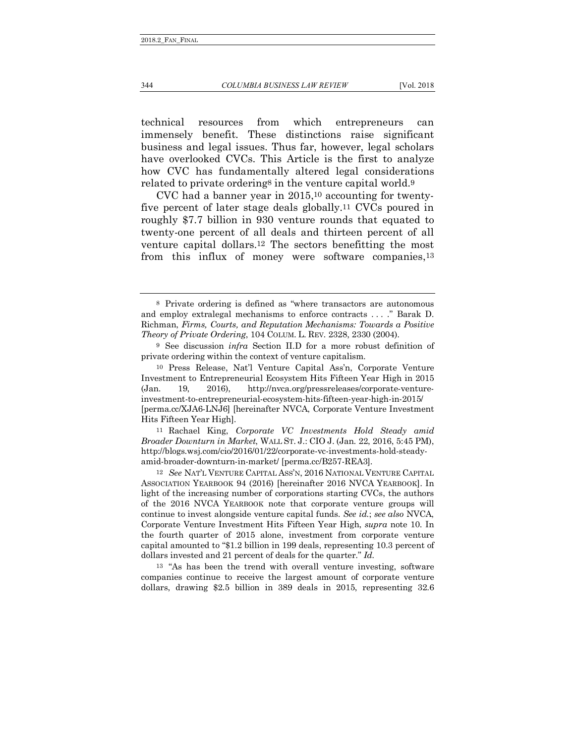technical resources from which entrepreneurs can immensely benefit. These distinctions raise significant business and legal issues. Thus far, however, legal scholars have overlooked CVCs. This Article is the first to analyze how CVC has fundamentally altered legal considerations related to private ordering[8] in the venture capital world.[9]

CVC had a banner year in 2015,[10] accounting for twenty-five percent of later stage deals globally.[11] CVCs poured in roughly $7.7 billion in 930 venture rounds that equated to twenty-one percent of all deals and thirteen percent of all venture capital dollars.[12] The sectors benefitting the most from this influx of money were software companies,[13]

---

[8] Private ordering is defined as "where transactors are autonomous and employ extralegal mechanisms to enforce contracts . . . ." Barak D. Richman, *Firms, Courts, and Reputation Mechanisms: Towards a Positive Theory of Private Ordering*, 104 COLUM. L. REV. 2328, 2330 (2004).

[9] See discussion *infra* Section II.D for a more robust definition of private ordering within the context of venture capitalism.

[10] Press Release, Nat'l Venture Capital Ass'n, Corporate Venture Investment to Entrepreneurial Ecosystem Hits Fifteen Year High in 2015 (Jan. 19, 2016), http://nvca.org/pressreleases/corporate-venture-investment-to-entrepreneurial-ecosystem-hits-fifteen-year-high-in-2015/ [perma.cc/XJA6-LNJ6] [hereinafter NVCA, Corporate Venture Investment Hits Fifteen Year High].

[11] Rachael King, *Corporate VC Investments Hold Steady amid Broader Downturn in Market*, WALL ST. J.: CIO J. (Jan. 22, 2016, 5:45 PM), http://blogs.wsj.com/cio/2016/01/22/corporate-vc-investments-hold-steady-amid-broader-downturn-in-market/ [perma.cc/B257-REA3].

[12] *See* NAT'L VENTURE CAPITAL ASS'N, 2016 NATIONAL VENTURE CAPITAL ASSOCIATION YEARBOOK 94 (2016) [hereinafter 2016 NVCA YEARBOOK]. In light of the increasing number of corporations starting CVCs, the authors of the 2016 NVCA YEARBOOK note that corporate venture groups will continue to invest alongside venture capital funds. *See id.*; *see also* NVCA, Corporate Venture Investment Hits Fifteen Year High, *supra* note 10. In the fourth quarter of 2015 alone, investment from corporate venture capital amounted to "$1.2 billion in 199 deals, representing 10.3 percent of dollars invested and 21 percent of deals for the quarter." *Id.*

[13] "As has been the trend with overall venture investing, software companies continue to receive the largest amount of corporate venture dollars, drawing $2.5 billion in 389 deals in 2015, representing 32.6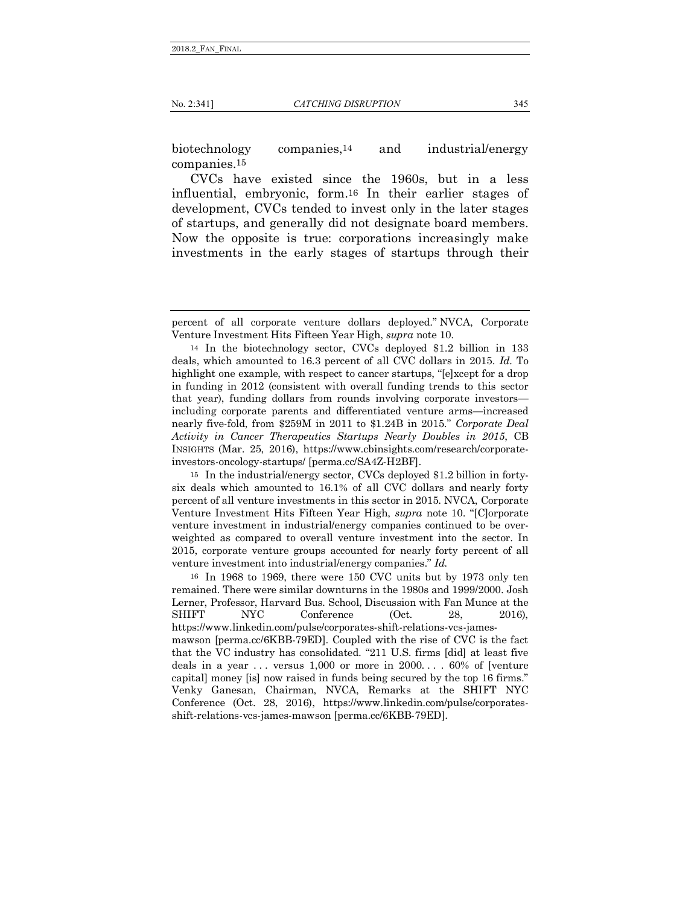biotechnology companies,[14] and industrial/energy companies.[15]

CVCs have existed since the 1960s, but in a less influential, embryonic, form.[16] In their earlier stages of development, CVCs tended to invest only in the later stages of startups, and generally did not designate board members. Now the opposite is true: corporations increasingly make investments in the early stages of startups through their

---

percent of all corporate venture dollars deployed." NVCA, Corporate Venture Investment Hits Fifteen Year High, *supra* note 10.

[14] In the biotechnology sector, CVCs deployed $1.2 billion in 133 deals, which amounted to 16.3 percent of all CVC dollars in 2015. *Id.* To highlight one example, with respect to cancer startups, "[e]xcept for a drop in funding in 2012 (consistent with overall funding trends to this sector that year), funding dollars from rounds involving corporate investors—including corporate parents and differentiated venture arms—increased nearly five-fold, from $259M in 2011 to $1.24B in 2015." *Corporate Deal Activity in Cancer Therapeutics Startups Nearly Doubles in 2015*, CB INSIGHTS (Mar. 25, 2016), https://www.cbinsights.com/research/corporate-investors-oncology-startups/ [perma.cc/SA4Z-H2BF].

[15] In the industrial/energy sector, CVCs deployed $1.2 billion in forty-six deals which amounted to 16.1% of all CVC dollars and nearly forty percent of all venture investments in this sector in 2015. NVCA, Corporate Venture Investment Hits Fifteen Year High, *supra* note 10. "[C]orporate venture investment in industrial/energy companies continued to be over-weighted as compared to overall venture investment into the sector. In 2015, corporate venture groups accounted for nearly forty percent of all venture investment into industrial/energy companies." *Id.*

[16] In 1968 to 1969, there were 150 CVC units but by 1973 only ten remained. There were similar downturns in the 1980s and 1999/2000. Josh Lerner, Professor, Harvard Bus. School, Discussion with Fan Munce at the SHIFT NYC Conference (Oct. 28, 2016), https://www.linkedin.com/pulse/corporates-shift-relations-vcs-james-mawson [perma.cc/6KBB-79ED]. Coupled with the rise of CVC is the fact that the VC industry has consolidated. "211 U.S. firms [did] at least five deals in a year . . . versus 1,000 or more in 2000. . . . 60% of [venture capital] money [is] now raised in funds being secured by the top 16 firms." Venky Ganesan, Chairman, NVCA, Remarks at the SHIFT NYC Conference (Oct. 28, 2016), https://www.linkedin.com/pulse/corporates-shift-relations-vcs-james-mawson [perma.cc/6KBB-79ED].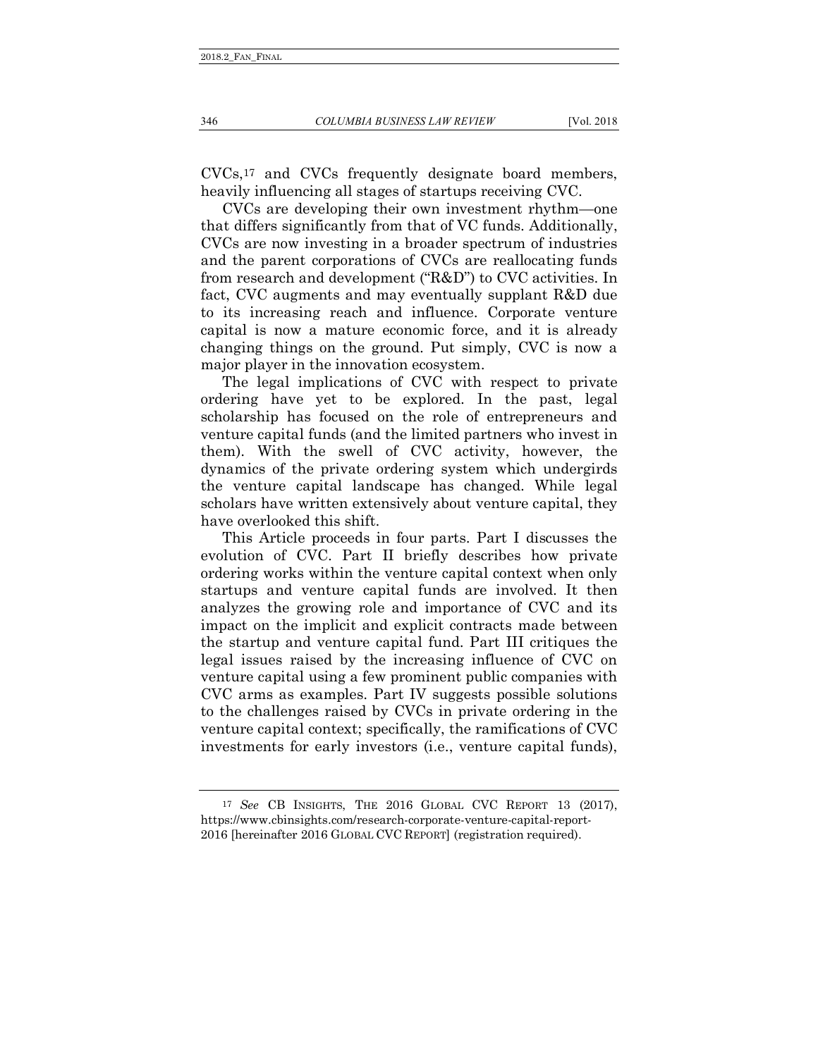CVCs,[17] and CVCs frequently designate board members, heavily influencing all stages of startups receiving CVC.

CVCs are developing their own investment rhythm—one that differs significantly from that of VC funds. Additionally, CVCs are now investing in a broader spectrum of industries and the parent corporations of CVCs are reallocating funds from research and development ("R&D") to CVC activities. In fact, CVC augments and may eventually supplant R&D due to its increasing reach and influence. Corporate venture capital is now a mature economic force, and it is already changing things on the ground. Put simply, CVC is now a major player in the innovation ecosystem.

The legal implications of CVC with respect to private ordering have yet to be explored. In the past, legal scholarship has focused on the role of entrepreneurs and venture capital funds (and the limited partners who invest in them). With the swell of CVC activity, however, the dynamics of the private ordering system which undergirds the venture capital landscape has changed. While legal scholars have written extensively about venture capital, they have overlooked this shift.

This Article proceeds in four parts. Part I discusses the evolution of CVC. Part II briefly describes how private ordering works within the venture capital context when only startups and venture capital funds are involved. It then analyzes the growing role and importance of CVC and its impact on the implicit and explicit contracts made between the startup and venture capital fund. Part III critiques the legal issues raised by the increasing influence of CVC on venture capital using a few prominent public companies with CVC arms as examples. Part IV suggests possible solutions to the challenges raised by CVCs in private ordering in the venture capital context; specifically, the ramifications of CVC investments for early investors (i.e., venture capital funds),

---

[17] *See* CB INSIGHTS, THE 2016 GLOBAL CVC REPORT 13 (2017), https://www.cbinsights.com/research-corporate-venture-capital-report-2016 [hereinafter 2016 GLOBAL CVC REPORT] (registration required).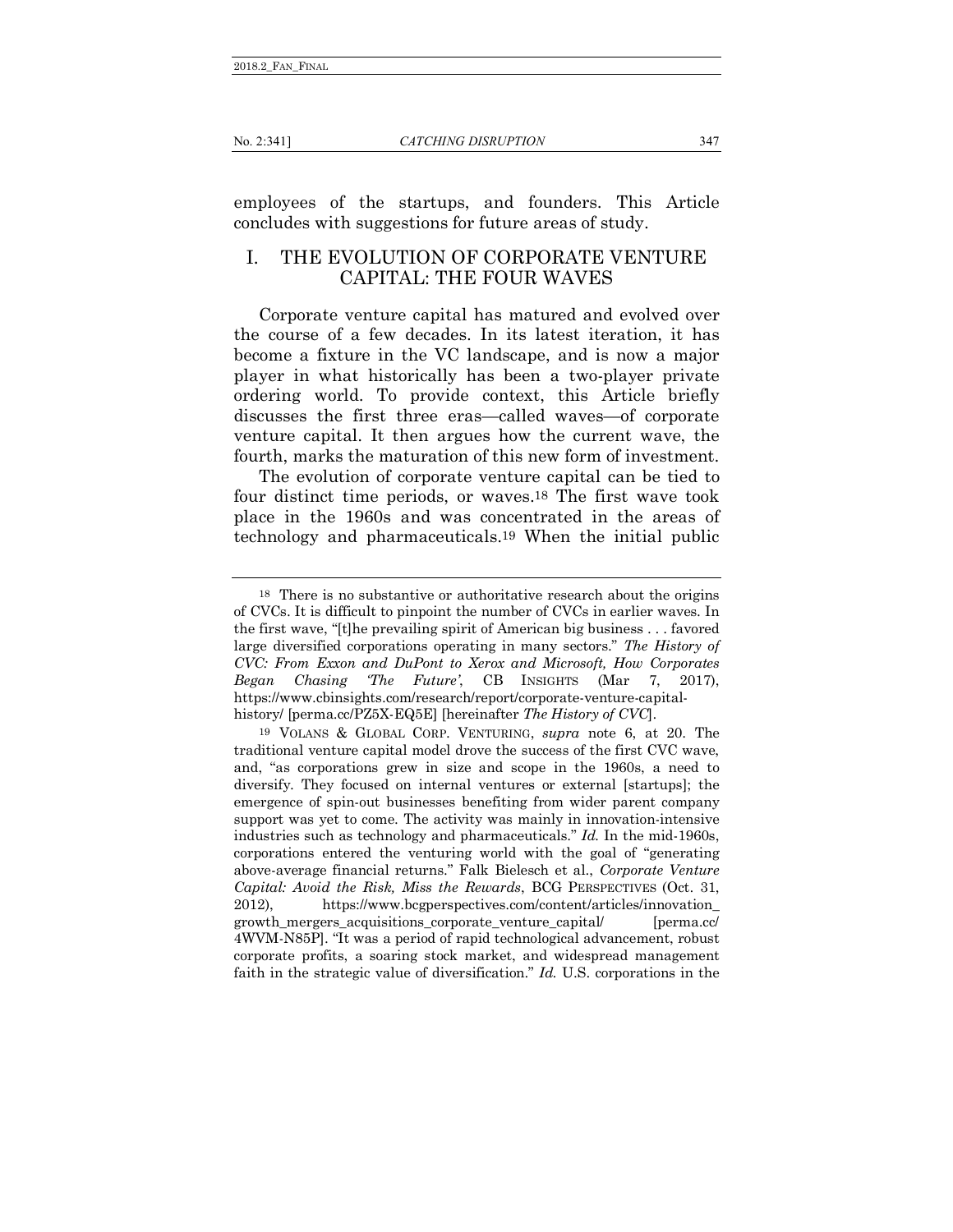employees of the startups, and founders. This Article concludes with suggestions for future areas of study.

## I. THE EVOLUTION OF CORPORATE VENTURE CAPITAL: THE FOUR WAVES

Corporate venture capital has matured and evolved over the course of a few decades. In its latest iteration, it has become a fixture in the VC landscape, and is now a major player in what historically has been a two-player private ordering world. To provide context, this Article briefly discusses the first three eras—called waves—of corporate venture capital. It then argues how the current wave, the fourth, marks the maturation of this new form of investment.

The evolution of corporate venture capital can be tied to four distinct time periods, or waves.[18] The first wave took place in the 1960s and was concentrated in the areas of technology and pharmaceuticals.[19] When the initial public

---

[18] There is no substantive or authoritative research about the origins of CVCs. It is difficult to pinpoint the number of CVCs in earlier waves. In the first wave, "[t]he prevailing spirit of American big business . . . favored large diversified corporations operating in many sectors." *The History of CVC: From Exxon and DuPont to Xerox and Microsoft, How Corporates Began Chasing 'The Future'*, CB INSIGHTS (Mar 7, 2017), https://www.cbinsights.com/research/report/corporate-venture-capital-history/ [perma.cc/PZ5X-EQ5E] [hereinafter *The History of CVC*].

[19] VOLANS & GLOBAL CORP. VENTURING, *supra* note 6, at 20. The traditional venture capital model drove the success of the first CVC wave, and, "as corporations grew in size and scope in the 1960s, a need to diversify. They focused on internal ventures or external [startups]; the emergence of spin-out businesses benefiting from wider parent company support was yet to come. The activity was mainly in innovation-intensive industries such as technology and pharmaceuticals." *Id.* In the mid-1960s, corporations entered the venturing world with the goal of "generating above-average financial returns." Falk Bielesch et al., *Corporate Venture Capital: Avoid the Risk, Miss the Rewards*, BCG PERSPECTIVES (Oct. 31, 2012), https://www.bcgperspectives.com/content/articles/innovation_growth_mergers_acquisitions_corporate_venture_capital/ [perma.cc/4WVM-N85P]. "It was a period of rapid technological advancement, robust corporate profits, a soaring stock market, and widespread management faith in the strategic value of diversification." *Id.* U.S. corporations in the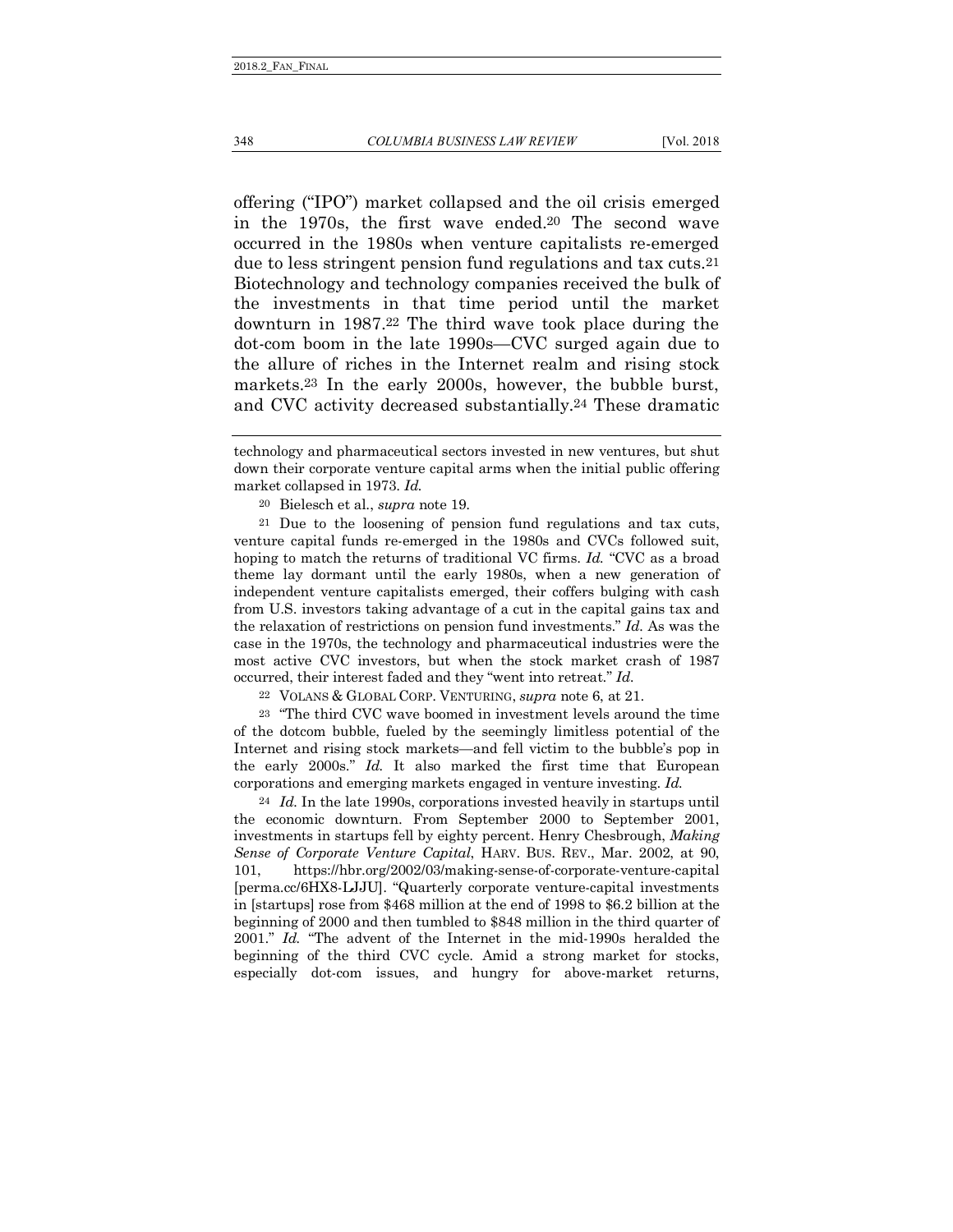offering ("IPO") market collapsed and the oil crisis emerged in the 1970s, the first wave ended.[20] The second wave occurred in the 1980s when venture capitalists re-emerged due to less stringent pension fund regulations and tax cuts.[21] Biotechnology and technology companies received the bulk of the investments in that time period until the market downturn in 1987.[22] The third wave took place during the dot-com boom in the late 1990s—CVC surged again due to the allure of riches in the Internet realm and rising stock markets.[23] In the early 2000s, however, the bubble burst, and CVC activity decreased substantially.[24] These dramatic

---

technology and pharmaceutical sectors invested in new ventures, but shut down their corporate venture capital arms when the initial public offering market collapsed in 1973. *Id.*

[20] Bielesch et al., *supra* note 19.

[21] Due to the loosening of pension fund regulations and tax cuts, venture capital funds re-emerged in the 1980s and CVCs followed suit, hoping to match the returns of traditional VC firms. *Id.* "CVC as a broad theme lay dormant until the early 1980s, when a new generation of independent venture capitalists emerged, their coffers bulging with cash from U.S. investors taking advantage of a cut in the capital gains tax and the relaxation of restrictions on pension fund investments." *Id.* As was the case in the 1970s, the technology and pharmaceutical industries were the most active CVC investors, but when the stock market crash of 1987 occurred, their interest faded and they "went into retreat." *Id.*

[22] VOLANS & GLOBAL CORP. VENTURING, *supra* note 6, at 21.

[23] "The third CVC wave boomed in investment levels around the time of the dotcom bubble, fueled by the seemingly limitless potential of the Internet and rising stock markets—and fell victim to the bubble's pop in the early 2000s." *Id.* It also marked the first time that European corporations and emerging markets engaged in venture investing. *Id.*

[24] *Id.* In the late 1990s, corporations invested heavily in startups until the economic downturn. From September 2000 to September 2001, investments in startups fell by eighty percent. Henry Chesbrough, *Making Sense of Corporate Venture Capital*, HARV. BUS. REV., Mar. 2002, at 90, 101, https://hbr.org/2002/03/making-sense-of-corporate-venture-capital [perma.cc/6HX8-LJJU]. "Quarterly corporate venture-capital investments in [startups] rose from $468 million at the end of 1998 to $6.2 billion at the beginning of 2000 and then tumbled to $848 million in the third quarter of 2001." *Id.* "The advent of the Internet in the mid-1990s heralded the beginning of the third CVC cycle. Amid a strong market for stocks, especially dot-com issues, and hungry for above-market returns,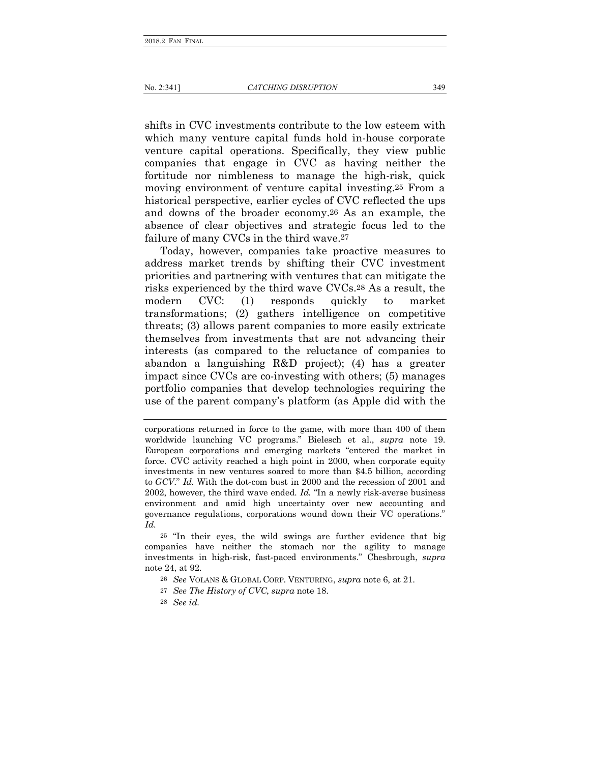shifts in CVC investments contribute to the low esteem with which many venture capital funds hold in-house corporate venture capital operations. Specifically, they view public companies that engage in CVC as having neither the fortitude nor nimbleness to manage the high-risk, quick moving environment of venture capital investing.[25] From a historical perspective, earlier cycles of CVC reflected the ups and downs of the broader economy.[26] As an example, the absence of clear objectives and strategic focus led to the failure of many CVCs in the third wave.[27]

Today, however, companies take proactive measures to address market trends by shifting their CVC investment priorities and partnering with ventures that can mitigate the risks experienced by the third wave CVCs.[28] As a result, the modern CVC: (1) responds quickly to market transformations; (2) gathers intelligence on competitive threats; (3) allows parent companies to more easily extricate themselves from investments that are not advancing their interests (as compared to the reluctance of companies to abandon a languishing R&D project); (4) has a greater impact since CVCs are co-investing with others; (5) manages portfolio companies that develop technologies requiring the use of the parent company's platform (as Apple did with the

---

corporations returned in force to the game, with more than 400 of them worldwide launching VC programs." Bielesch et al., *supra* note 19. European corporations and emerging markets "entered the market in force. CVC activity reached a high point in 2000, when corporate equity investments in new ventures soared to more than $4.5 billion, according to *GCV*." *Id.* With the dot-com bust in 2000 and the recession of 2001 and 2002, however, the third wave ended. *Id.* "In a newly risk-averse business environment and amid high uncertainty over new accounting and governance regulations, corporations wound down their VC operations." *Id.*

[25] "In their eyes, the wild swings are further evidence that big companies have neither the stomach nor the agility to manage investments in high-risk, fast-paced environments." Chesbrough, *supra* note 24, at 92.

[26] *See* VOLANS & GLOBAL CORP. VENTURING, *supra* note 6, at 21.

[27] *See The History of CVC*, *supra* note 18.

[28] *See id.*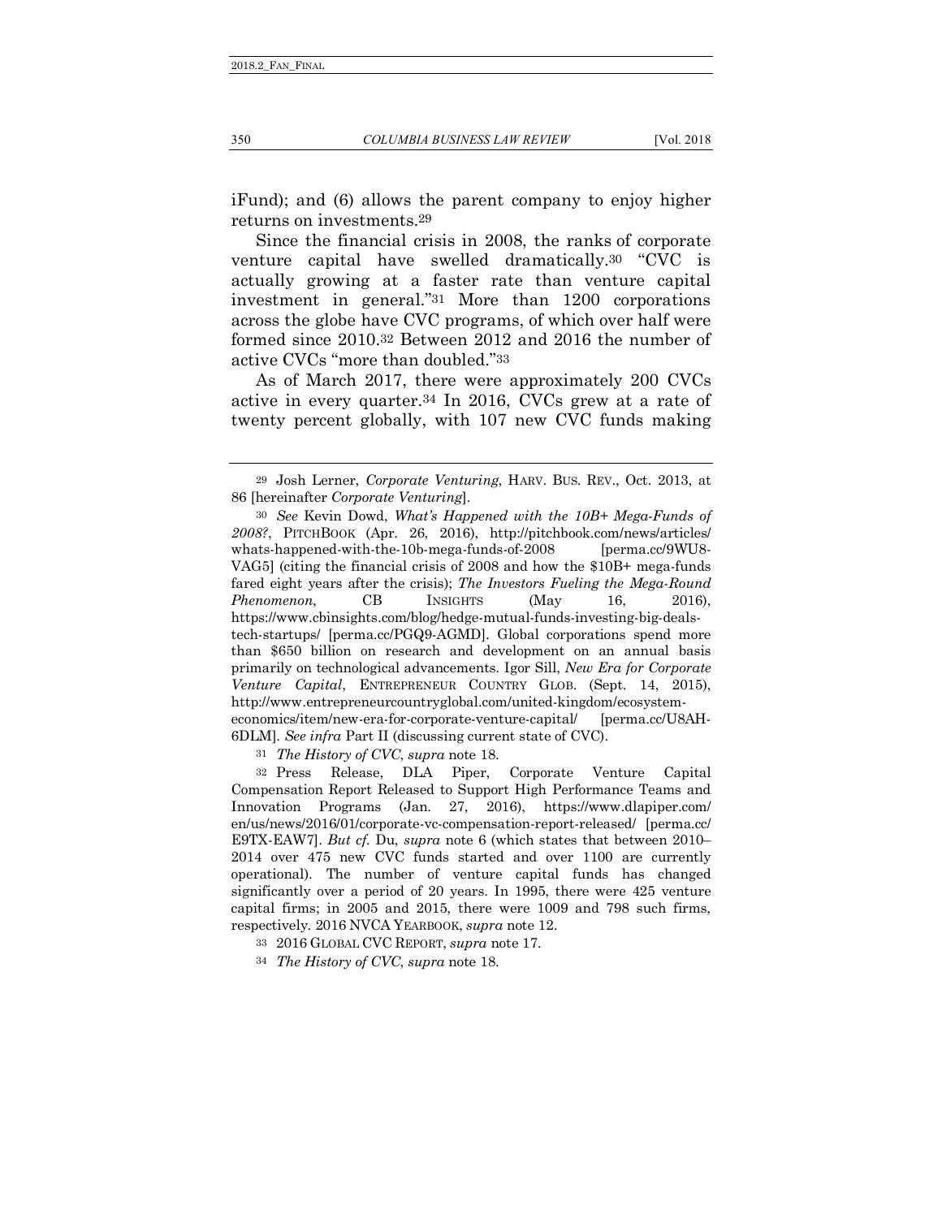iFund); and (6) allows the parent company to enjoy higher returns on investments.[29]

Since the financial crisis in 2008, the ranks of corporate venture capital have swelled dramatically.[30] "CVC is actually growing at a faster rate than venture capital investment in general."[31] More than 1200 corporations across the globe have CVC programs, of which over half were formed since 2010.[32] Between 2012 and 2016 the number of active CVCs "more than doubled."[33]

As of March 2017, there were approximately 200 CVCs active in every quarter.[34] In 2016, CVCs grew at a rate of twenty percent globally, with 107 new CVC funds making

---

[29] Josh Lerner, *Corporate Venturing*, HARV. BUS. REV., Oct. 2013, at 86 [hereinafter *Corporate Venturing*].

[30] *See* Kevin Dowd, *What's Happened with the 10B+ Mega-Funds of 2008?*, PITCHBOOK (Apr. 26, 2016), http://pitchbook.com/news/articles/whats-happened-with-the-10b-mega-funds-of-2008 [perma.cc/9WU8-VAG5] (citing the financial crisis of 2008 and how the $10B+ mega-funds fared eight years after the crisis); *The Investors Fueling the Mega-Round Phenomenon*, CB INSIGHTS (May 16, 2016), https://www.cbinsights.com/blog/hedge-mutual-funds-investing-big-deals-tech-startups/ [perma.cc/PGQ9-AGMD]. Global corporations spend more than $650 billion on research and development on an annual basis primarily on technological advancements. Igor Sill, *New Era for Corporate Venture Capital*, ENTREPRENEUR COUNTRY GLOB. (Sept. 14, 2015), http://www.entrepreneurcountryglobal.com/united-kingdom/ecosystem-economics/item/new-era-for-corporate-venture-capital/ [perma.cc/U8AH-6DLM]. *See infra* Part II (discussing current state of CVC).

[31] *The History of CVC*, *supra* note 18.

[32] Press Release, DLA Piper, Corporate Venture Capital Compensation Report Released to Support High Performance Teams and Innovation Programs (Jan. 27, 2016), https://www.dlapiper.com/en/us/news/2016/01/corporate-vc-compensation-report-released/ [perma.cc/E9TX-EAW7]. *But cf.* Du, *supra* note 6 (which states that between 2010–2014 over 475 new CVC funds started and over 1100 are currently operational). The number of venture capital funds has changed significantly over a period of 20 years. In 1995, there were 425 venture capital firms; in 2005 and 2015, there were 1009 and 798 such firms, respectively. 2016 NVCA YEARBOOK, *supra* note 12.

[33] 2016 GLOBAL CVC REPORT, *supra* note 17.

[34] *The History of CVC*, *supra* note 18.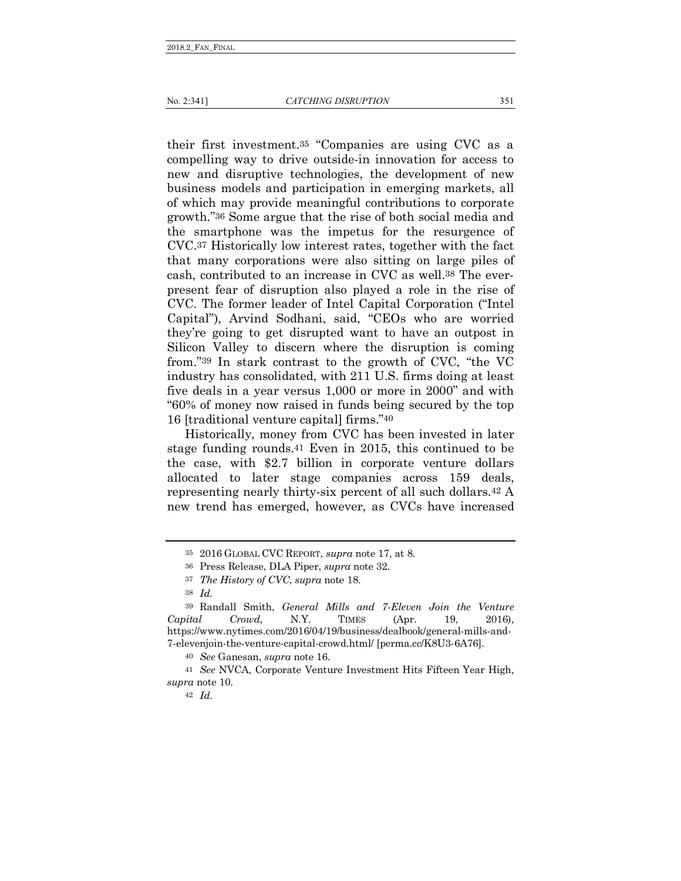their first investment.[35] "Companies are using CVC as a compelling way to drive outside-in innovation for access to new and disruptive technologies, the development of new business models and participation in emerging markets, all of which may provide meaningful contributions to corporate growth."[36] Some argue that the rise of both social media and the smartphone was the impetus for the resurgence of CVC.[37] Historically low interest rates, together with the fact that many corporations were also sitting on large piles of cash, contributed to an increase in CVC as well.[38] The ever-present fear of disruption also played a role in the rise of CVC. The former leader of Intel Capital Corporation ("Intel Capital"), Arvind Sodhani, said, "CEOs who are worried they're going to get disrupted want to have an outpost in Silicon Valley to discern where the disruption is coming from."[39] In stark contrast to the growth of CVC, "the VC industry has consolidated, with 211 U.S. firms doing at least five deals in a year versus 1,000 or more in 2000" and with "60% of money now raised in funds being secured by the top 16 [traditional venture capital] firms."[40]

Historically, money from CVC has been invested in later stage funding rounds.[41] Even in 2015, this continued to be the case, with $2.7 billion in corporate venture dollars allocated to later stage companies across 159 deals, representing nearly thirty-six percent of all such dollars.[42] A new trend has emerged, however, as CVCs have increased

---

[35] 2016 GLOBAL CVC REPORT, *supra* note 17, at 8.

[36] Press Release, DLA Piper, *supra* note 32.

[37] *The History of CVC*, *supra* note 18.

[38] *Id.*

[39] Randall Smith, *General Mills and 7-Eleven Join the Venture Capital Crowd*, N.Y. TIMES (Apr. 19, 2016), https://www.nytimes.com/2016/04/19/business/dealbook/general-mills-and-7-elevenjoin-the-venture-capital-crowd.html/ [perma.cc/K8U3-6A76].

[40] *See* Ganesan, *supra* note 16.

[41] *See* NVCA, Corporate Venture Investment Hits Fifteen Year High, *supra* note 10.

[42] *Id.*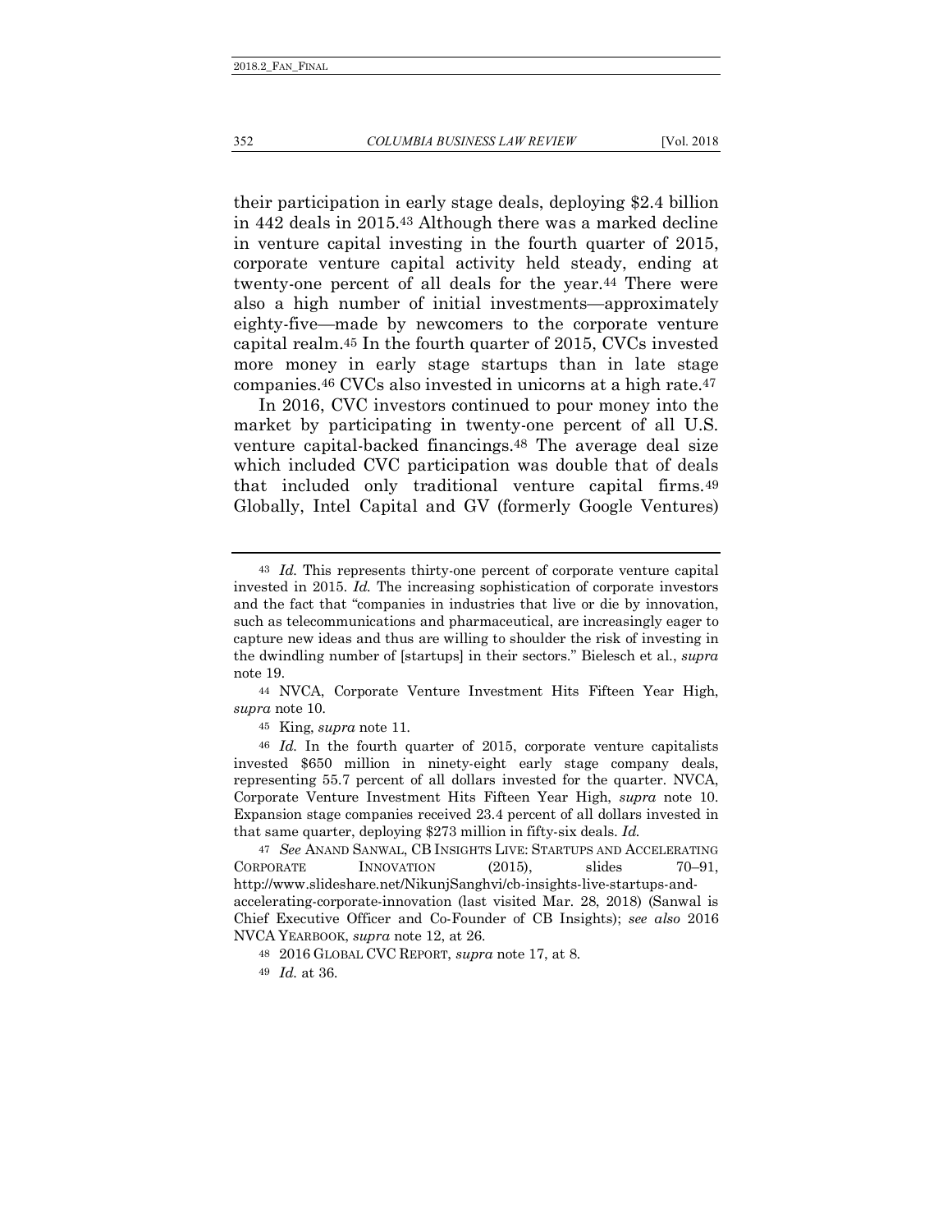their participation in early stage deals, deploying $2.4 billion in 442 deals in 2015.[43] Although there was a marked decline in venture capital investing in the fourth quarter of 2015, corporate venture capital activity held steady, ending at twenty-one percent of all deals for the year.[44] There were also a high number of initial investments—approximately eighty-five—made by newcomers to the corporate venture capital realm.[45] In the fourth quarter of 2015, CVCs invested more money in early stage startups than in late stage companies.[46] CVCs also invested in unicorns at a high rate.[47]

In 2016, CVC investors continued to pour money into the market by participating in twenty-one percent of all U.S. venture capital-backed financings.[48] The average deal size which included CVC participation was double that of deals that included only traditional venture capital firms.[49] Globally, Intel Capital and GV (formerly Google Ventures)

---

[43] *Id.* This represents thirty-one percent of corporate venture capital invested in 2015. *Id.* The increasing sophistication of corporate investors and the fact that "companies in industries that live or die by innovation, such as telecommunications and pharmaceutical, are increasingly eager to capture new ideas and thus are willing to shoulder the risk of investing in the dwindling number of [startups] in their sectors." Bielesch et al., *supra* note 19.

[44] NVCA, Corporate Venture Investment Hits Fifteen Year High, *supra* note 10.

[45] King, *supra* note 11.

[46] *Id.* In the fourth quarter of 2015, corporate venture capitalists invested $650 million in ninety-eight early stage company deals, representing 55.7 percent of all dollars invested for the quarter. NVCA, Corporate Venture Investment Hits Fifteen Year High, *supra* note 10. Expansion stage companies received 23.4 percent of all dollars invested in that same quarter, deploying $273 million in fifty-six deals. *Id.*

[47] *See* ANAND SANWAL, CB INSIGHTS LIVE: STARTUPS AND ACCELERATING CORPORATE INNOVATION (2015), slides 70–91, http://www.slideshare.net/NikunjSanghvi/cb-insights-live-startups-and-accelerating-corporate-innovation (last visited Mar. 28, 2018) (Sanwal is Chief Executive Officer and Co-Founder of CB Insights); *see also* 2016 NVCA YEARBOOK, *supra* note 12, at 26.

[48] 2016 GLOBAL CVC REPORT, *supra* note 17, at 8.

[49] *Id.* at 36.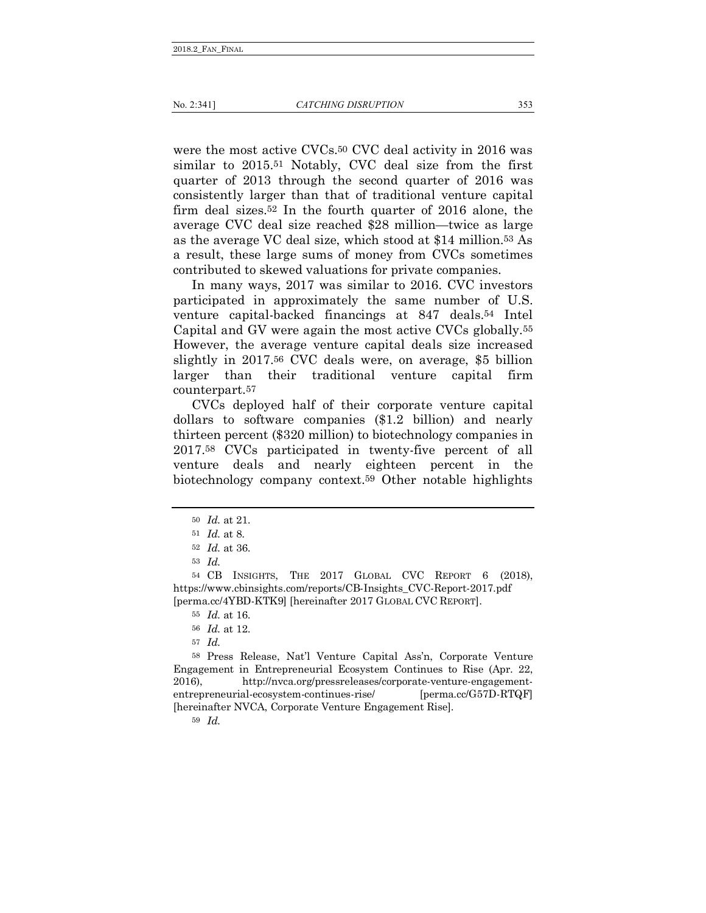were the most active CVCs.[50] CVC deal activity in 2016 was similar to 2015.[51] Notably, CVC deal size from the first quarter of 2013 through the second quarter of 2016 was consistently larger than that of traditional venture capital firm deal sizes.[52] In the fourth quarter of 2016 alone, the average CVC deal size reached $28 million—twice as large as the average VC deal size, which stood at $14 million.[53] As a result, these large sums of money from CVCs sometimes contributed to skewed valuations for private companies.

In many ways, 2017 was similar to 2016. CVC investors participated in approximately the same number of U.S. venture capital-backed financings at 847 deals.[54] Intel Capital and GV were again the most active CVCs globally.[55] However, the average venture capital deals size increased slightly in 2017.[56] CVC deals were, on average, $5 billion larger than their traditional venture capital firm counterpart.[57]

CVCs deployed half of their corporate venture capital dollars to software companies ($1.2 billion) and nearly thirteen percent ($320 million) to biotechnology companies in 2017.[58] CVCs participated in twenty-five percent of all venture deals and nearly eighteen percent in the biotechnology company context.[59] Other notable highlights

---

[50] *Id.* at 21.

[51] *Id.* at 8.

[52] *Id.* at 36.

[53] *Id.*

[54] CB INSIGHTS, THE 2017 GLOBAL CVC REPORT 6 (2018), https://www.cbinsights.com/reports/CB-Insights_CVC-Report-2017.pdf [perma.cc/4YBD-KTK9] [hereinafter 2017 GLOBAL CVC REPORT].

[55] *Id.* at 16.

[56] *Id.* at 12.

[57] *Id.*

[58] Press Release, Nat'l Venture Capital Ass'n, Corporate Venture Engagement in Entrepreneurial Ecosystem Continues to Rise (Apr. 22, 2016), http://nvca.org/pressreleases/corporate-venture-engagement-entrepreneurial-ecosystem-continues-rise/ [perma.cc/G57D-RTQF] [hereinafter NVCA, Corporate Venture Engagement Rise].

[59] *Id.*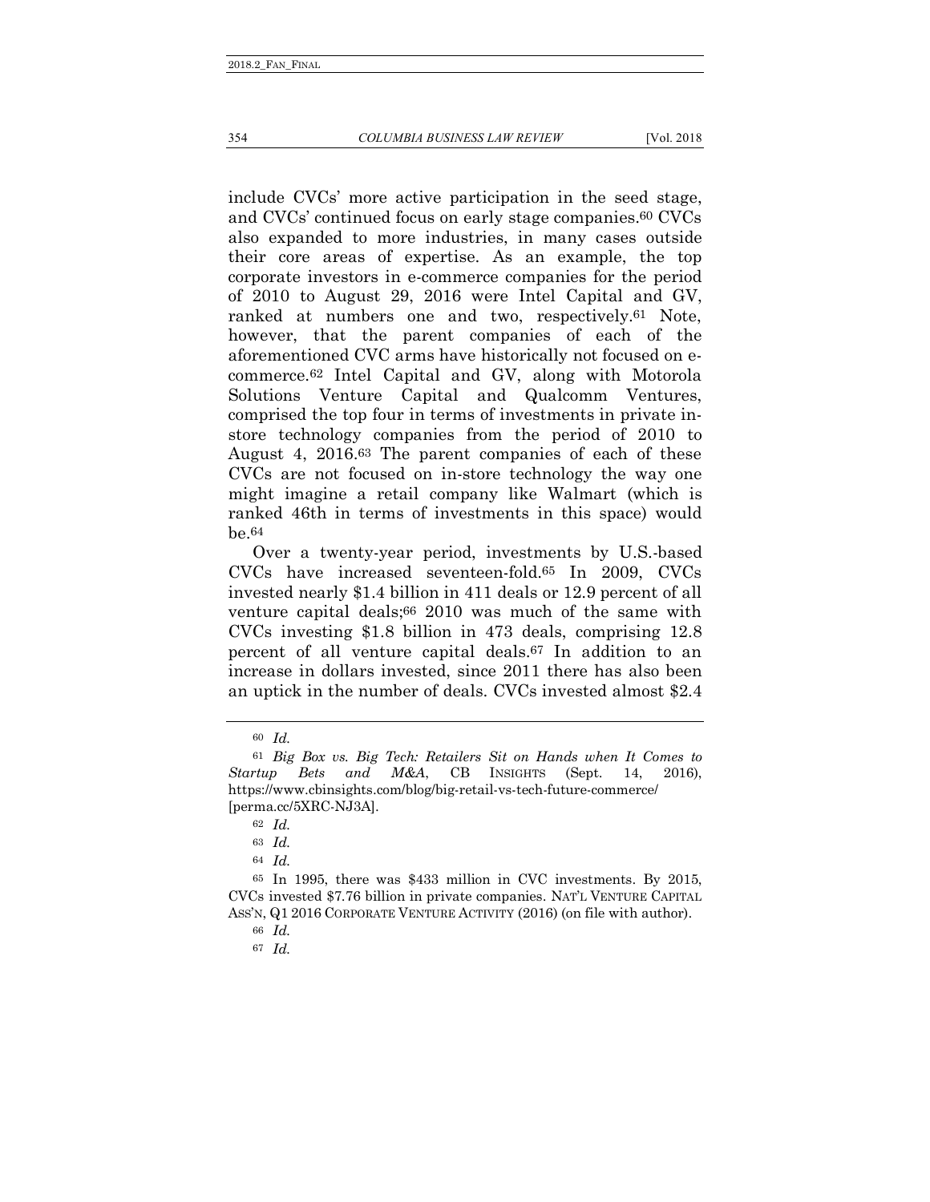include CVCs' more active participation in the seed stage, and CVCs' continued focus on early stage companies.[60] CVCs also expanded to more industries, in many cases outside their core areas of expertise. As an example, the top corporate investors in e-commerce companies for the period of 2010 to August 29, 2016 were Intel Capital and GV, ranked at numbers one and two, respectively.[61] Note, however, that the parent companies of each of the aforementioned CVC arms have historically not focused on e-commerce.[62] Intel Capital and GV, along with Motorola Solutions Venture Capital and Qualcomm Ventures, comprised the top four in terms of investments in private in-store technology companies from the period of 2010 to August 4, 2016.[63] The parent companies of each of these CVCs are not focused on in-store technology the way one might imagine a retail company like Walmart (which is ranked 46th in terms of investments in this space) would be.[64]

Over a twenty-year period, investments by U.S.-based CVCs have increased seventeen-fold.[65] In 2009, CVCs invested nearly $1.4 billion in 411 deals or 12.9 percent of all venture capital deals;[66] 2010 was much of the same with CVCs investing $1.8 billion in 473 deals, comprising 12.8 percent of all venture capital deals.[67] In addition to an increase in dollars invested, since 2011 there has also been an uptick in the number of deals. CVCs invested almost $2.4

---

[60] *Id.*

[61] *Big Box vs. Big Tech: Retailers Sit on Hands when It Comes to Startup Bets and M&A*, CB INSIGHTS (Sept. 14, 2016), https://www.cbinsights.com/blog/big-retail-vs-tech-future-commerce/ [perma.cc/5XRC-NJ3A].

[62] *Id.*

[63] *Id.*

[64] *Id.*

[65] In 1995, there was $433 million in CVC investments. By 2015, CVCs invested $7.76 billion in private companies. NAT'L VENTURE CAPITAL ASS'N, Q1 2016 CORPORATE VENTURE ACTIVITY (2016) (on file with author).

[66] *Id.*

[67] *Id.*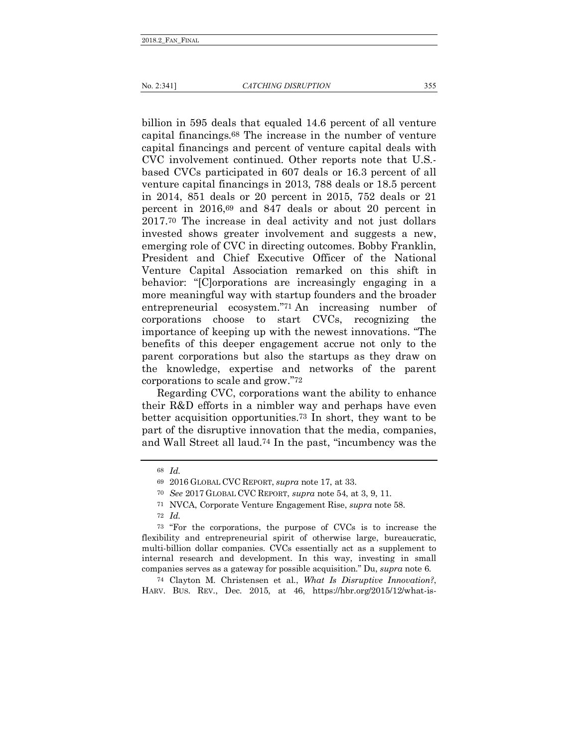billion in 595 deals that equaled 14.6 percent of all venture capital financings.[68] The increase in the number of venture capital financings and percent of venture capital deals with CVC involvement continued. Other reports note that U.S.-based CVCs participated in 607 deals or 16.3 percent of all venture capital financings in 2013, 788 deals or 18.5 percent in 2014, 851 deals or 20 percent in 2015, 752 deals or 21 percent in 2016,[69] and 847 deals or about 20 percent in 2017.[70] The increase in deal activity and not just dollars invested shows greater involvement and suggests a new, emerging role of CVC in directing outcomes. Bobby Franklin, President and Chief Executive Officer of the National Venture Capital Association remarked on this shift in behavior: "[C]orporations are increasingly engaging in a more meaningful way with startup founders and the broader entrepreneurial ecosystem."[71] An increasing number of corporations choose to start CVCs, recognizing the importance of keeping up with the newest innovations. "The benefits of this deeper engagement accrue not only to the parent corporations but also the startups as they draw on the knowledge, expertise and networks of the parent corporations to scale and grow."[72]

Regarding CVC, corporations want the ability to enhance their R&D efforts in a nimbler way and perhaps have even better acquisition opportunities.[73] In short, they want to be part of the disruptive innovation that the media, companies, and Wall Street all laud.[74] In the past, "incumbency was the

---

[68] *Id.*

[69] 2016 GLOBAL CVC REPORT, *supra* note 17, at 33.

[70] *See* 2017 GLOBAL CVC REPORT, *supra* note 54, at 3, 9, 11.

[71] NVCA, Corporate Venture Engagement Rise, *supra* note 58.

[72] *Id.*

[73] "For the corporations, the purpose of CVCs is to increase the flexibility and entrepreneurial spirit of otherwise large, bureaucratic, multi-billion dollar companies. CVCs essentially act as a supplement to internal research and development. In this way, investing in small companies serves as a gateway for possible acquisition." Du, *supra* note 6.

[74] Clayton M. Christensen et al., *What Is Disruptive Innovation?*, HARV. BUS. REV., Dec. 2015, at 46, https://hbr.org/2015/12/what-is-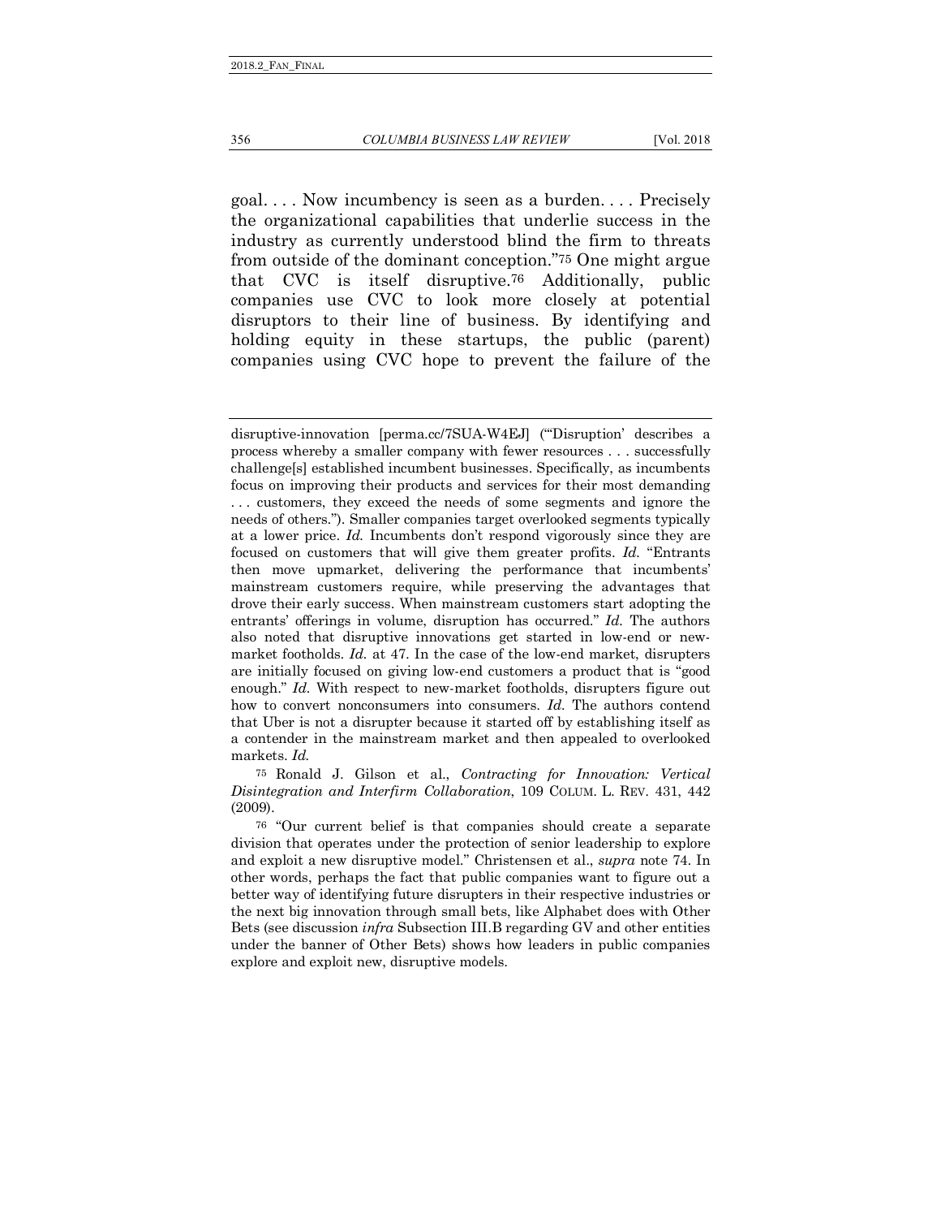goal. . . . Now incumbency is seen as a burden. . . . Precisely the organizational capabilities that underlie success in the industry as currently understood blind the firm to threats from outside of the dominant conception."[75] One might argue that CVC is itself disruptive.[76] Additionally, public companies use CVC to look more closely at potential disruptors to their line of business. By identifying and holding equity in these startups, the public (parent) companies using CVC hope to prevent the failure of the

---

disruptive-innovation [perma.cc/7SUA-W4EJ] ("'Disruption' describes a process whereby a smaller company with fewer resources . . . successfully challenge[s] established incumbent businesses. Specifically, as incumbents focus on improving their products and services for their most demanding . . . customers, they exceed the needs of some segments and ignore the needs of others."). Smaller companies target overlooked segments typically at a lower price. *Id.* Incumbents don't respond vigorously since they are focused on customers that will give them greater profits. *Id.* "Entrants then move upmarket, delivering the performance that incumbents' mainstream customers require, while preserving the advantages that drove their early success. When mainstream customers start adopting the entrants' offerings in volume, disruption has occurred." *Id.* The authors also noted that disruptive innovations get started in low-end or new-market footholds. *Id.* at 47. In the case of the low-end market, disrupters are initially focused on giving low-end customers a product that is "good enough." *Id.* With respect to new-market footholds, disrupters figure out how to convert nonconsumers into consumers. *Id.* The authors contend that Uber is not a disrupter because it started off by establishing itself as a contender in the mainstream market and then appealed to overlooked markets. *Id.*

[75] Ronald J. Gilson et al., *Contracting for Innovation: Vertical Disintegration and Interfirm Collaboration*, 109 COLUM. L. REV. 431, 442 (2009).

[76] "Our current belief is that companies should create a separate division that operates under the protection of senior leadership to explore and exploit a new disruptive model." Christensen et al., *supra* note 74. In other words, perhaps the fact that public companies want to figure out a better way of identifying future disrupters in their respective industries or the next big innovation through small bets, like Alphabet does with Other Bets (see discussion *infra* Subsection III.B regarding GV and other entities under the banner of Other Bets) shows how leaders in public companies explore and exploit new, disruptive models.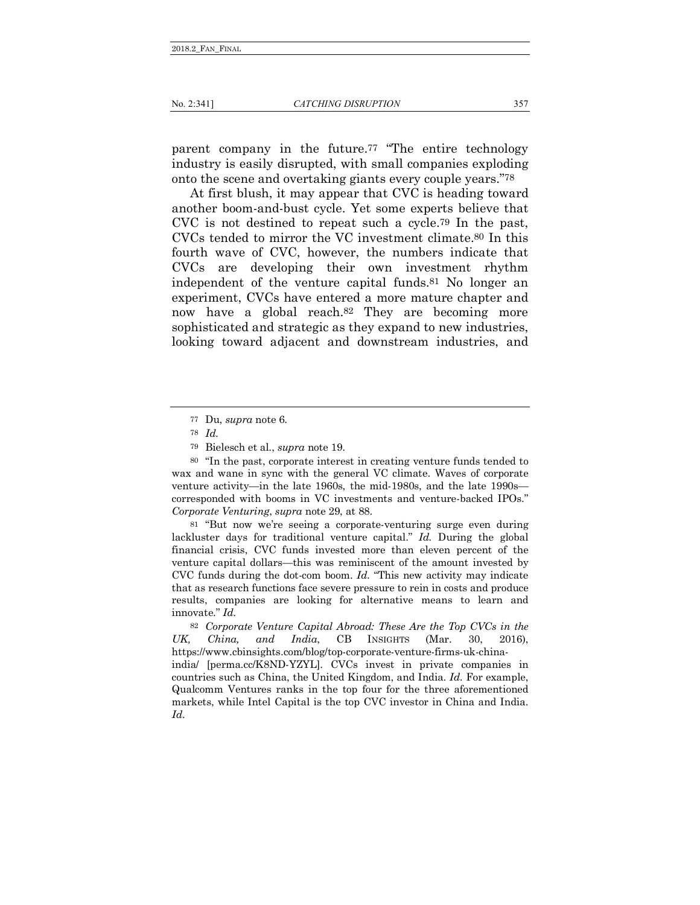parent company in the future.[77] "The entire technology industry is easily disrupted, with small companies exploding onto the scene and overtaking giants every couple years."[78]

At first blush, it may appear that CVC is heading toward another boom-and-bust cycle. Yet some experts believe that CVC is not destined to repeat such a cycle.[79] In the past, CVCs tended to mirror the VC investment climate.[80] In this fourth wave of CVC, however, the numbers indicate that CVCs are developing their own investment rhythm independent of the venture capital funds.[81] No longer an experiment, CVCs have entered a more mature chapter and now have a global reach.[82] They are becoming more sophisticated and strategic as they expand to new industries, looking toward adjacent and downstream industries, and

---

[77] Du, *supra* note 6.

[78] *Id.*

[79] Bielesch et al., *supra* note 19.

[80] "In the past, corporate interest in creating venture funds tended to wax and wane in sync with the general VC climate. Waves of corporate venture activity—in the late 1960s, the mid-1980s, and the late 1990s—corresponded with booms in VC investments and venture-backed IPOs." *Corporate Venturing*, *supra* note 29, at 88.

[81] "But now we're seeing a corporate-venturing surge even during lackluster days for traditional venture capital." *Id.* During the global financial crisis, CVC funds invested more than eleven percent of the venture capital dollars—this was reminiscent of the amount invested by CVC funds during the dot-com boom. *Id.* "This new activity may indicate that as research functions face severe pressure to rein in costs and produce results, companies are looking for alternative means to learn and innovate." *Id.*

[82] *Corporate Venture Capital Abroad: These Are the Top CVCs in the UK, China, and India*, CB INSIGHTS (Mar. 30, 2016), https://www.cbinsights.com/blog/top-corporate-venture-firms-uk-china-india/ [perma.cc/K8ND-YZYL]. CVCs invest in private companies in countries such as China, the United Kingdom, and India. *Id.* For example, Qualcomm Ventures ranks in the top four for the three aforementioned markets, while Intel Capital is the top CVC investor in China and India. *Id.*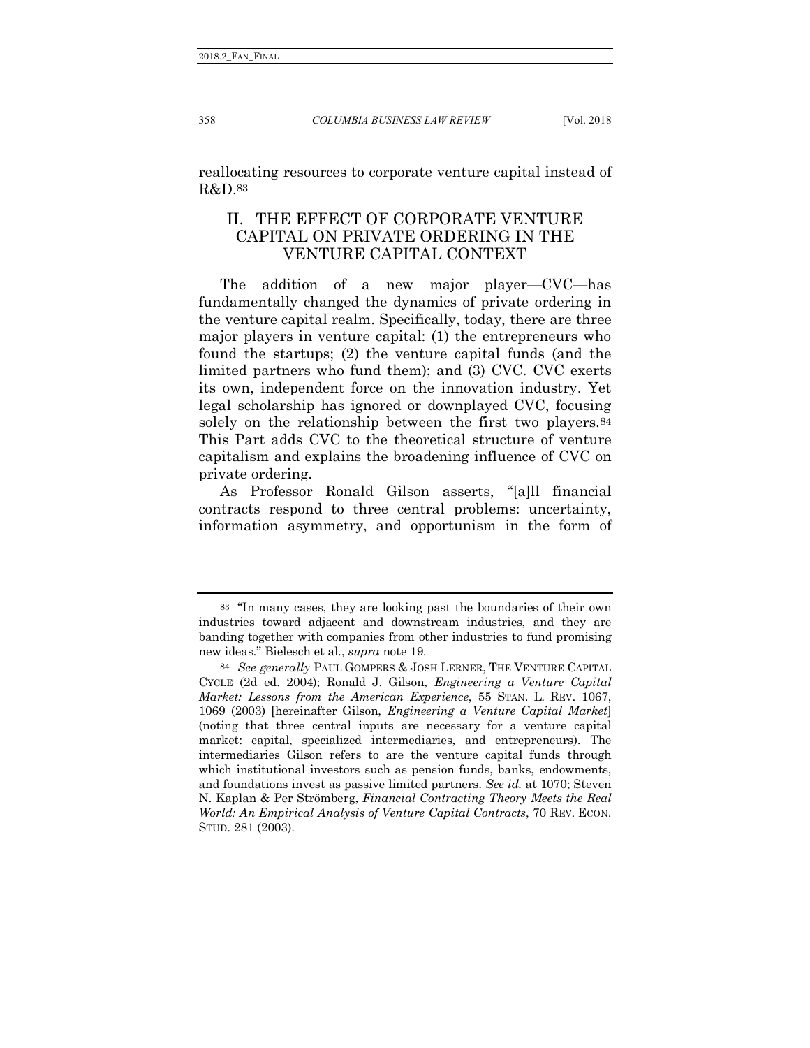reallocating resources to corporate venture capital instead of R&D.[83]

## II. THE EFFECT OF CORPORATE VENTURE CAPITAL ON PRIVATE ORDERING IN THE VENTURE CAPITAL CONTEXT

The addition of a new major player—CVC—has fundamentally changed the dynamics of private ordering in the venture capital realm. Specifically, today, there are three major players in venture capital: (1) the entrepreneurs who found the startups; (2) the venture capital funds (and the limited partners who fund them); and (3) CVC. CVC exerts its own, independent force on the innovation industry. Yet legal scholarship has ignored or downplayed CVC, focusing solely on the relationship between the first two players.[84] This Part adds CVC to the theoretical structure of venture capitalism and explains the broadening influence of CVC on private ordering.

As Professor Ronald Gilson asserts, "[a]ll financial contracts respond to three central problems: uncertainty, information asymmetry, and opportunism in the form of

---

[83] "In many cases, they are looking past the boundaries of their own industries toward adjacent and downstream industries, and they are banding together with companies from other industries to fund promising new ideas." Bielesch et al., *supra* note 19.

[84] *See generally* PAUL GOMPERS & JOSH LERNER, THE VENTURE CAPITAL CYCLE (2d ed. 2004); Ronald J. Gilson, *Engineering a Venture Capital Market: Lessons from the American Experience*, 55 STAN. L. REV. 1067, 1069 (2003) [hereinafter Gilson, *Engineering a Venture Capital Market*] (noting that three central inputs are necessary for a venture capital market: capital, specialized intermediaries, and entrepreneurs). The intermediaries Gilson refers to are the venture capital funds through which institutional investors such as pension funds, banks, endowments, and foundations invest as passive limited partners. *See id.* at 1070; Steven N. Kaplan & Per Strömberg, *Financial Contracting Theory Meets the Real World: An Empirical Analysis of Venture Capital Contracts*, 70 REV. ECON. STUD. 281 (2003).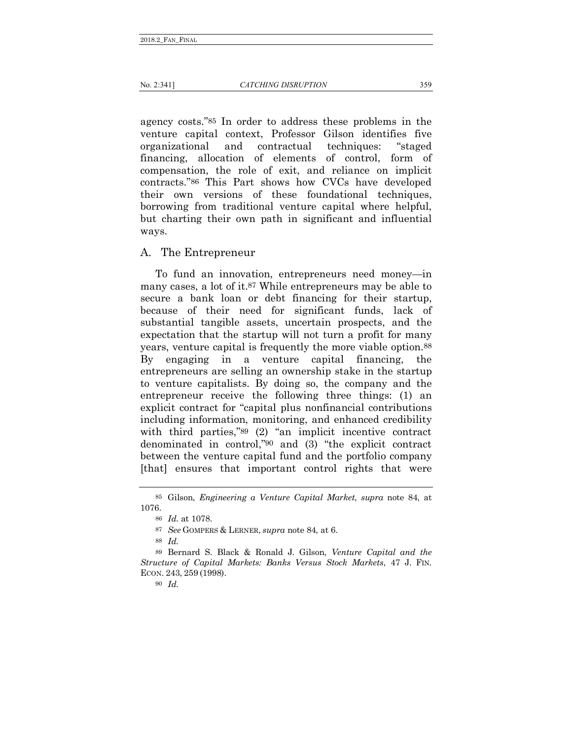agency costs."[85] In order to address these problems in the venture capital context, Professor Gilson identifies five organizational and contractual techniques: "staged financing, allocation of elements of control, form of compensation, the role of exit, and reliance on implicit contracts."[86] This Part shows how CVCs have developed their own versions of these foundational techniques, borrowing from traditional venture capital where helpful, but charting their own path in significant and influential ways.

## A. The Entrepreneur

To fund an innovation, entrepreneurs need money—in many cases, a lot of it.[87] While entrepreneurs may be able to secure a bank loan or debt financing for their startup, because of their need for significant funds, lack of substantial tangible assets, uncertain prospects, and the expectation that the startup will not turn a profit for many years, venture capital is frequently the more viable option.[88] By engaging in a venture capital financing, the entrepreneurs are selling an ownership stake in the startup to venture capitalists. By doing so, the company and the entrepreneur receive the following three things: (1) an explicit contract for "capital plus nonfinancial contributions including information, monitoring, and enhanced credibility with third parties,"[89] (2) "an implicit incentive contract denominated in control,"[90] and (3) "the explicit contract between the venture capital fund and the portfolio company [that] ensures that important control rights that were

---

[85] Gilson, *Engineering a Venture Capital Market*, *supra* note 84, at 1076.

[86] *Id.* at 1078.

[87] *See* GOMPERS & LERNER, *supra* note 84, at 6.

[88] *Id.*

[89] Bernard S. Black & Ronald J. Gilson, *Venture Capital and the Structure of Capital Markets: Banks Versus Stock Markets*, 47 J. FIN. ECON. 243, 259 (1998).

[90] *Id.*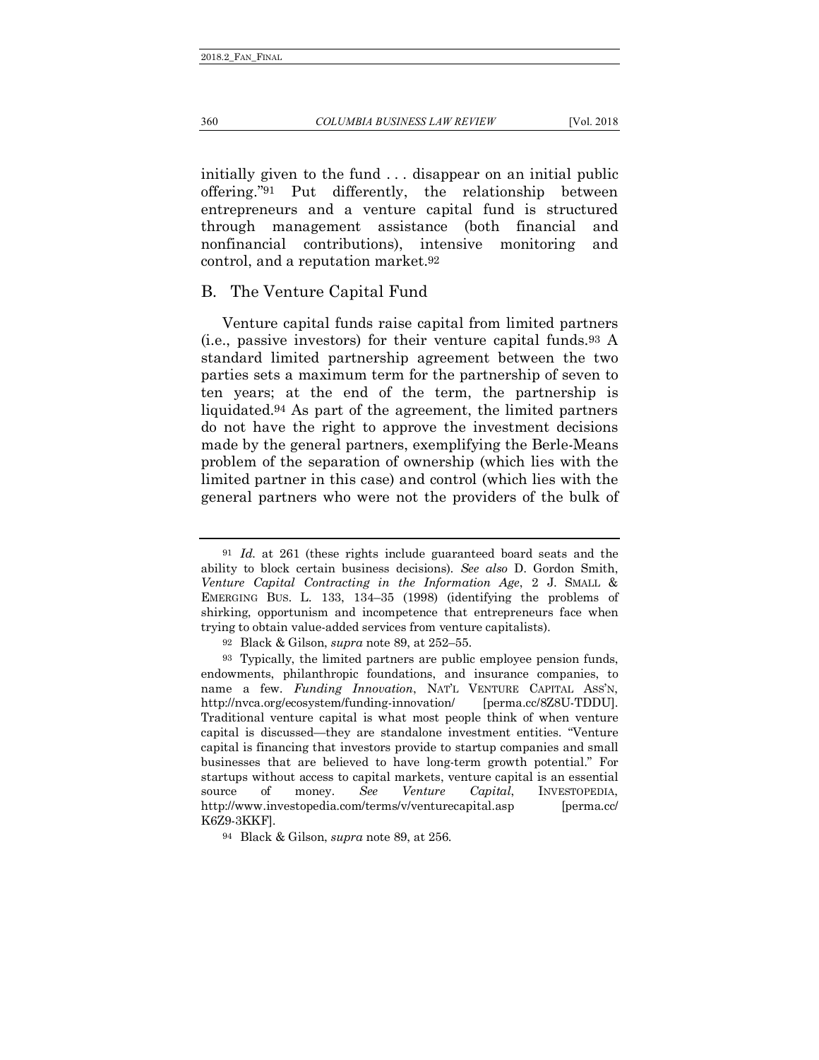initially given to the fund . . . disappear on an initial public offering."[91] Put differently, the relationship between entrepreneurs and a venture capital fund is structured through management assistance (both financial and nonfinancial contributions), intensive monitoring and control, and a reputation market.[92]

## B. The Venture Capital Fund

Venture capital funds raise capital from limited partners (i.e., passive investors) for their venture capital funds.[93] A standard limited partnership agreement between the two parties sets a maximum term for the partnership of seven to ten years; at the end of the term, the partnership is liquidated.[94] As part of the agreement, the limited partners do not have the right to approve the investment decisions made by the general partners, exemplifying the Berle-Means problem of the separation of ownership (which lies with the limited partner in this case) and control (which lies with the general partners who were not the providers of the bulk of

---

[91] *Id.* at 261 (these rights include guaranteed board seats and the ability to block certain business decisions). *See also* D. Gordon Smith, *Venture Capital Contracting in the Information Age*, 2 J. SMALL & EMERGING BUS. L. 133, 134–35 (1998) (identifying the problems of shirking, opportunism and incompetence that entrepreneurs face when trying to obtain value-added services from venture capitalists).

[92] Black & Gilson, *supra* note 89, at 252–55.

[93] Typically, the limited partners are public employee pension funds, endowments, philanthropic foundations, and insurance companies, to name a few. *Funding Innovation*, NAT'L VENTURE CAPITAL ASS'N, http://nvca.org/ecosystem/funding-innovation/ [perma.cc/8Z8U-TDDU]. Traditional venture capital is what most people think of when venture capital is discussed—they are standalone investment entities. "Venture capital is financing that investors provide to startup companies and small businesses that are believed to have long-term growth potential." For startups without access to capital markets, venture capital is an essential source of money. *See Venture Capital*, INVESTOPEDIA, http://www.investopedia.com/terms/v/venturecapital.asp [perma.cc/K6Z9-3KKF].

[94] Black & Gilson, *supra* note 89, at 256.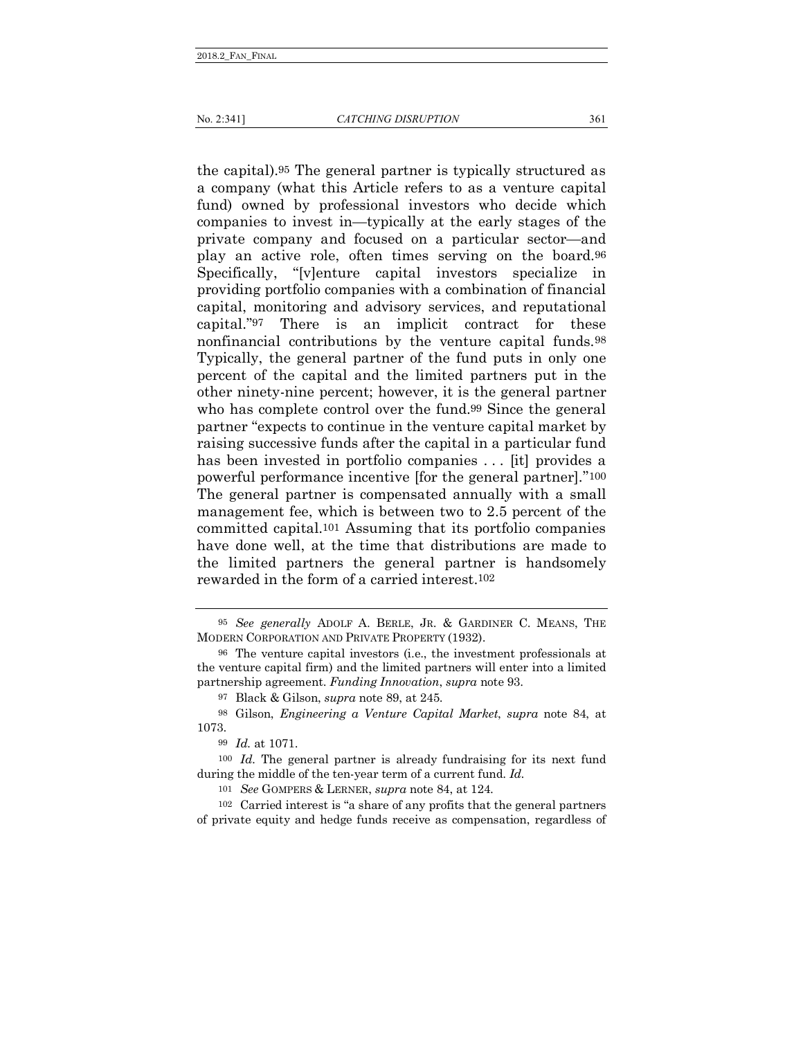the capital).[95] The general partner is typically structured as a company (what this Article refers to as a venture capital fund) owned by professional investors who decide which companies to invest in—typically at the early stages of the private company and focused on a particular sector—and play an active role, often times serving on the board.[96] Specifically, "[v]enture capital investors specialize in providing portfolio companies with a combination of financial capital, monitoring and advisory services, and reputational capital."[97] There is an implicit contract for these nonfinancial contributions by the venture capital funds.[98] Typically, the general partner of the fund puts in only one percent of the capital and the limited partners put in the other ninety-nine percent; however, it is the general partner who has complete control over the fund.[99] Since the general partner "expects to continue in the venture capital market by raising successive funds after the capital in a particular fund has been invested in portfolio companies . . . [it] provides a powerful performance incentive [for the general partner]."[100] The general partner is compensated annually with a small management fee, which is between two to 2.5 percent of the committed capital.[101] Assuming that its portfolio companies have done well, at the time that distributions are made to the limited partners the general partner is handsomely rewarded in the form of a carried interest.[102]

---

[95] *See generally* ADOLF A. BERLE, JR. & GARDINER C. MEANS, THE MODERN CORPORATION AND PRIVATE PROPERTY (1932).

[96] The venture capital investors (i.e., the investment professionals at the venture capital firm) and the limited partners will enter into a limited partnership agreement. *Funding Innovation*, *supra* note 93.

[97] Black & Gilson, *supra* note 89, at 245.

[98] Gilson, *Engineering a Venture Capital Market*, *supra* note 84, at 1073.

[99] *Id.* at 1071.

[100] *Id.* The general partner is already fundraising for its next fund during the middle of the ten-year term of a current fund. *Id.*

[101] *See* GOMPERS & LERNER, *supra* note 84, at 124.

[102] Carried interest is "a share of any profits that the general partners of private equity and hedge funds receive as compensation, regardless of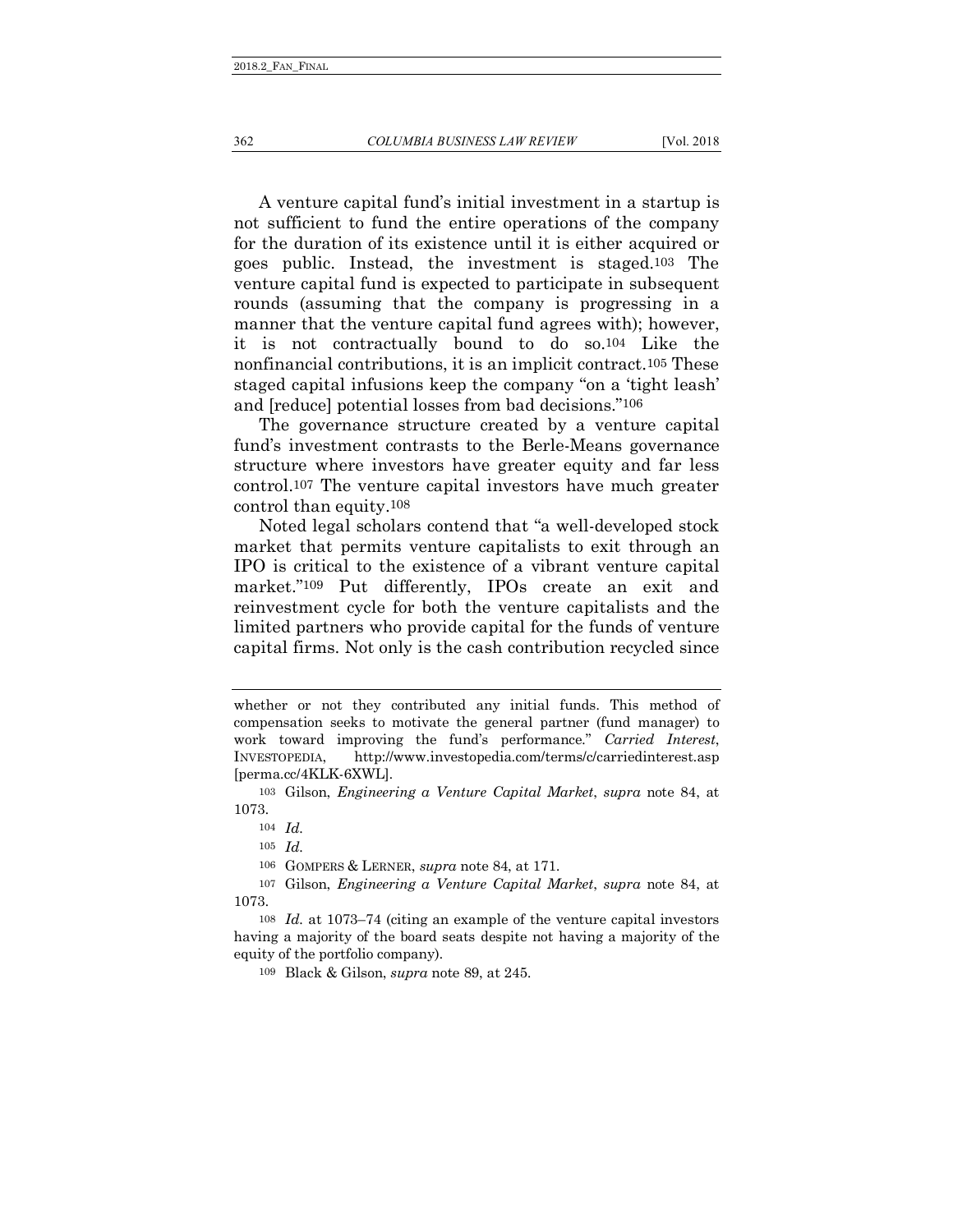A venture capital fund's initial investment in a startup is not sufficient to fund the entire operations of the company for the duration of its existence until it is either acquired or goes public. Instead, the investment is staged.[103] The venture capital fund is expected to participate in subsequent rounds (assuming that the company is progressing in a manner that the venture capital fund agrees with); however, it is not contractually bound to do so.[104] Like the nonfinancial contributions, it is an implicit contract.[105] These staged capital infusions keep the company "on a 'tight leash' and [reduce] potential losses from bad decisions."[106]

The governance structure created by a venture capital fund's investment contrasts to the Berle-Means governance structure where investors have greater equity and far less control.[107] The venture capital investors have much greater control than equity.[108]

Noted legal scholars contend that "a well-developed stock market that permits venture capitalists to exit through an IPO is critical to the existence of a vibrant venture capital market."[109] Put differently, IPOs create an exit and reinvestment cycle for both the venture capitalists and the limited partners who provide capital for the funds of venture capital firms. Not only is the cash contribution recycled since

---

whether or not they contributed any initial funds. This method of compensation seeks to motivate the general partner (fund manager) to work toward improving the fund's performance." *Carried Interest*, INVESTOPEDIA, http://www.investopedia.com/terms/c/carriedinterest.asp [perma.cc/4KLK-6XWL].

[103] Gilson, *Engineering a Venture Capital Market*, *supra* note 84, at 1073.

[104] *Id.*

[105] *Id.*

[106] GOMPERS & LERNER, *supra* note 84, at 171.

[107] Gilson, *Engineering a Venture Capital Market*, *supra* note 84, at 1073.

[108] *Id.* at 1073–74 (citing an example of the venture capital investors having a majority of the board seats despite not having a majority of the equity of the portfolio company).

[109] Black & Gilson, *supra* note 89, at 245.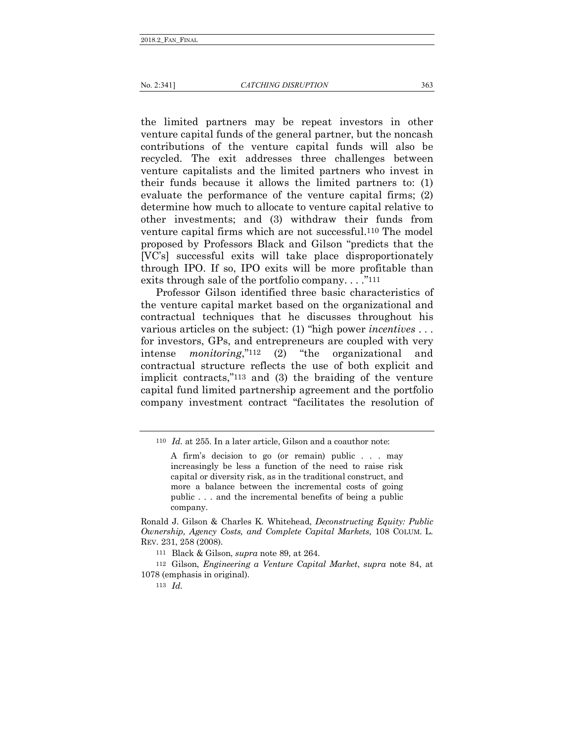the limited partners may be repeat investors in other venture capital funds of the general partner, but the noncash contributions of the venture capital funds will also be recycled. The exit addresses three challenges between venture capitalists and the limited partners who invest in their funds because it allows the limited partners to: (1) evaluate the performance of the venture capital firms; (2) determine how much to allocate to venture capital relative to other investments; and (3) withdraw their funds from venture capital firms which are not successful.[110] The model proposed by Professors Black and Gilson "predicts that the [VC's] successful exits will take place disproportionately through IPO. If so, IPO exits will be more profitable than exits through sale of the portfolio company. . . ."[111]

Professor Gilson identified three basic characteristics of the venture capital market based on the organizational and contractual techniques that he discusses throughout his various articles on the subject: (1) "high power *incentives* . . . for investors, GPs, and entrepreneurs are coupled with very intense *monitoring*,"[112] (2) "the organizational and contractual structure reflects the use of both explicit and implicit contracts,"[113] and (3) the braiding of the venture capital fund limited partnership agreement and the portfolio company investment contract "facilitates the resolution of

---

[110] *Id.* at 255. In a later article, Gilson and a coauthor note:

> A firm's decision to go (or remain) public . . . may increasingly be less a function of the need to raise risk capital or diversity risk, as in the traditional construct, and more a balance between the incremental costs of going public . . . and the incremental benefits of being a public company.

Ronald J. Gilson & Charles K. Whitehead, *Deconstructing Equity: Public Ownership, Agency Costs, and Complete Capital Markets*, 108 COLUM. L. REV. 231, 258 (2008).

[111] Black & Gilson, *supra* note 89, at 264.

[112] Gilson, *Engineering a Venture Capital Market*, *supra* note 84, at 1078 (emphasis in original).

[113] *Id.*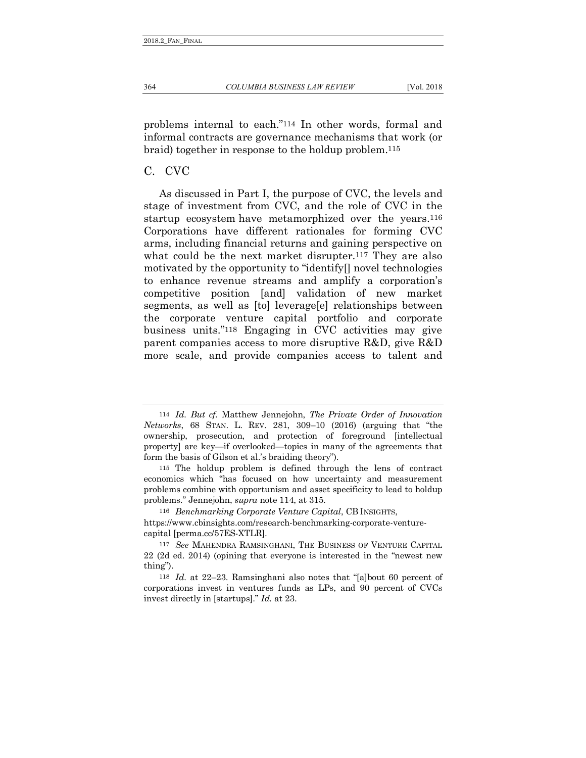problems internal to each."[114] In other words, formal and informal contracts are governance mechanisms that work (or braid) together in response to the holdup problem.[115]

## C. CVC

As discussed in Part I, the purpose of CVC, the levels and stage of investment from CVC, and the role of CVC in the startup ecosystem have metamorphized over the years.[116] Corporations have different rationales for forming CVC arms, including financial returns and gaining perspective on what could be the next market disrupter.[117] They are also motivated by the opportunity to "identify[] novel technologies to enhance revenue streams and amplify a corporation's competitive position [and] validation of new market segments, as well as [to] leverage[e] relationships between the corporate venture capital portfolio and corporate business units."[118] Engaging in CVC activities may give parent companies access to more disruptive R&D, give R&D more scale, and provide companies access to talent and

---

[114] *Id. But cf.* Matthew Jennejohn, *The Private Order of Innovation Networks*, 68 STAN. L. REV. 281, 309–10 (2016) (arguing that "the ownership, prosecution, and protection of foreground [intellectual property] are key—if overlooked—topics in many of the agreements that form the basis of Gilson et al.'s braiding theory").

[115] The holdup problem is defined through the lens of contract economics which "has focused on how uncertainty and measurement problems combine with opportunism and asset specificity to lead to holdup problems." Jennejohn, *supra* note 114, at 315.

[116] *Benchmarking Corporate Venture Capital*, CB INSIGHTS, https://www.cbinsights.com/research-benchmarking-corporate-venture-capital [perma.cc/57ES-XTLR].

[117] *See* MAHENDRA RAMSINGHANI, THE BUSINESS OF VENTURE CAPITAL 22 (2d ed. 2014) (opining that everyone is interested in the "newest new thing").

[118] *Id.* at 22–23. Ramsinghani also notes that "[a]bout 60 percent of corporations invest in ventures funds as LPs, and 90 percent of CVCs invest directly in [startups]." *Id.* at 23.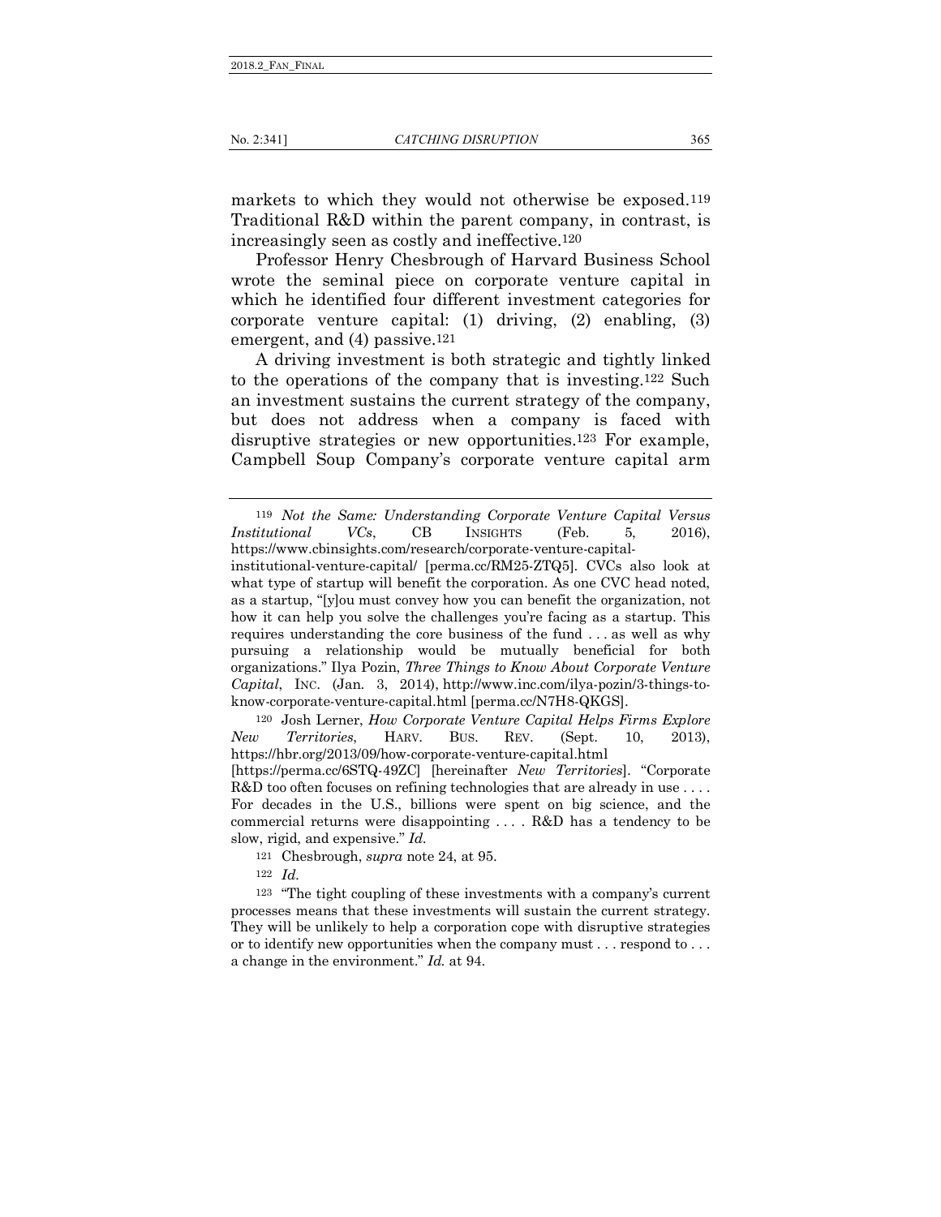markets to which they would not otherwise be exposed.[119] Traditional R&D within the parent company, in contrast, is increasingly seen as costly and ineffective.[120]

Professor Henry Chesbrough of Harvard Business School wrote the seminal piece on corporate venture capital in which he identified four different investment categories for corporate venture capital: (1) driving, (2) enabling, (3) emergent, and (4) passive.[121]

A driving investment is both strategic and tightly linked to the operations of the company that is investing.[122] Such an investment sustains the current strategy of the company, but does not address when a company is faced with disruptive strategies or new opportunities.[123] For example, Campbell Soup Company's corporate venture capital arm

---

[119] *Not the Same: Understanding Corporate Venture Capital Versus Institutional VCs*, CB INSIGHTS (Feb. 5, 2016), https://www.cbinsights.com/research/corporate-venture-capital-institutional-venture-capital/ [perma.cc/RM25-ZTQ5]. CVCs also look at what type of startup will benefit the corporation. As one CVC head noted, as a startup, "[y]ou must convey how you can benefit the organization, not how it can help you solve the challenges you're facing as a startup. This requires understanding the core business of the fund . . . as well as why pursuing a relationship would be mutually beneficial for both organizations." Ilya Pozin, *Three Things to Know About Corporate Venture Capital*, INC. (Jan. 3, 2014), http://www.inc.com/ilya-pozin/3-things-to-know-corporate-venture-capital.html [perma.cc/N7H8-QKGS].

[120] Josh Lerner, *How Corporate Venture Capital Helps Firms Explore New Territories*, HARV. BUS. REV. (Sept. 10, 2013), https://hbr.org/2013/09/how-corporate-venture-capital.html [https://perma.cc/6STQ-49ZC] [hereinafter *New Territories*]. "Corporate R&D too often focuses on refining technologies that are already in use . . . . For decades in the U.S., billions were spent on big science, and the commercial returns were disappointing . . . . R&D has a tendency to be slow, rigid, and expensive." *Id.*

[121] Chesbrough, *supra* note 24, at 95.

[122] *Id.*

[123] "The tight coupling of these investments with a company's current processes means that these investments will sustain the current strategy. They will be unlikely to help a corporation cope with disruptive strategies or to identify new opportunities when the company must . . . respond to . . . a change in the environment." *Id.* at 94.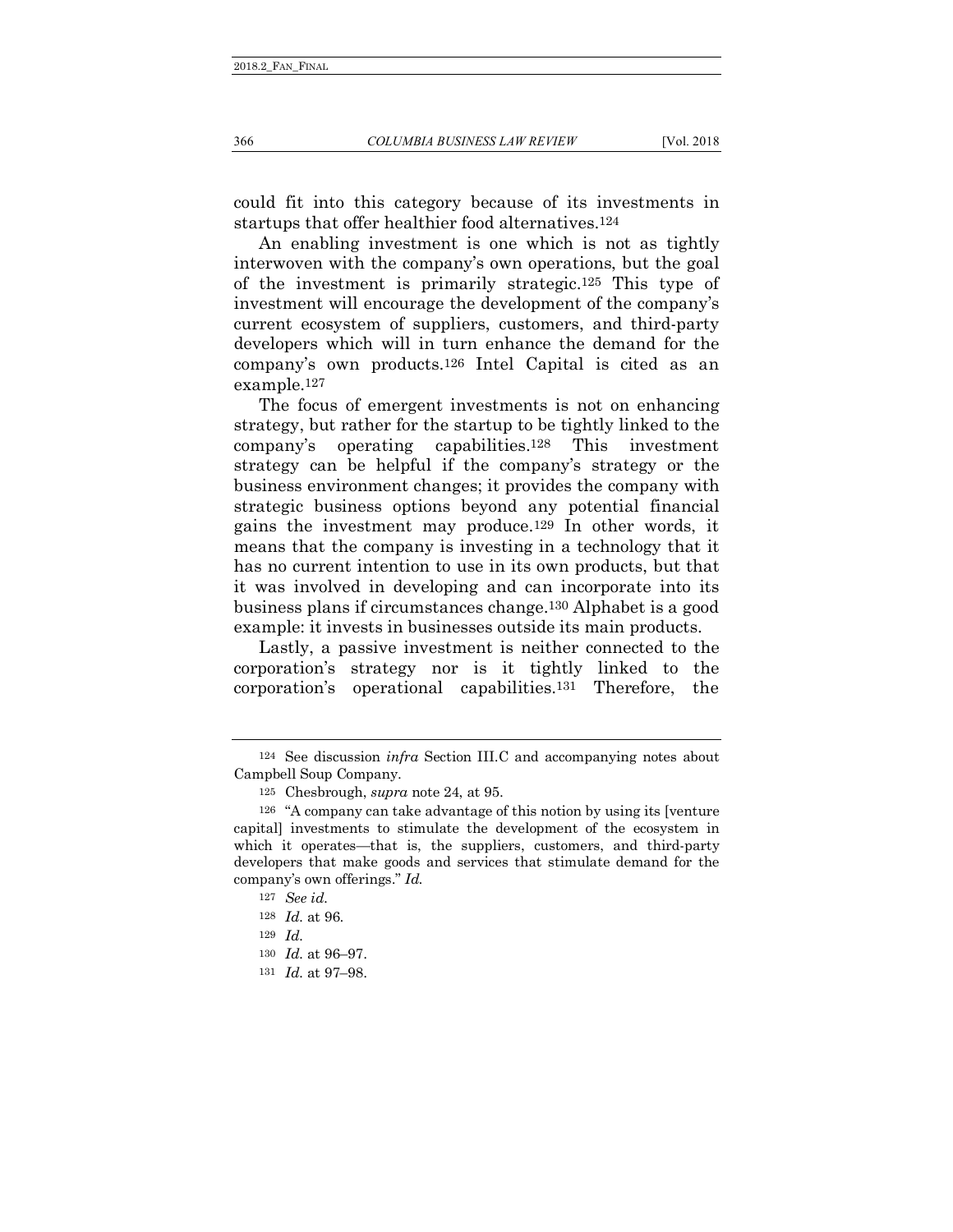could fit into this category because of its investments in startups that offer healthier food alternatives.[124]

An enabling investment is one which is not as tightly interwoven with the company's own operations, but the goal of the investment is primarily strategic.[125] This type of investment will encourage the development of the company's current ecosystem of suppliers, customers, and third-party developers which will in turn enhance the demand for the company's own products.[126] Intel Capital is cited as an example.[127]

The focus of emergent investments is not on enhancing strategy, but rather for the startup to be tightly linked to the company's operating capabilities.[128] This investment strategy can be helpful if the company's strategy or the business environment changes; it provides the company with strategic business options beyond any potential financial gains the investment may produce.[129] In other words, it means that the company is investing in a technology that it has no current intention to use in its own products, but that it was involved in developing and can incorporate into its business plans if circumstances change.[130] Alphabet is a good example: it invests in businesses outside its main products.

Lastly, a passive investment is neither connected to the corporation's strategy nor is it tightly linked to the corporation's operational capabilities.[131] Therefore, the

---

[124] See discussion *infra* Section III.C and accompanying notes about Campbell Soup Company.

[125] Chesbrough, *supra* note 24, at 95.

[126] "A company can take advantage of this notion by using its [venture capital] investments to stimulate the development of the ecosystem in which it operates—that is, the suppliers, customers, and third-party developers that make goods and services that stimulate demand for the company's own offerings." *Id.*

[127] *See id.*

[128] *Id.* at 96.

[129] *Id.*

[130] *Id.* at 96–97.

[131] *Id.* at 97–98.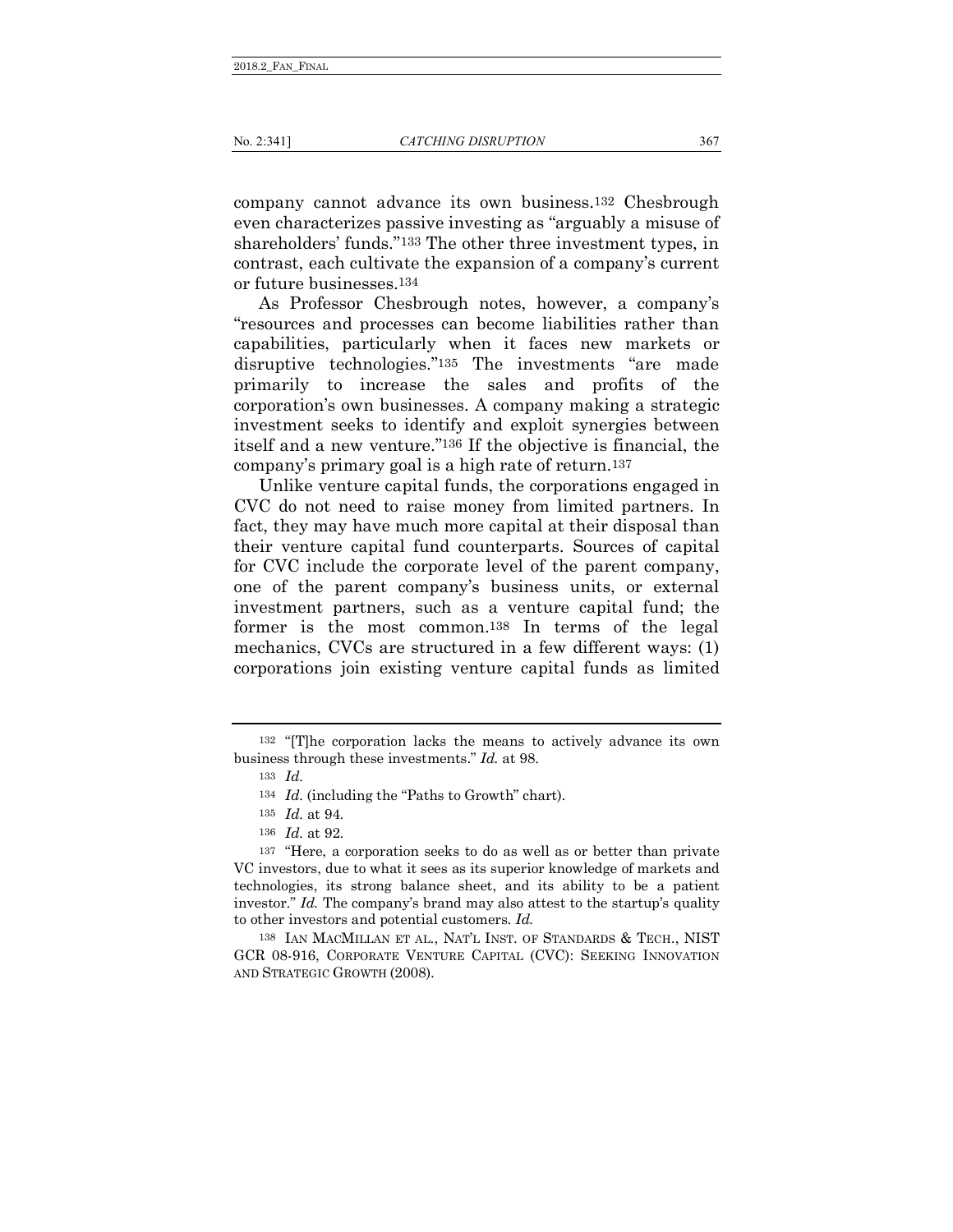company cannot advance its own business.[132] Chesbrough even characterizes passive investing as "arguably a misuse of shareholders' funds."[133] The other three investment types, in contrast, each cultivate the expansion of a company's current or future businesses.[134]

As Professor Chesbrough notes, however, a company's "resources and processes can become liabilities rather than capabilities, particularly when it faces new markets or disruptive technologies."[135] The investments "are made primarily to increase the sales and profits of the corporation's own businesses. A company making a strategic investment seeks to identify and exploit synergies between itself and a new venture."[136] If the objective is financial, the company's primary goal is a high rate of return.[137]

Unlike venture capital funds, the corporations engaged in CVC do not need to raise money from limited partners. In fact, they may have much more capital at their disposal than their venture capital fund counterparts. Sources of capital for CVC include the corporate level of the parent company, one of the parent company's business units, or external investment partners, such as a venture capital fund; the former is the most common.[138] In terms of the legal mechanics, CVCs are structured in a few different ways: (1) corporations join existing venture capital funds as limited

---

[132] "[T]he corporation lacks the means to actively advance its own business through these investments." *Id.* at 98.

[133] *Id.*

[134] *Id.* (including the "Paths to Growth" chart).

[135] *Id.* at 94.

[136] *Id.* at 92.

[137] "Here, a corporation seeks to do as well as or better than private VC investors, due to what it sees as its superior knowledge of markets and technologies, its strong balance sheet, and its ability to be a patient investor." *Id.* The company's brand may also attest to the startup's quality to other investors and potential customers. *Id.*

[138] IAN MACMILLAN ET AL., NAT'L INST. OF STANDARDS & TECH., NIST GCR 08-916, CORPORATE VENTURE CAPITAL (CVC): SEEKING INNOVATION AND STRATEGIC GROWTH (2008).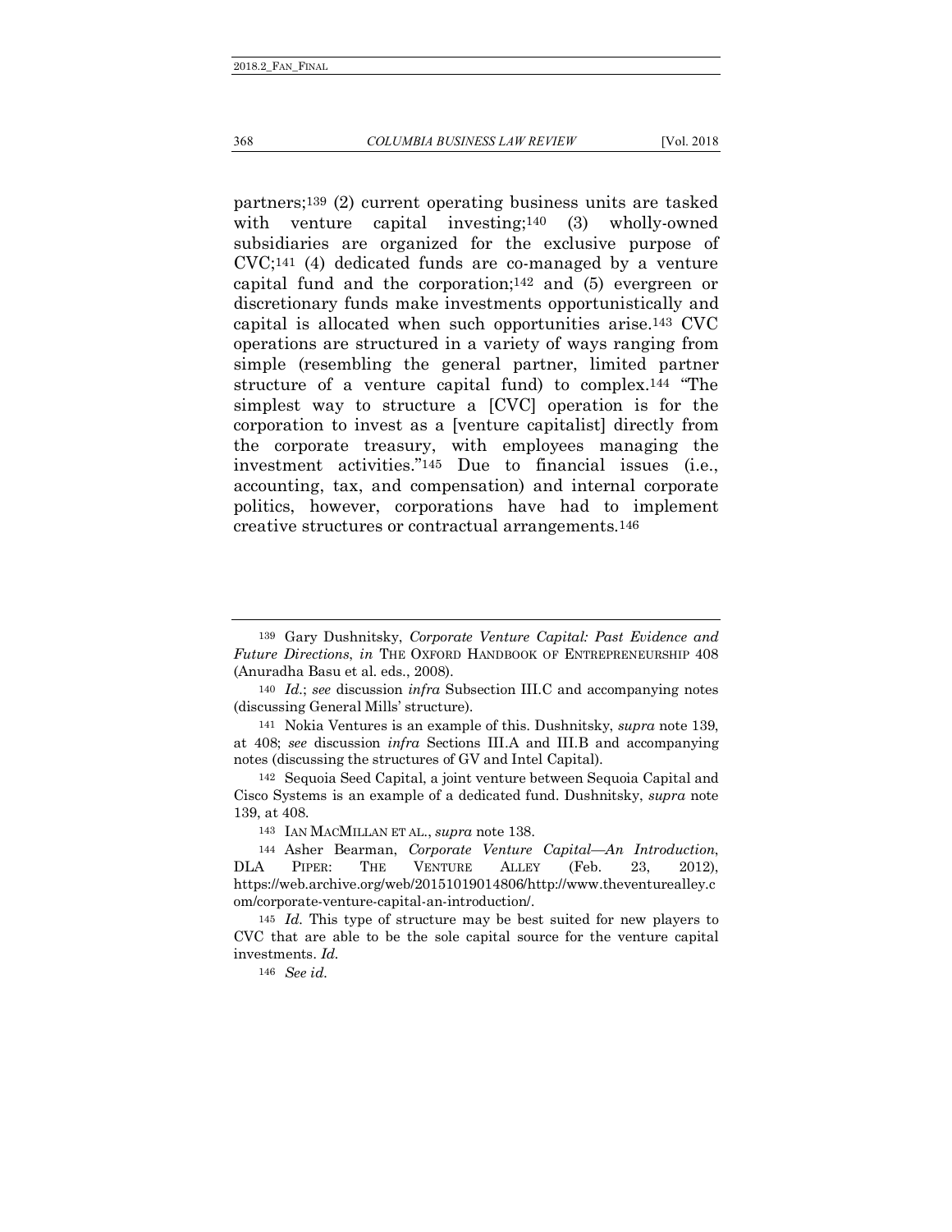partners;[139] (2) current operating business units are tasked with venture capital investing;[140] (3) wholly-owned subsidiaries are organized for the exclusive purpose of CVC;[141] (4) dedicated funds are co-managed by a venture capital fund and the corporation;[142] and (5) evergreen or discretionary funds make investments opportunistically and capital is allocated when such opportunities arise.[143] CVC operations are structured in a variety of ways ranging from simple (resembling the general partner, limited partner structure of a venture capital fund) to complex.[144] "The simplest way to structure a [CVC] operation is for the corporation to invest as a [venture capitalist] directly from the corporate treasury, with employees managing the investment activities."[145] Due to financial issues (i.e., accounting, tax, and compensation) and internal corporate politics, however, corporations have had to implement creative structures or contractual arrangements.[146]

---

[139] Gary Dushnitsky, *Corporate Venture Capital: Past Evidence and Future Directions*, *in* THE OXFORD HANDBOOK OF ENTREPRENEURSHIP 408 (Anuradha Basu et al. eds., 2008).

[140] *Id.*; *see* discussion *infra* Subsection III.C and accompanying notes (discussing General Mills' structure).

[141] Nokia Ventures is an example of this. Dushnitsky, *supra* note 139, at 408; *see* discussion *infra* Sections III.A and III.B and accompanying notes (discussing the structures of GV and Intel Capital).

[142] Sequoia Seed Capital, a joint venture between Sequoia Capital and Cisco Systems is an example of a dedicated fund. Dushnitsky, *supra* note 139, at 408.

[143] IAN MACMILLAN ET AL., *supra* note 138.

[144] Asher Bearman, *Corporate Venture Capital—An Introduction*, DLA PIPER: THE VENTURE ALLEY (Feb. 23, 2012), https://web.archive.org/web/20151019014806/http://www.theventurealley.com/corporate-venture-capital-an-introduction/.

[145] *Id.* This type of structure may be best suited for new players to CVC that are able to be the sole capital source for the venture capital investments. *Id.*

[146] *See id.*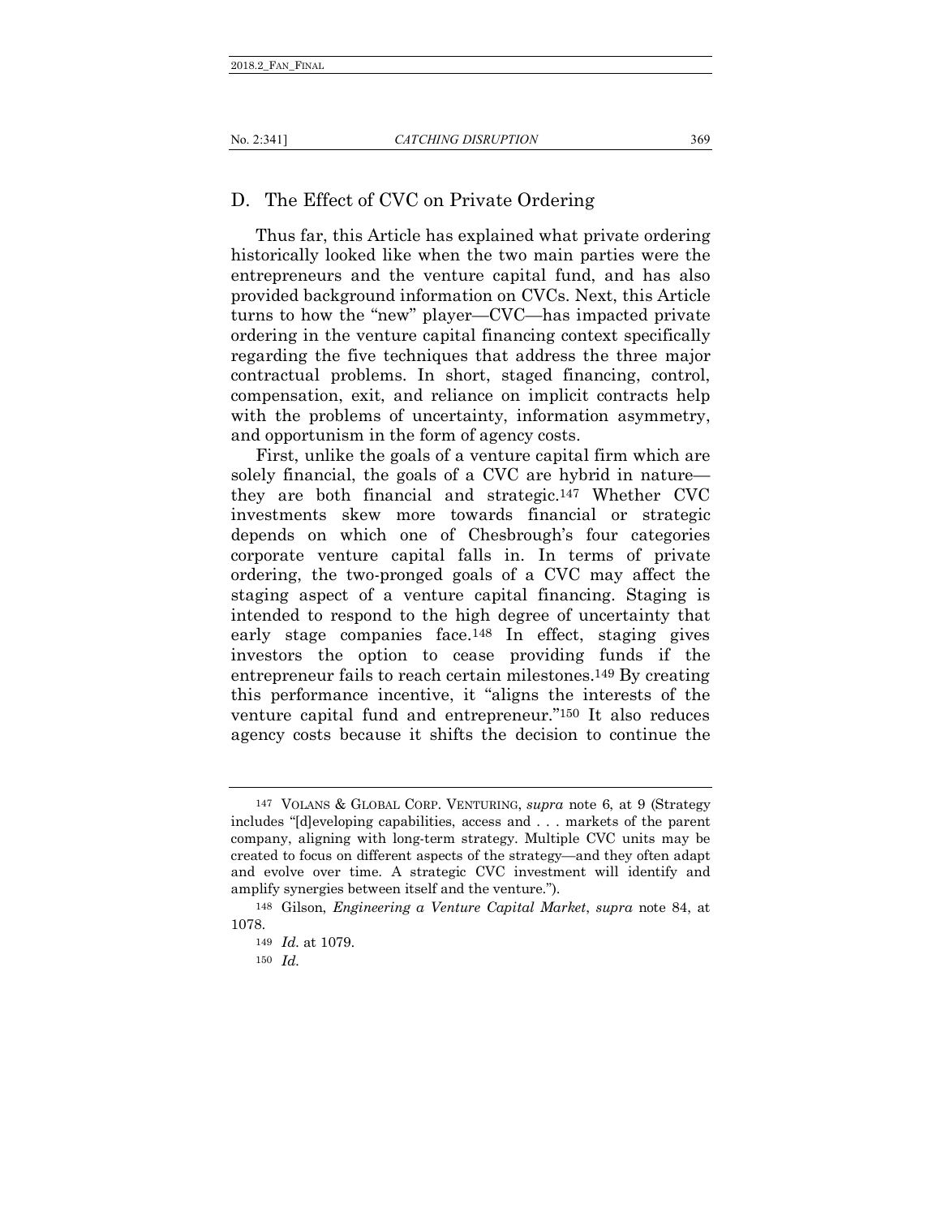## D. The Effect of CVC on Private Ordering

Thus far, this Article has explained what private ordering historically looked like when the two main parties were the entrepreneurs and the venture capital fund, and has also provided background information on CVCs. Next, this Article turns to how the "new" player—CVC—has impacted private ordering in the venture capital financing context specifically regarding the five techniques that address the three major contractual problems. In short, staged financing, control, compensation, exit, and reliance on implicit contracts help with the problems of uncertainty, information asymmetry, and opportunism in the form of agency costs.

First, unlike the goals of a venture capital firm which are solely financial, the goals of a CVC are hybrid in nature—they are both financial and strategic.[147] Whether CVC investments skew more towards financial or strategic depends on which one of Chesbrough's four categories corporate venture capital falls in. In terms of private ordering, the two-pronged goals of a CVC may affect the staging aspect of a venture capital financing. Staging is intended to respond to the high degree of uncertainty that early stage companies face.[148] In effect, staging gives investors the option to cease providing funds if the entrepreneur fails to reach certain milestones.[149] By creating this performance incentive, it "aligns the interests of the venture capital fund and entrepreneur."[150] It also reduces agency costs because it shifts the decision to continue the

---

[147] VOLANS & GLOBAL CORP. VENTURING, *supra* note 6, at 9 (Strategy includes "[d]eveloping capabilities, access and . . . markets of the parent company, aligning with long-term strategy. Multiple CVC units may be created to focus on different aspects of the strategy—and they often adapt and evolve over time. A strategic CVC investment will identify and amplify synergies between itself and the venture.").

[148] Gilson, *Engineering a Venture Capital Market*, *supra* note 84, at 1078.

[149] *Id.* at 1079.

[150] *Id.*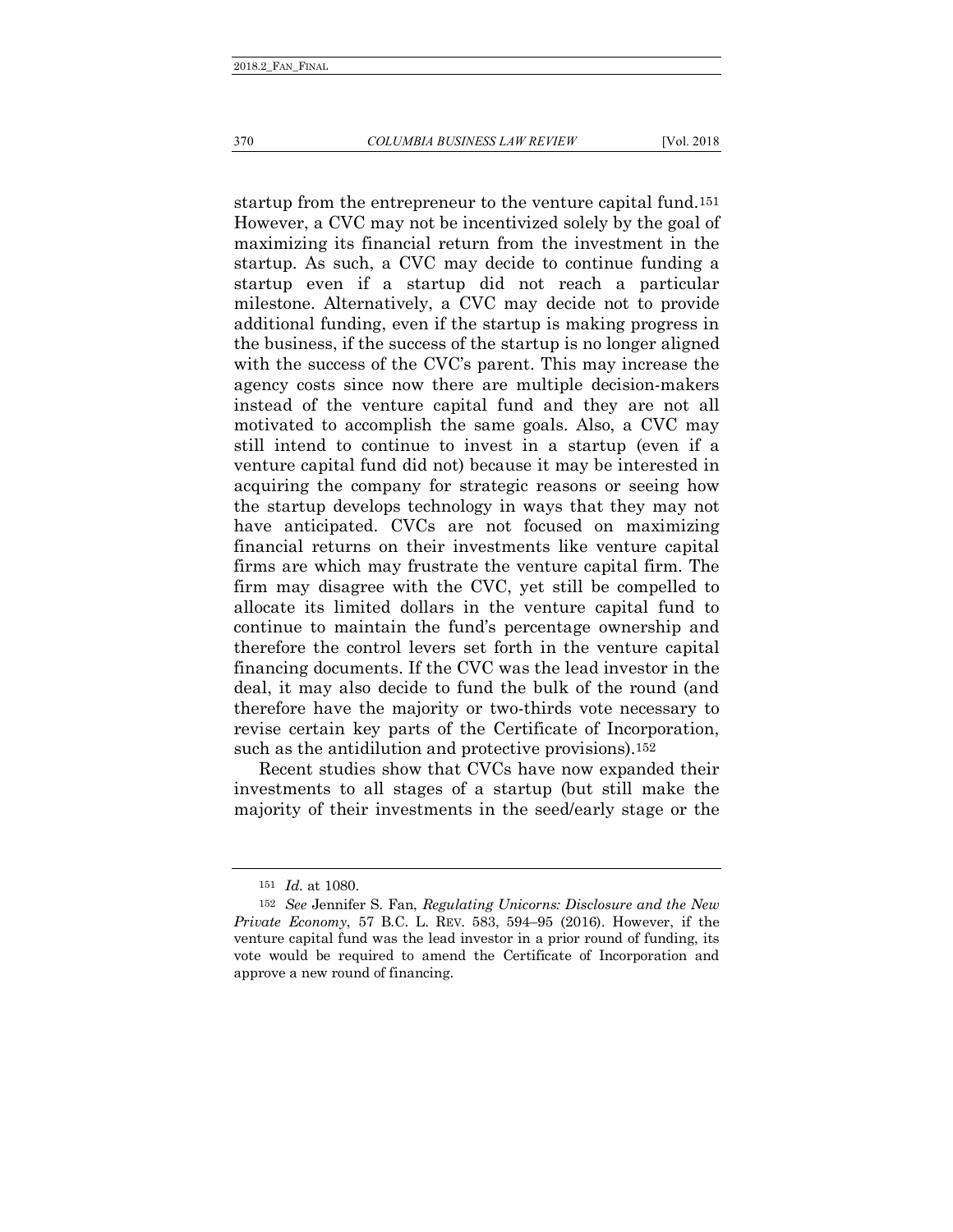startup from the entrepreneur to the venture capital fund.[151] However, a CVC may not be incentivized solely by the goal of maximizing its financial return from the investment in the startup. As such, a CVC may decide to continue funding a startup even if a startup did not reach a particular milestone. Alternatively, a CVC may decide not to provide additional funding, even if the startup is making progress in the business, if the success of the startup is no longer aligned with the success of the CVC's parent. This may increase the agency costs since now there are multiple decision-makers instead of the venture capital fund and they are not all motivated to accomplish the same goals. Also, a CVC may still intend to continue to invest in a startup (even if a venture capital fund did not) because it may be interested in acquiring the company for strategic reasons or seeing how the startup develops technology in ways that they may not have anticipated. CVCs are not focused on maximizing financial returns on their investments like venture capital firms are which may frustrate the venture capital firm. The firm may disagree with the CVC, yet still be compelled to allocate its limited dollars in the venture capital fund to continue to maintain the fund's percentage ownership and therefore the control levers set forth in the venture capital financing documents. If the CVC was the lead investor in the deal, it may also decide to fund the bulk of the round (and therefore have the majority or two-thirds vote necessary to revise certain key parts of the Certificate of Incorporation, such as the antidilution and protective provisions).[152]

Recent studies show that CVCs have now expanded their investments to all stages of a startup (but still make the majority of their investments in the seed/early stage or the

---

[151] *Id.* at 1080.

[152] *See* Jennifer S. Fan, *Regulating Unicorns: Disclosure and the New Private Economy*, 57 B.C. L. REV. 583, 594–95 (2016). However, if the venture capital fund was the lead investor in a prior round of funding, its vote would be required to amend the Certificate of Incorporation and approve a new round of financing.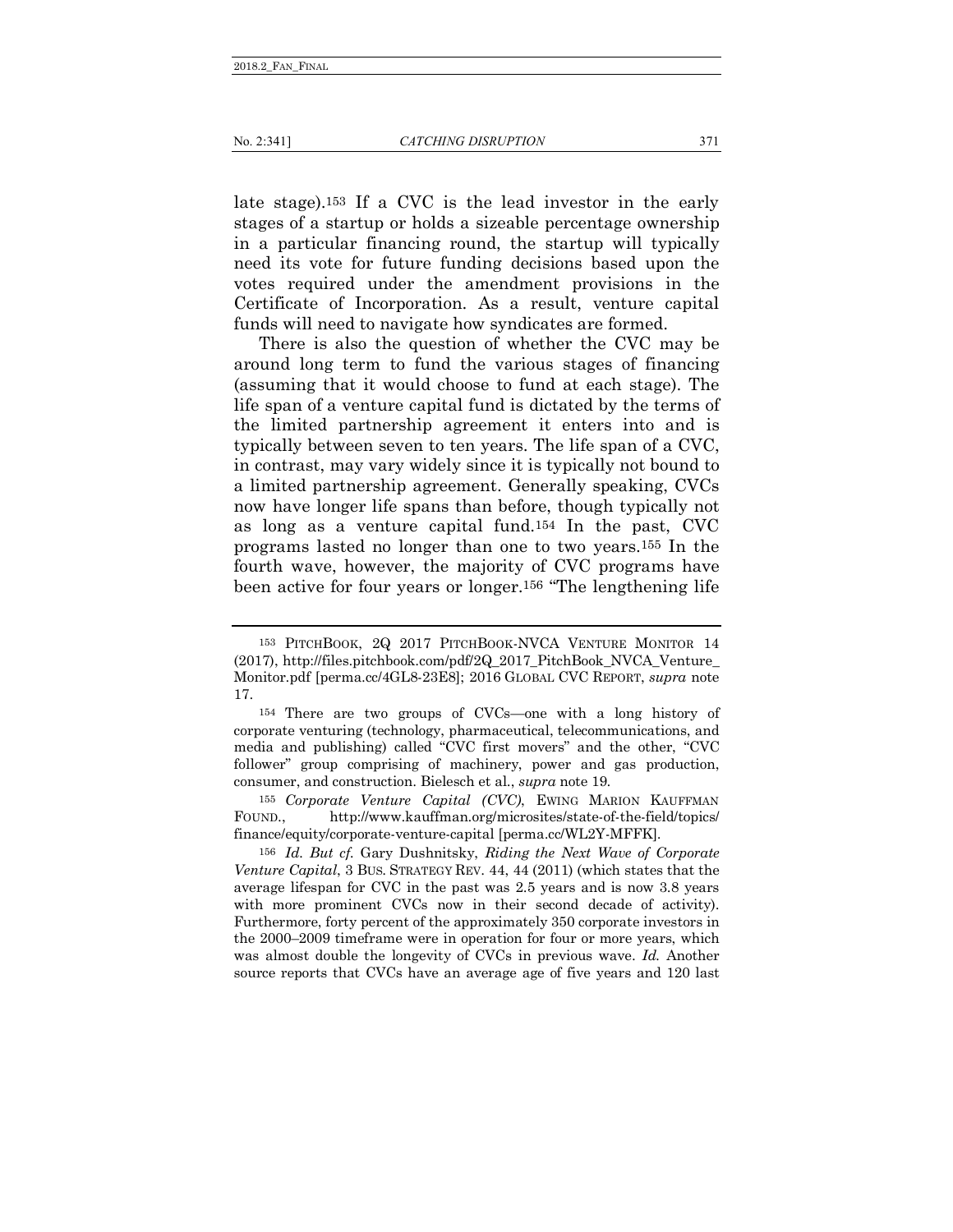late stage).[153] If a CVC is the lead investor in the early stages of a startup or holds a sizeable percentage ownership in a particular financing round, the startup will typically need its vote for future funding decisions based upon the votes required under the amendment provisions in the Certificate of Incorporation. As a result, venture capital funds will need to navigate how syndicates are formed.

There is also the question of whether the CVC may be around long term to fund the various stages of financing (assuming that it would choose to fund at each stage). The life span of a venture capital fund is dictated by the terms of the limited partnership agreement it enters into and is typically between seven to ten years. The life span of a CVC, in contrast, may vary widely since it is typically not bound to a limited partnership agreement. Generally speaking, CVCs now have longer life spans than before, though typically not as long as a venture capital fund.[154] In the past, CVC programs lasted no longer than one to two years.[155] In the fourth wave, however, the majority of CVC programs have been active for four years or longer.[156] "The lengthening life

---

[153] PITCHBOOK, 2Q 2017 PITCHBOOK-NVCA VENTURE MONITOR 14 (2017), http://files.pitchbook.com/pdf/2Q_2017_PitchBook_NVCA_Venture_Monitor.pdf [perma.cc/4GL8-23E8]; 2016 GLOBAL CVC REPORT, *supra* note 17.

[154] There are two groups of CVCs—one with a long history of corporate venturing (technology, pharmaceutical, telecommunications, and media and publishing) called "CVC first movers" and the other, "CVC follower" group comprising of machinery, power and gas production, consumer, and construction. Bielesch et al., *supra* note 19.

[155] *Corporate Venture Capital (CVC)*, EWING MARION KAUFFMAN FOUND., http://www.kauffman.org/microsites/state-of-the-field/topics/finance/equity/corporate-venture-capital [perma.cc/WL2Y-MFFK].

[156] *Id. But cf.* Gary Dushnitsky, *Riding the Next Wave of Corporate Venture Capital*, 3 BUS. STRATEGY REV. 44, 44 (2011) (which states that the average lifespan for CVC in the past was 2.5 years and is now 3.8 years with more prominent CVCs now in their second decade of activity). Furthermore, forty percent of the approximately 350 corporate investors in the 2000–2009 timeframe were in operation for four or more years, which was almost double the longevity of CVCs in previous wave. *Id.* Another source reports that CVCs have an average age of five years and 120 last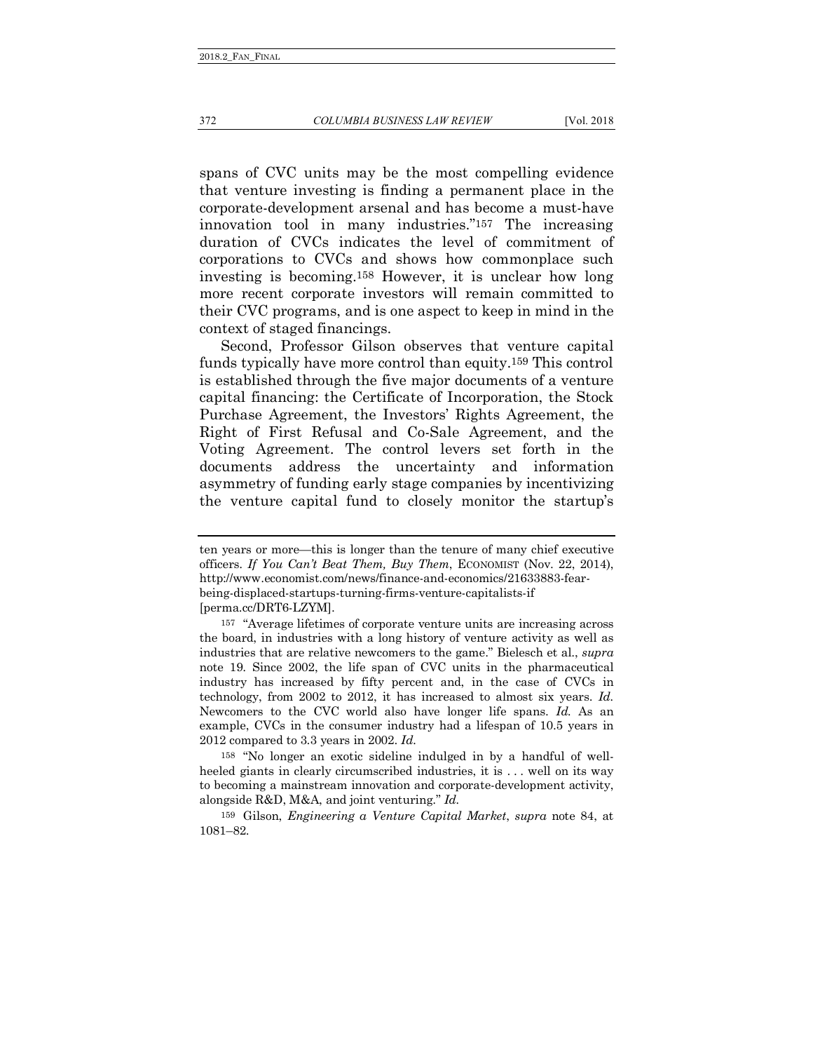spans of CVC units may be the most compelling evidence that venture investing is finding a permanent place in the corporate-development arsenal and has become a must-have innovation tool in many industries."[157] The increasing duration of CVCs indicates the level of commitment of corporations to CVCs and shows how commonplace such investing is becoming.[158] However, it is unclear how long more recent corporate investors will remain committed to their CVC programs, and is one aspect to keep in mind in the context of staged financings.

Second, Professor Gilson observes that venture capital funds typically have more control than equity.[159] This control is established through the five major documents of a venture capital financing: the Certificate of Incorporation, the Stock Purchase Agreement, the Investors' Rights Agreement, the Right of First Refusal and Co-Sale Agreement, and the Voting Agreement. The control levers set forth in the documents address the uncertainty and information asymmetry of funding early stage companies by incentivizing the venture capital fund to closely monitor the startup's

---

ten years or more—this is longer than the tenure of many chief executive officers. *If You Can't Beat Them, Buy Them*, ECONOMIST (Nov. 22, 2014), http://www.economist.com/news/finance-and-economics/21633883-fear-being-displaced-startups-turning-firms-venture-capitalists-if [perma.cc/DRT6-LZYM].

[157] "Average lifetimes of corporate venture units are increasing across the board, in industries with a long history of venture activity as well as industries that are relative newcomers to the game." Bielesch et al., *supra* note 19. Since 2002, the life span of CVC units in the pharmaceutical industry has increased by fifty percent and, in the case of CVCs in technology, from 2002 to 2012, it has increased to almost six years. *Id.* Newcomers to the CVC world also have longer life spans. *Id.* As an example, CVCs in the consumer industry had a lifespan of 10.5 years in 2012 compared to 3.3 years in 2002. *Id.*

[158] "No longer an exotic sideline indulged in by a handful of well-heeled giants in clearly circumscribed industries, it is . . . well on its way to becoming a mainstream innovation and corporate-development activity, alongside R&D, M&A, and joint venturing." *Id.*

[159] Gilson, *Engineering a Venture Capital Market*, *supra* note 84, at 1081–82.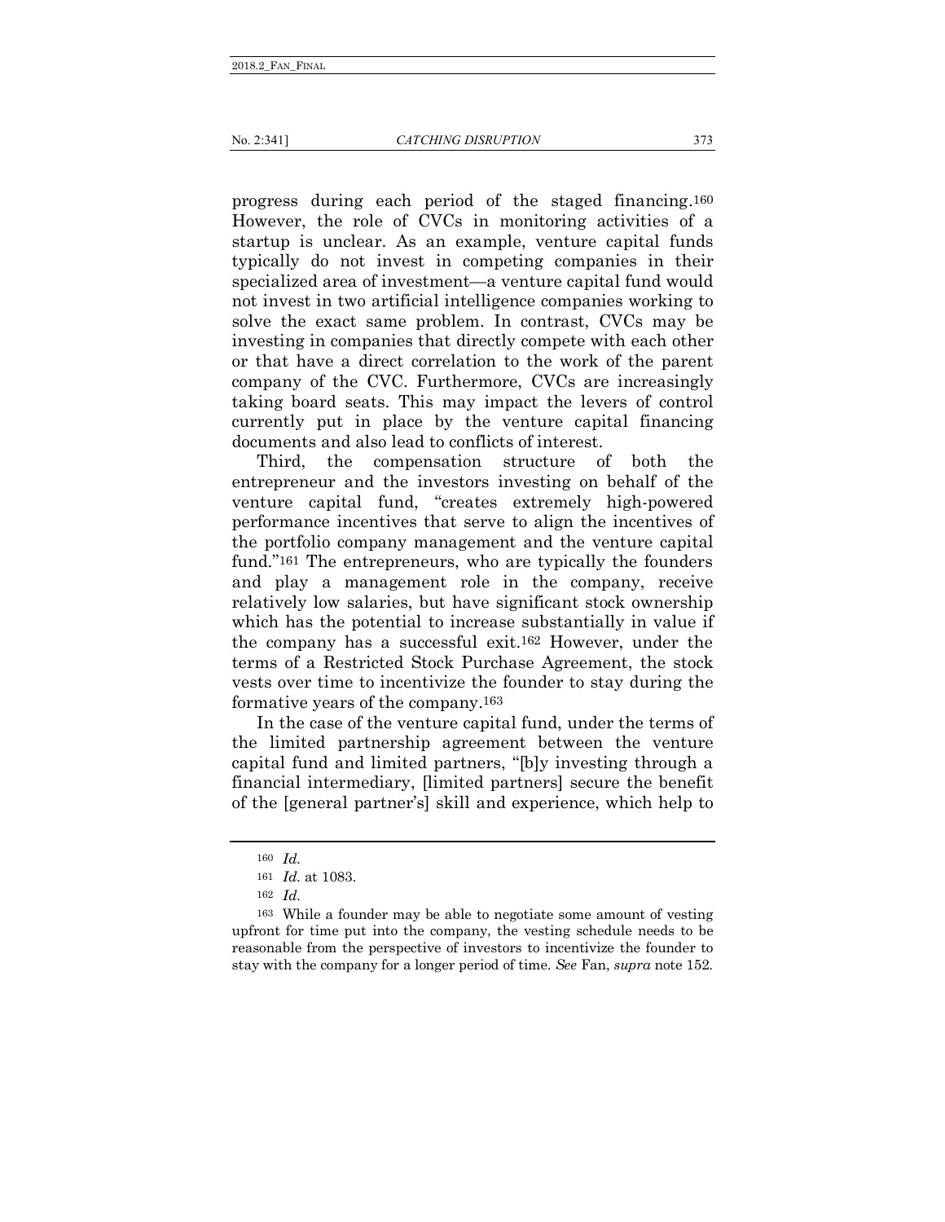progress during each period of the staged financing.[160] However, the role of CVCs in monitoring activities of a startup is unclear. As an example, venture capital funds typically do not invest in competing companies in their specialized area of investment—a venture capital fund would not invest in two artificial intelligence companies working to solve the exact same problem. In contrast, CVCs may be investing in companies that directly compete with each other or that have a direct correlation to the work of the parent company of the CVC. Furthermore, CVCs are increasingly taking board seats. This may impact the levers of control currently put in place by the venture capital financing documents and also lead to conflicts of interest.

Third, the compensation structure of both the entrepreneur and the investors investing on behalf of the venture capital fund, "creates extremely high-powered performance incentives that serve to align the incentives of the portfolio company management and the venture capital fund."[161] The entrepreneurs, who are typically the founders and play a management role in the company, receive relatively low salaries, but have significant stock ownership which has the potential to increase substantially in value if the company has a successful exit.[162] However, under the terms of a Restricted Stock Purchase Agreement, the stock vests over time to incentivize the founder to stay during the formative years of the company.[163]

In the case of the venture capital fund, under the terms of the limited partnership agreement between the venture capital fund and limited partners, "[b]y investing through a financial intermediary, [limited partners] secure the benefit of the [general partner's] skill and experience, which help to

---

[160] *Id.*

[161] *Id.* at 1083.

[162] *Id.*

[163] While a founder may be able to negotiate some amount of vesting upfront for time put into the company, the vesting schedule needs to be reasonable from the perspective of investors to incentivize the founder to stay with the company for a longer period of time. *See* Fan, *supra* note 152.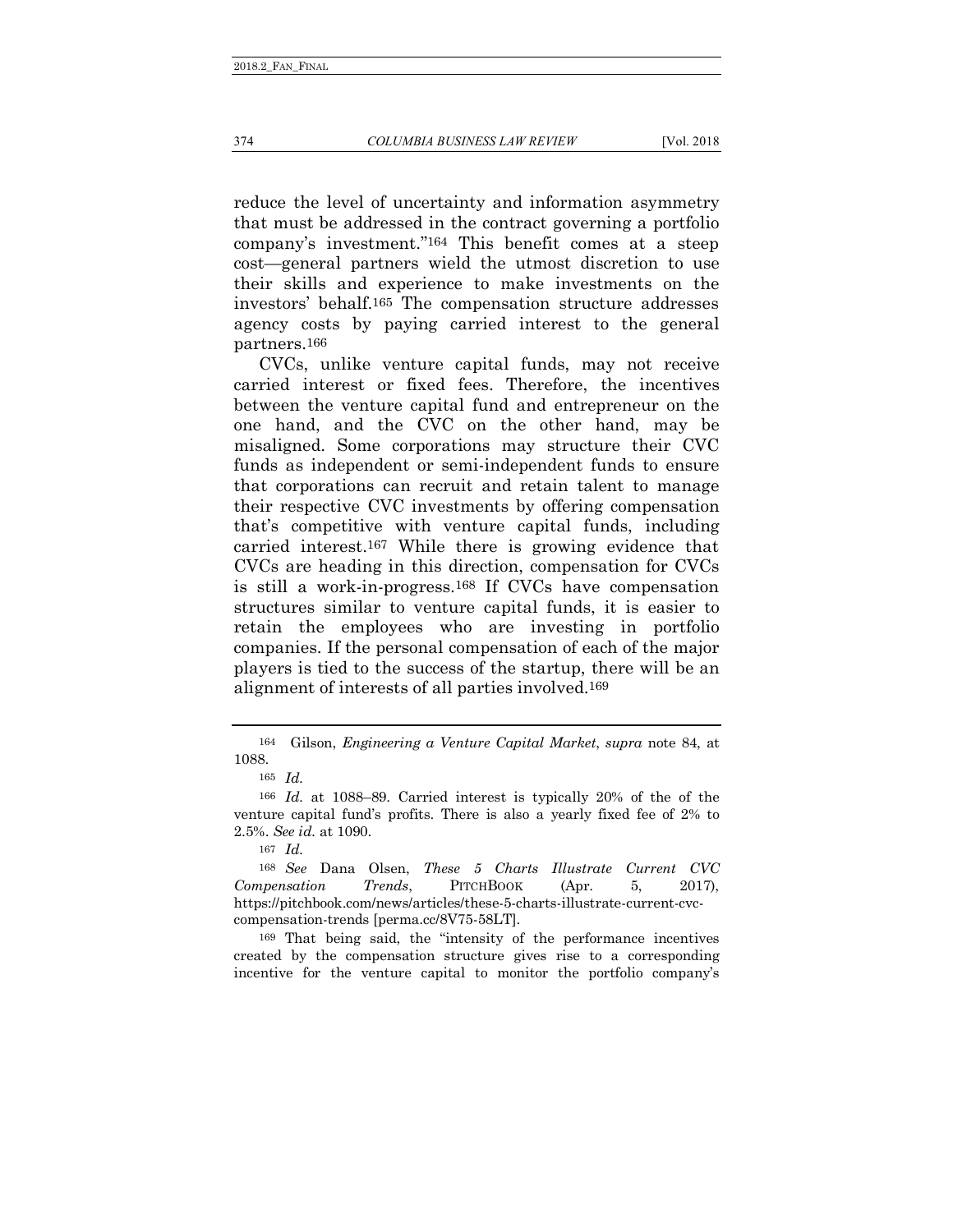reduce the level of uncertainty and information asymmetry that must be addressed in the contract governing a portfolio company's investment."[164] This benefit comes at a steep cost—general partners wield the utmost discretion to use their skills and experience to make investments on the investors' behalf.[165] The compensation structure addresses agency costs by paying carried interest to the general partners.[166]

CVCs, unlike venture capital funds, may not receive carried interest or fixed fees. Therefore, the incentives between the venture capital fund and entrepreneur on the one hand, and the CVC on the other hand, may be misaligned. Some corporations may structure their CVC funds as independent or semi-independent funds to ensure that corporations can recruit and retain talent to manage their respective CVC investments by offering compensation that's competitive with venture capital funds, including carried interest.[167] While there is growing evidence that CVCs are heading in this direction, compensation for CVCs is still a work-in-progress.[168] If CVCs have compensation structures similar to venture capital funds, it is easier to retain the employees who are investing in portfolio companies. If the personal compensation of each of the major players is tied to the success of the startup, there will be an alignment of interests of all parties involved.[169]

---

[164] Gilson, *Engineering a Venture Capital Market*, *supra* note 84, at 1088.

[165] *Id.*

[166] *Id.* at 1088–89. Carried interest is typically 20% of the of the venture capital fund's profits. There is also a yearly fixed fee of 2% to 2.5%. *See id.* at 1090.

[167] *Id.*

[168] *See* Dana Olsen, *These 5 Charts Illustrate Current CVC Compensation Trends*, PITCHBOOK (Apr. 5, 2017), https://pitchbook.com/news/articles/these-5-charts-illustrate-current-cvc-compensation-trends [perma.cc/8V75-58LT].

[169] That being said, the "intensity of the performance incentives created by the compensation structure gives rise to a corresponding incentive for the venture capital to monitor the portfolio company's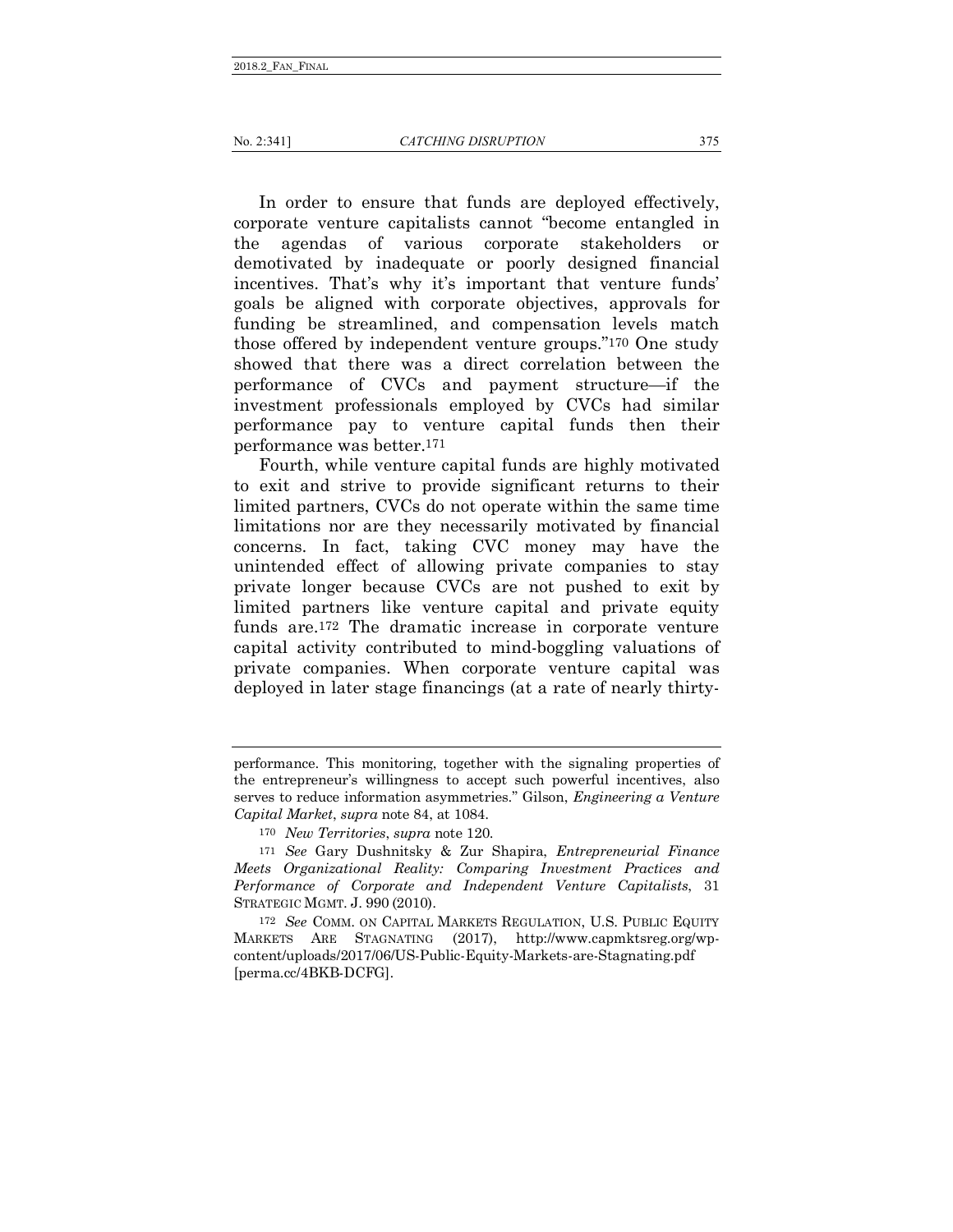In order to ensure that funds are deployed effectively, corporate venture capitalists cannot "become entangled in the agendas of various corporate stakeholders or demotivated by inadequate or poorly designed financial incentives. That's why it's important that venture funds' goals be aligned with corporate objectives, approvals for funding be streamlined, and compensation levels match those offered by independent venture groups."[170] One study showed that there was a direct correlation between the performance of CVCs and payment structure—if the investment professionals employed by CVCs had similar performance pay to venture capital funds then their performance was better.[171]

Fourth, while venture capital funds are highly motivated to exit and strive to provide significant returns to their limited partners, CVCs do not operate within the same time limitations nor are they necessarily motivated by financial concerns. In fact, taking CVC money may have the unintended effect of allowing private companies to stay private longer because CVCs are not pushed to exit by limited partners like venture capital and private equity funds are.[172] The dramatic increase in corporate venture capital activity contributed to mind-boggling valuations of private companies. When corporate venture capital was deployed in later stage financings (at a rate of nearly thirty-

---

performance. This monitoring, together with the signaling properties of the entrepreneur's willingness to accept such powerful incentives, also serves to reduce information asymmetries." Gilson, *Engineering a Venture Capital Market*, *supra* note 84, at 1084.

[170] *New Territories*, *supra* note 120.

[171] *See* Gary Dushnitsky & Zur Shapira, *Entrepreneurial Finance Meets Organizational Reality: Comparing Investment Practices and Performance of Corporate and Independent Venture Capitalists*, 31 STRATEGIC MGMT. J. 990 (2010).

[172] *See* COMM. ON CAPITAL MARKETS REGULATION, U.S. PUBLIC EQUITY MARKETS ARE STAGNATING (2017), http://www.capmktsreg.org/wp-content/uploads/2017/06/US-Public-Equity-Markets-are-Stagnating.pdf [perma.cc/4BKB-DCFG].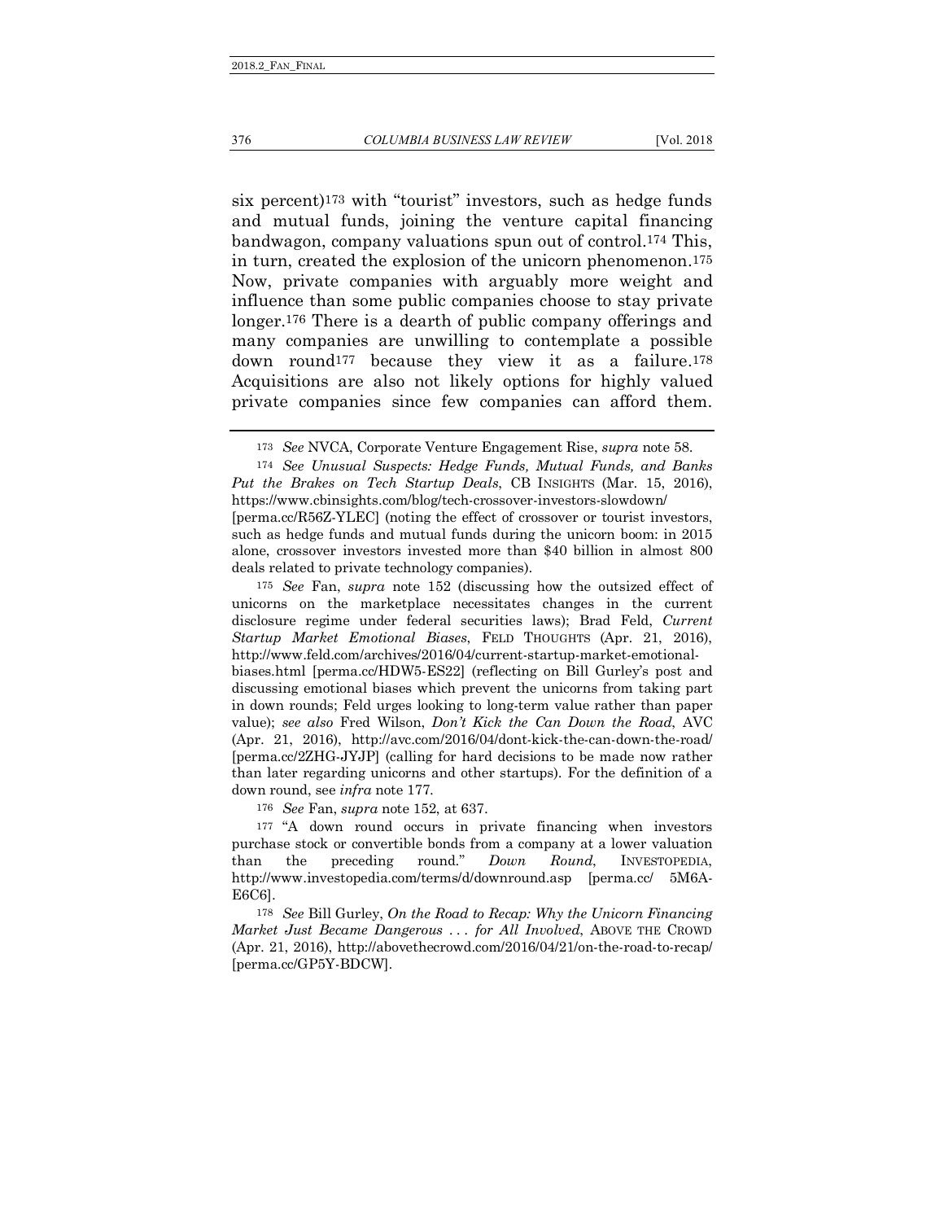six percent)[173] with "tourist" investors, such as hedge funds and mutual funds, joining the venture capital financing bandwagon, company valuations spun out of control.[174] This, in turn, created the explosion of the unicorn phenomenon.[175] Now, private companies with arguably more weight and influence than some public companies choose to stay private longer.[176] There is a dearth of public company offerings and many companies are unwilling to contemplate a possible down round[177] because they view it as a failure.[178] Acquisitions are also not likely options for highly valued private companies since few companies can afford them.

---

[173] *See* NVCA, Corporate Venture Engagement Rise, *supra* note 58.

[174] *See Unusual Suspects: Hedge Funds, Mutual Funds, and Banks Put the Brakes on Tech Startup Deals*, CB INSIGHTS (Mar. 15, 2016), https://www.cbinsights.com/blog/tech-crossover-investors-slowdown/ [perma.cc/R56Z-YLEC] (noting the effect of crossover or tourist investors, such as hedge funds and mutual funds during the unicorn boom: in 2015 alone, crossover investors invested more than $40 billion in almost 800 deals related to private technology companies).

[175] *See* Fan, *supra* note 152 (discussing how the outsized effect of unicorns on the marketplace necessitates changes in the current disclosure regime under federal securities laws); Brad Feld, *Current Startup Market Emotional Biases*, FELD THOUGHTS (Apr. 21, 2016), http://www.feld.com/archives/2016/04/current-startup-market-emotional-biases.html [perma.cc/HDW5-ES22] (reflecting on Bill Gurley's post and discussing emotional biases which prevent the unicorns from taking part in down rounds; Feld urges looking to long-term value rather than paper value); *see also* Fred Wilson, *Don't Kick the Can Down the Road*, AVC (Apr. 21, 2016), http://avc.com/2016/04/dont-kick-the-can-down-the-road/ [perma.cc/2ZHG-JYJP] (calling for hard decisions to be made now rather than later regarding unicorns and other startups). For the definition of a down round, see *infra* note 177.

[176] *See* Fan, *supra* note 152, at 637.

[177] "A down round occurs in private financing when investors purchase stock or convertible bonds from a company at a lower valuation than the preceding round." *Down Round*, INVESTOPEDIA, http://www.investopedia.com/terms/d/downround.asp [perma.cc/ 5M6A-E6C6].

[178] *See* Bill Gurley, *On the Road to Recap: Why the Unicorn Financing Market Just Became Dangerous . . . for All Involved*, ABOVE THE CROWD (Apr. 21, 2016), http://abovethecrowd.com/2016/04/21/on-the-road-to-recap/ [perma.cc/GP5Y-BDCW].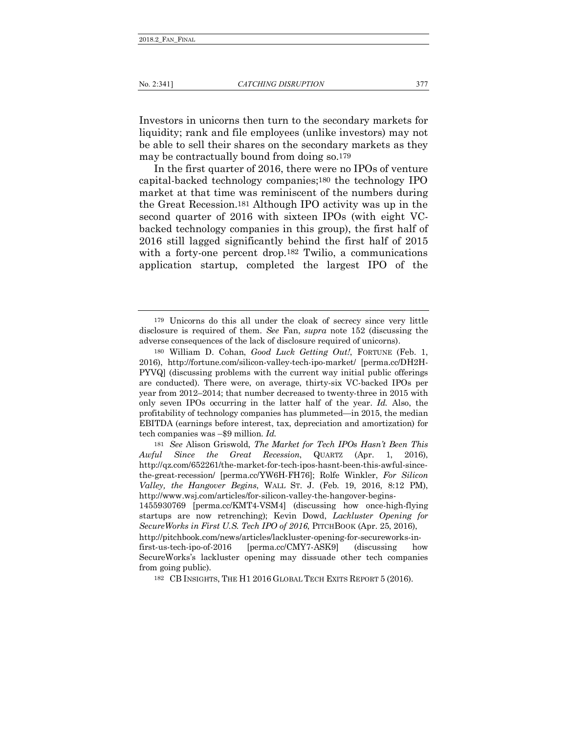Investors in unicorns then turn to the secondary markets for liquidity; rank and file employees (unlike investors) may not be able to sell their shares on the secondary markets as they may be contractually bound from doing so.[179]

In the first quarter of 2016, there were no IPOs of venture capital-backed technology companies;[180] the technology IPO market at that time was reminiscent of the numbers during the Great Recession.[181] Although IPO activity was up in the second quarter of 2016 with sixteen IPOs (with eight VC-backed technology companies in this group), the first half of 2016 still lagged significantly behind the first half of 2015 with a forty-one percent drop.[182] Twilio, a communications application startup, completed the largest IPO of the

---

[179] Unicorns do this all under the cloak of secrecy since very little disclosure is required of them. *See* Fan, *supra* note 152 (discussing the adverse consequences of the lack of disclosure required of unicorns).

[180] William D. Cohan, *Good Luck Getting Out!*, FORTUNE (Feb. 1, 2016), http://fortune.com/silicon-valley-tech-ipo-market/ [perma.cc/DH2H-PYVQ] (discussing problems with the current way initial public offerings are conducted). There were, on average, thirty-six VC-backed IPOs per year from 2012–2014; that number decreased to twenty-three in 2015 with only seven IPOs occurring in the latter half of the year. *Id.* Also, the profitability of technology companies has plummeted—in 2015, the median EBITDA (earnings before interest, tax, depreciation and amortization) for tech companies was –$9 million. *Id.*

[181] *See* Alison Griswold, *The Market for Tech IPOs Hasn't Been This Awful Since the Great Recession*, QUARTZ (Apr. 1, 2016), http://qz.com/652261/the-market-for-tech-ipos-hasnt-been-this-awful-since-the-great-recession/ [perma.cc/YW6H-FH76]; Rolfe Winkler, *For Silicon Valley, the Hangover Begins*, WALL ST. J. (Feb. 19, 2016, 8:12 PM), http://www.wsj.com/articles/for-silicon-valley-the-hangover-begins-1455930769 [perma.cc/KMT4-VSM4] (discussing how once-high-flying startups are now retrenching); Kevin Dowd, *Lackluster Opening for SecureWorks in First U.S. Tech IPO of 2016*, PITCHBOOK (Apr. 25, 2016), http://pitchbook.com/news/articles/lackluster-opening-for-secureworks-in-first-us-tech-ipo-of-2016 [perma.cc/CMY7-ASK9] (discussing how SecureWorks's lackluster opening may dissuade other tech companies from going public).

[182] CB INSIGHTS, THE H1 2016 GLOBAL TECH EXITS REPORT 5 (2016).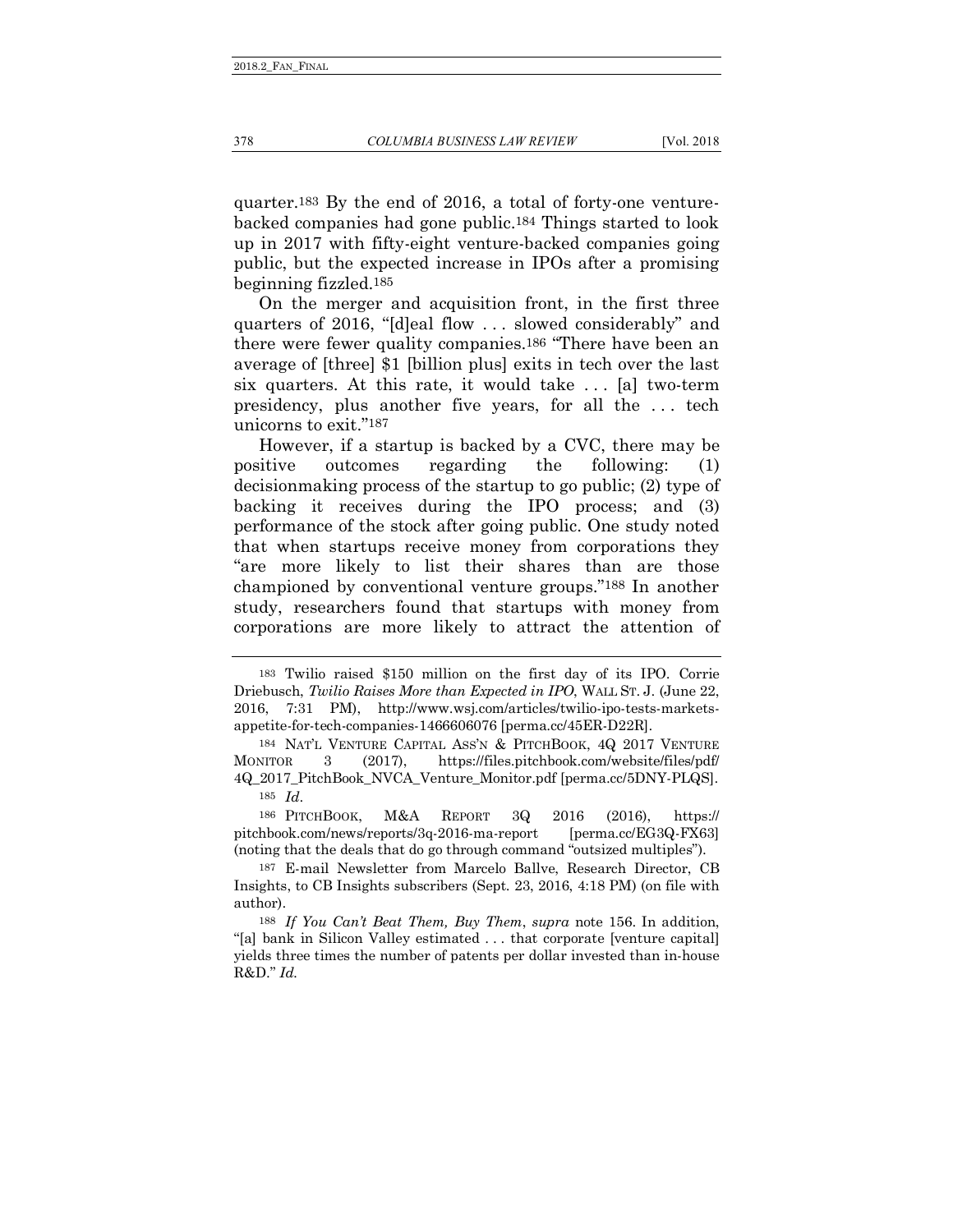quarter.[183] By the end of 2016, a total of forty-one venture-backed companies had gone public.[184] Things started to look up in 2017 with fifty-eight venture-backed companies going public, but the expected increase in IPOs after a promising beginning fizzled.[185]

On the merger and acquisition front, in the first three quarters of 2016, "[d]eal flow . . . slowed considerably" and there were fewer quality companies.[186] "There have been an average of [three] $1 [billion plus] exits in tech over the last six quarters. At this rate, it would take . . . [a] two-term presidency, plus another five years, for all the . . . tech unicorns to exit."[187]

However, if a startup is backed by a CVC, there may be positive outcomes regarding the following: (1) decisionmaking process of the startup to go public; (2) type of backing it receives during the IPO process; and (3) performance of the stock after going public. One study noted that when startups receive money from corporations they "are more likely to list their shares than are those championed by conventional venture groups."[188] In another study, researchers found that startups with money from corporations are more likely to attract the attention of

---

[183] Twilio raised $150 million on the first day of its IPO. Corrie Driebusch, *Twilio Raises More than Expected in IPO*, WALL ST. J. (June 22, 2016, 7:31 PM), http://www.wsj.com/articles/twilio-ipo-tests-markets-appetite-for-tech-companies-1466606076 [perma.cc/45ER-D22R].

[184] NAT'L VENTURE CAPITAL ASS'N & PITCHBOOK, 4Q 2017 VENTURE MONITOR 3 (2017), https://files.pitchbook.com/website/files/pdf/4Q_2017_PitchBook_NVCA_Venture_Monitor.pdf [perma.cc/5DNY-PLQS].

[185] *Id*.

[186] PITCHBOOK, M&A REPORT 3Q 2016 (2016), https://pitchbook.com/news/reports/3q-2016-ma-report [perma.cc/EG3Q-FX63] (noting that the deals that do go through command "outsized multiples").

[187] E-mail Newsletter from Marcelo Ballve, Research Director, CB Insights, to CB Insights subscribers (Sept. 23, 2016, 4:18 PM) (on file with author).

[188] *If You Can't Beat Them, Buy Them*, *supra* note 156. In addition, "[a] bank in Silicon Valley estimated . . . that corporate [venture capital] yields three times the number of patents per dollar invested than in-house R&D." *Id.*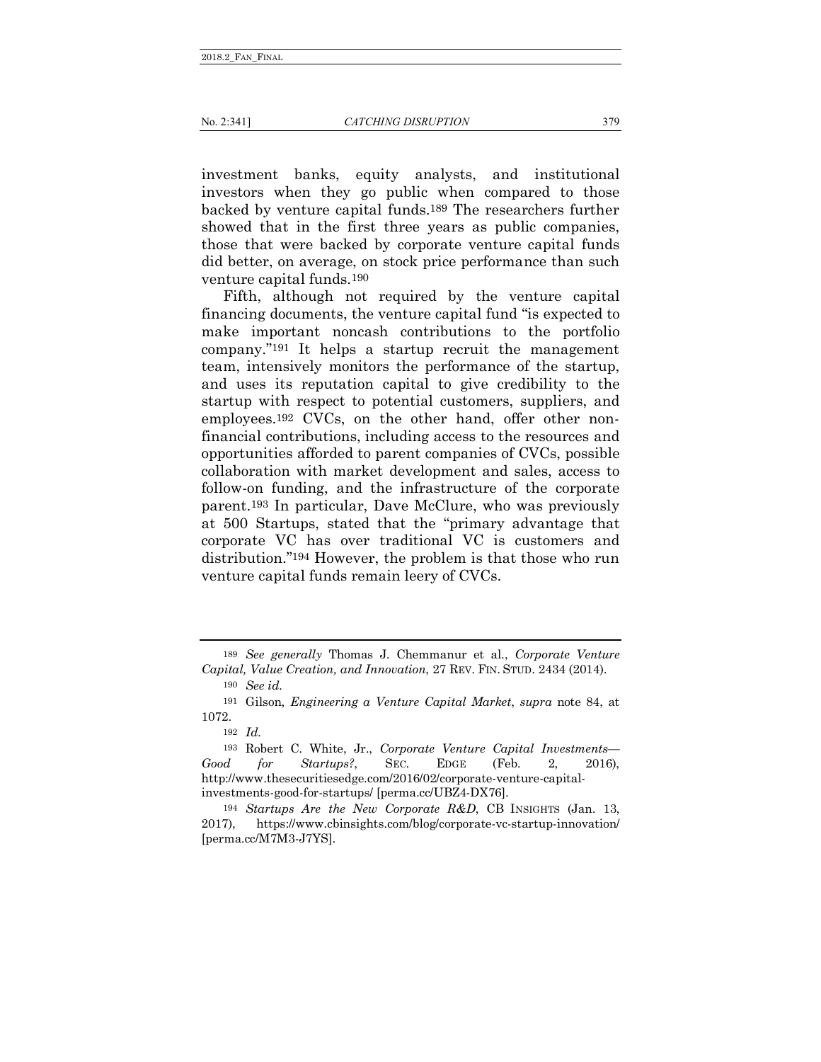investment banks, equity analysts, and institutional investors when they go public when compared to those backed by venture capital funds.[189] The researchers further showed that in the first three years as public companies, those that were backed by corporate venture capital funds did better, on average, on stock price performance than such venture capital funds.[190]

Fifth, although not required by the venture capital financing documents, the venture capital fund "is expected to make important noncash contributions to the portfolio company."[191] It helps a startup recruit the management team, intensively monitors the performance of the startup, and uses its reputation capital to give credibility to the startup with respect to potential customers, suppliers, and employees.[192] CVCs, on the other hand, offer other non-financial contributions, including access to the resources and opportunities afforded to parent companies of CVCs, possible collaboration with market development and sales, access to follow-on funding, and the infrastructure of the corporate parent.[193] In particular, Dave McClure, who was previously at 500 Startups, stated that the "primary advantage that corporate VC has over traditional VC is customers and distribution."[194] However, the problem is that those who run venture capital funds remain leery of CVCs.

---

[189] *See generally* Thomas J. Chemmanur et al., *Corporate Venture Capital, Value Creation, and Innovation*, 27 REV. FIN. STUD. 2434 (2014).

[190] *See id.*

[191] Gilson, *Engineering a Venture Capital Market*, *supra* note 84, at 1072.

[192] *Id.*

[193] Robert C. White, Jr., *Corporate Venture Capital Investments—Good for Startups?*, SEC. EDGE (Feb. 2, 2016), http://www.thesecuritiesedge.com/2016/02/corporate-venture-capital-investments-good-for-startups/ [perma.cc/UBZ4-DX76].

[194] *Startups Are the New Corporate R&D*, CB INSIGHTS (Jan. 13, 2017), https://www.cbinsights.com/blog/corporate-vc-startup-innovation/ [perma.cc/M7M3-J7YS].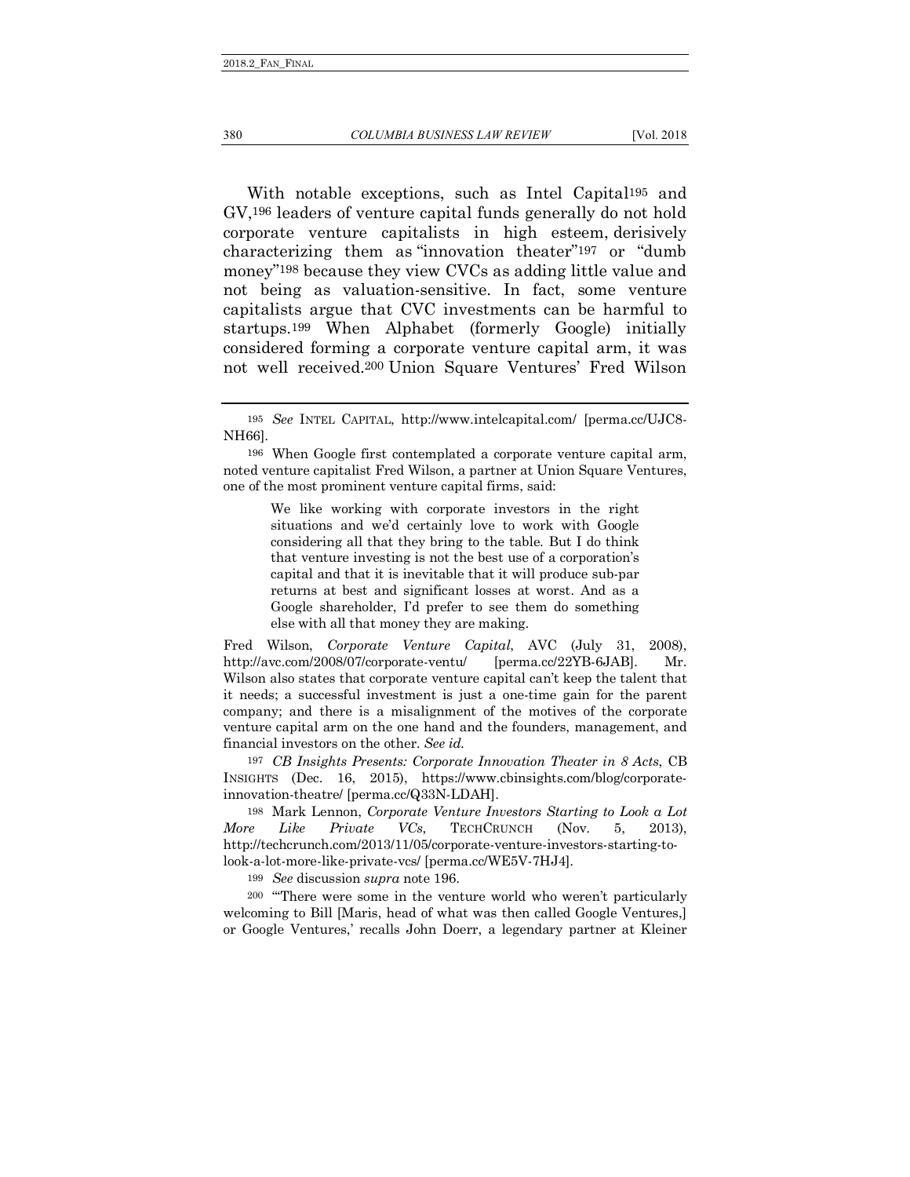With notable exceptions, such as Intel Capital[195] and GV,[196] leaders of venture capital funds generally do not hold corporate venture capitalists in high esteem, derisively characterizing them as "innovation theater"[197] or "dumb money"[198] because they view CVCs as adding little value and not being as valuation-sensitive. In fact, some venture capitalists argue that CVC investments can be harmful to startups.[199] When Alphabet (formerly Google) initially considered forming a corporate venture capital arm, it was not well received.[200] Union Square Ventures' Fred Wilson

---

[195] *See* INTEL CAPITAL, http://www.intelcapital.com/ [perma.cc/UJC8-NH66].

[196] When Google first contemplated a corporate venture capital arm, noted venture capitalist Fred Wilson, a partner at Union Square Ventures, one of the most prominent venture capital firms, said:

> We like working with corporate investors in the right situations and we'd certainly love to work with Google considering all that they bring to the table. But I do think that venture investing is not the best use of a corporation's capital and that it is inevitable that it will produce sub-par returns at best and significant losses at worst. And as a Google shareholder, I'd prefer to see them do something else with all that money they are making.

Fred Wilson, *Corporate Venture Capital*, AVC (July 31, 2008), http://avc.com/2008/07/corporate-ventu/ [perma.cc/22YB-6JAB]. Mr. Wilson also states that corporate venture capital can't keep the talent that it needs; a successful investment is just a one-time gain for the parent company; and there is a misalignment of the motives of the corporate venture capital arm on the one hand and the founders, management, and financial investors on the other. *See id.*

[197] *CB Insights Presents: Corporate Innovation Theater in 8 Acts*, CB INSIGHTS (Dec. 16, 2015), https://www.cbinsights.com/blog/corporate-innovation-theatre/ [perma.cc/Q33N-LDAH].

[198] Mark Lennon, *Corporate Venture Investors Starting to Look a Lot More Like Private VCs*, TECHCRUNCH (Nov. 5, 2013), http://techcrunch.com/2013/11/05/corporate-venture-investors-starting-to-look-a-lot-more-like-private-vcs/ [perma.cc/WE5V-7HJ4].

[199] *See* discussion *supra* note 196.

[200] "'There were some in the venture world who weren't particularly welcoming to Bill [Maris, head of what was then called Google Ventures,] or Google Ventures,' recalls John Doerr, a legendary partner at Kleiner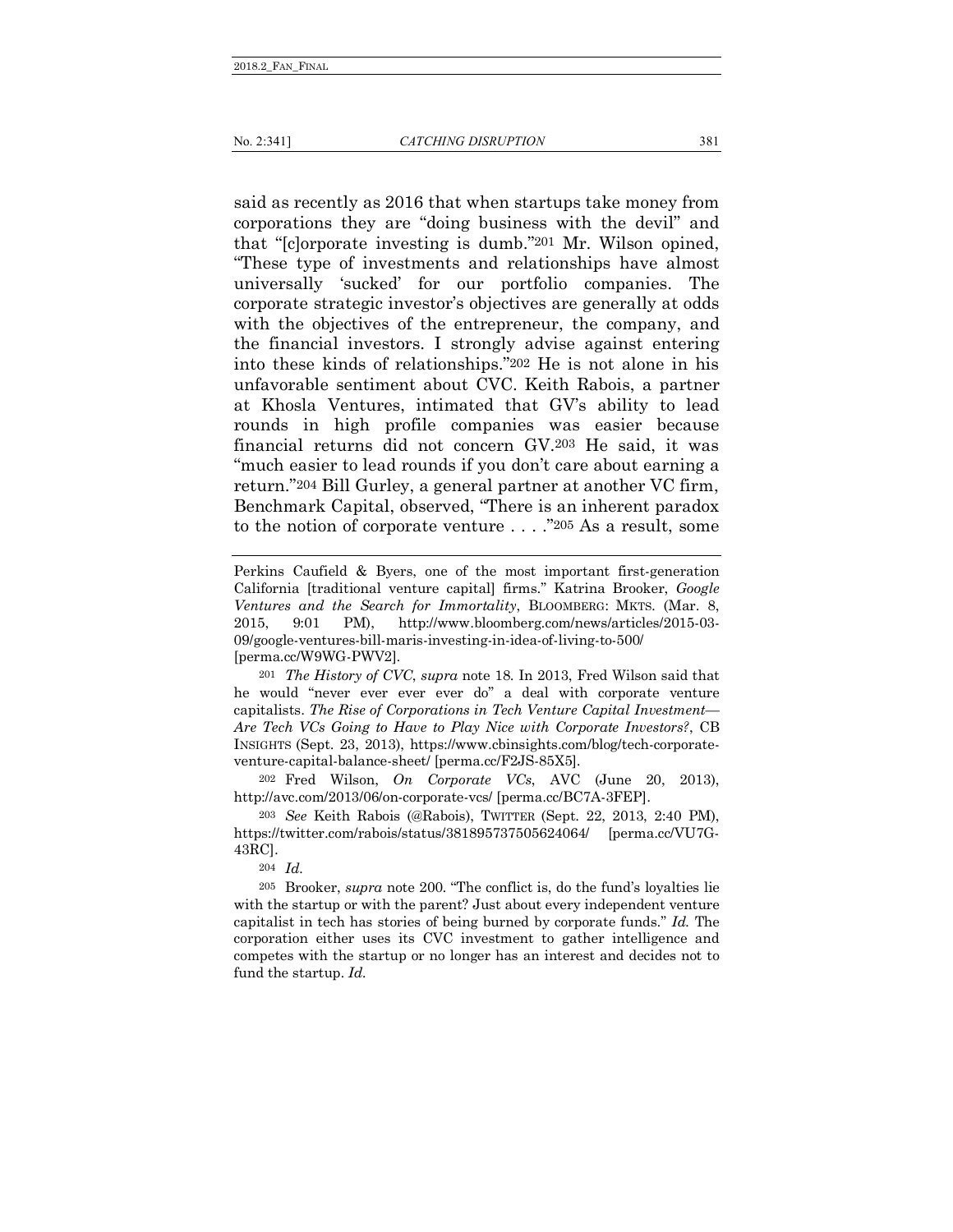said as recently as 2016 that when startups take money from corporations they are "doing business with the devil" and that "[c]orporate investing is dumb."[201] Mr. Wilson opined, "These type of investments and relationships have almost universally 'sucked' for our portfolio companies. The corporate strategic investor's objectives are generally at odds with the objectives of the entrepreneur, the company, and the financial investors. I strongly advise against entering into these kinds of relationships."[202] He is not alone in his unfavorable sentiment about CVC. Keith Rabois, a partner at Khosla Ventures, intimated that GV's ability to lead rounds in high profile companies was easier because financial returns did not concern GV.[203] He said, it was "much easier to lead rounds if you don't care about earning a return."[204] Bill Gurley, a general partner at another VC firm, Benchmark Capital, observed, "There is an inherent paradox to the notion of corporate venture . . . ."[205] As a result, some

---

Perkins Caufield & Byers, one of the most important first-generation California [traditional venture capital] firms." Katrina Brooker, *Google Ventures and the Search for Immortality*, BLOOMBERG: MKTS. (Mar. 8, 2015, 9:01 PM), http://www.bloomberg.com/news/articles/2015-03-09/google-ventures-bill-maris-investing-in-idea-of-living-to-500/ [perma.cc/W9WG-PWV2].

[201] *The History of CVC*, *supra* note 18. In 2013, Fred Wilson said that he would "never ever ever ever do" a deal with corporate venture capitalists. *The Rise of Corporations in Tech Venture Capital Investment—Are Tech VCs Going to Have to Play Nice with Corporate Investors?*, CB INSIGHTS (Sept. 23, 2013), https://www.cbinsights.com/blog/tech-corporate-venture-capital-balance-sheet/ [perma.cc/F2JS-85X5].

[202] Fred Wilson, *On Corporate VCs*, AVC (June 20, 2013), http://avc.com/2013/06/on-corporate-vcs/ [perma.cc/BC7A-3FEP].

[203] *See* Keith Rabois (@Rabois), TWITTER (Sept. 22, 2013, 2:40 PM), https://twitter.com/rabois/status/381895737505624064/ [perma.cc/VU7G-43RC].

[204] *Id.*

[205] Brooker, *supra* note 200. "The conflict is, do the fund's loyalties lie with the startup or with the parent? Just about every independent venture capitalist in tech has stories of being burned by corporate funds." *Id.* The corporation either uses its CVC investment to gather intelligence and competes with the startup or no longer has an interest and decides not to fund the startup. *Id.*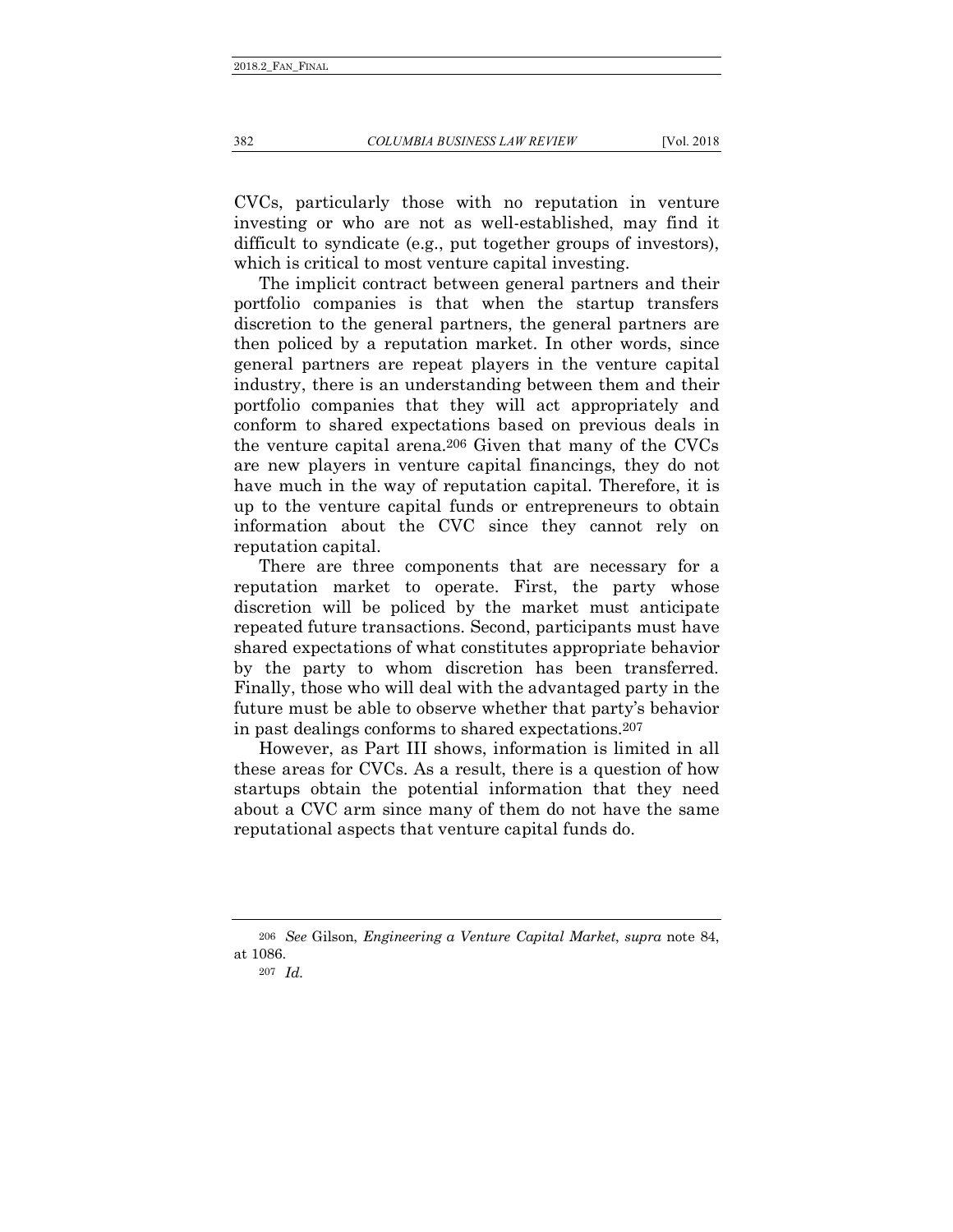CVCs, particularly those with no reputation in venture investing or who are not as well-established, may find it difficult to syndicate (e.g., put together groups of investors), which is critical to most venture capital investing.

The implicit contract between general partners and their portfolio companies is that when the startup transfers discretion to the general partners, the general partners are then policed by a reputation market. In other words, since general partners are repeat players in the venture capital industry, there is an understanding between them and their portfolio companies that they will act appropriately and conform to shared expectations based on previous deals in the venture capital arena.[206] Given that many of the CVCs are new players in venture capital financings, they do not have much in the way of reputation capital. Therefore, it is up to the venture capital funds or entrepreneurs to obtain information about the CVC since they cannot rely on reputation capital.

There are three components that are necessary for a reputation market to operate. First, the party whose discretion will be policed by the market must anticipate repeated future transactions. Second, participants must have shared expectations of what constitutes appropriate behavior by the party to whom discretion has been transferred. Finally, those who will deal with the advantaged party in the future must be able to observe whether that party's behavior in past dealings conforms to shared expectations.[207]

However, as Part III shows, information is limited in all these areas for CVCs. As a result, there is a question of how startups obtain the potential information that they need about a CVC arm since many of them do not have the same reputational aspects that venture capital funds do.

---

[206] *See* Gilson, *Engineering a Venture Capital Market*, *supra* note 84, at 1086.

[207] *Id.*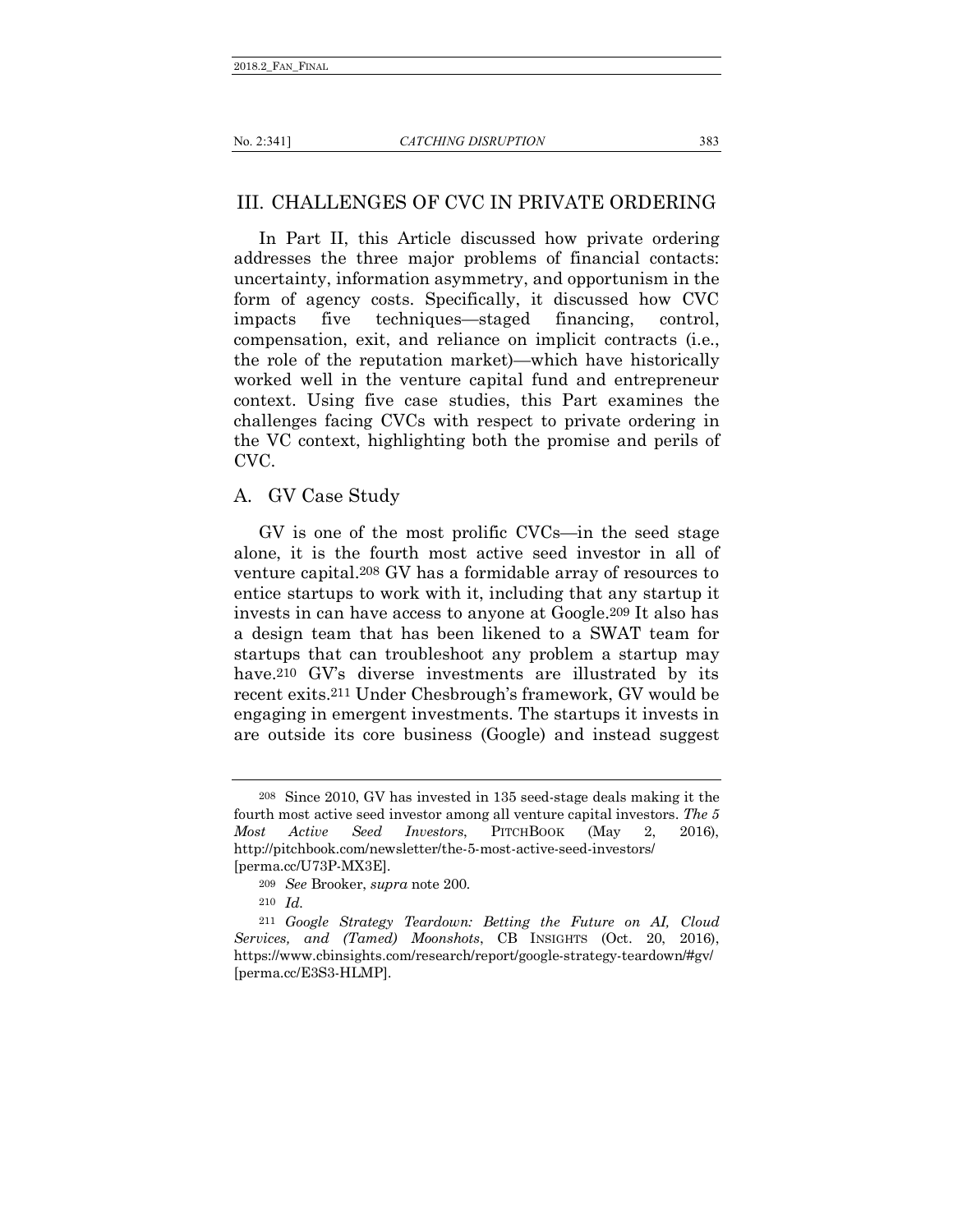# III. CHALLENGES OF CVC IN PRIVATE ORDERING

In Part II, this Article discussed how private ordering addresses the three major problems of financial contacts: uncertainty, information asymmetry, and opportunism in the form of agency costs. Specifically, it discussed how CVC impacts five techniques—staged financing, control, compensation, exit, and reliance on implicit contracts (i.e., the role of the reputation market)—which have historically worked well in the venture capital fund and entrepreneur context. Using five case studies, this Part examines the challenges facing CVCs with respect to private ordering in the VC context, highlighting both the promise and perils of CVC.

## A. GV Case Study

GV is one of the most prolific CVCs—in the seed stage alone, it is the fourth most active seed investor in all of venture capital.[208] GV has a formidable array of resources to entice startups to work with it, including that any startup it invests in can have access to anyone at Google.[209] It also has a design team that has been likened to a SWAT team for startups that can troubleshoot any problem a startup may have.[210] GV's diverse investments are illustrated by its recent exits.[211] Under Chesbrough's framework, GV would be engaging in emergent investments. The startups it invests in are outside its core business (Google) and instead suggest

---

[208] Since 2010, GV has invested in 135 seed-stage deals making it the fourth most active seed investor among all venture capital investors. *The 5 Most Active Seed Investors*, PITCHBOOK (May 2, 2016), http://pitchbook.com/newsletter/the-5-most-active-seed-investors/ [perma.cc/U73P-MX3E].

[209] *See* Brooker, *supra* note 200.

[210] *Id.*

[211] *Google Strategy Teardown: Betting the Future on AI, Cloud Services, and (Tamed) Moonshots*, CB INSIGHTS (Oct. 20, 2016), https://www.cbinsights.com/research/report/google-strategy-teardown/#gv/ [perma.cc/E3S3-HLMP].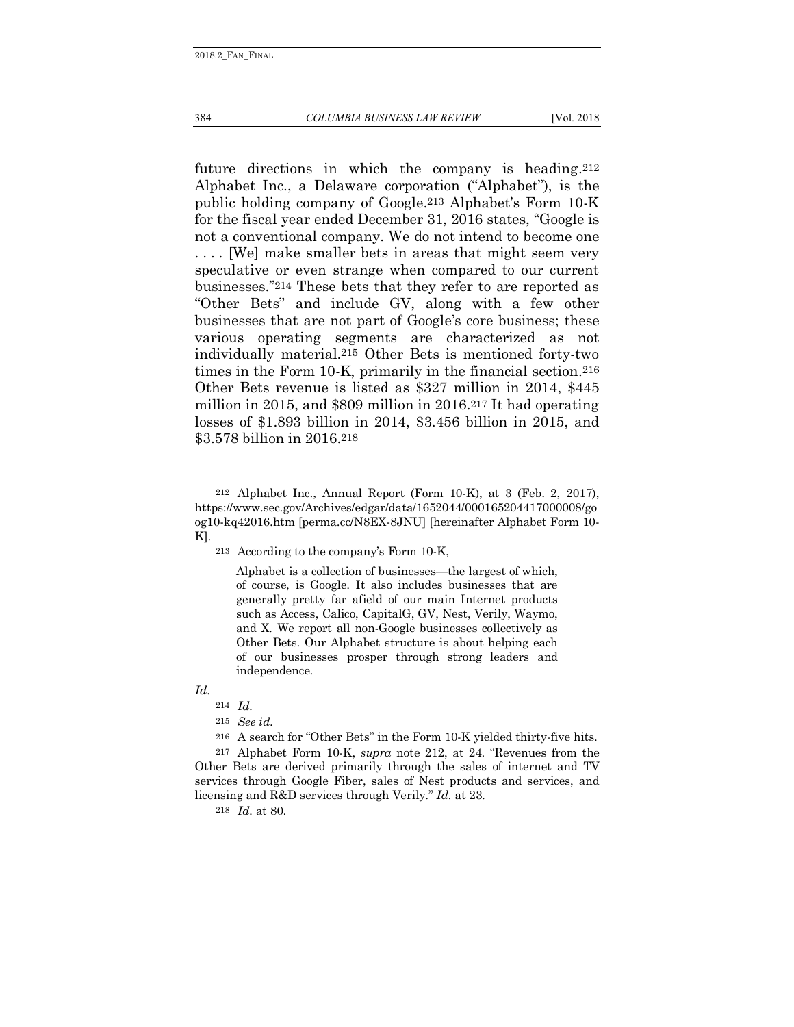future directions in which the company is heading.[212] Alphabet Inc., a Delaware corporation ("Alphabet"), is the public holding company of Google.[213] Alphabet's Form 10-K for the fiscal year ended December 31, 2016 states, "Google is not a conventional company. We do not intend to become one . . . . [We] make smaller bets in areas that might seem very speculative or even strange when compared to our current businesses."[214] These bets that they refer to are reported as "Other Bets" and include GV, along with a few other businesses that are not part of Google's core business; these various operating segments are characterized as not individually material.[215] Other Bets is mentioned forty-two times in the Form 10-K, primarily in the financial section.[216] Other Bets revenue is listed as $327 million in 2014, $445 million in 2015, and $809 million in 2016.[217] It had operating losses of $1.893 billion in 2014, $3.456 billion in 2015, and $3.578 billion in 2016.[218]

---

[212] Alphabet Inc., Annual Report (Form 10-K), at 3 (Feb. 2, 2017), https://www.sec.gov/Archives/edgar/data/1652044/000165204417000008/goog10-kq42016.htm [perma.cc/N8EX-8JNU] [hereinafter Alphabet Form 10-K].

[213] According to the company's Form 10-K,

> Alphabet is a collection of businesses—the largest of which, of course, is Google. It also includes businesses that are generally pretty far afield of our main Internet products such as Access, Calico, CapitalG, GV, Nest, Verily, Waymo, and X. We report all non-Google businesses collectively as Other Bets. Our Alphabet structure is about helping each of our businesses prosper through strong leaders and independence.

*Id.*

[214] *Id.*

[215] *See id.*

[216] A search for "Other Bets" in the Form 10-K yielded thirty-five hits.

[217] Alphabet Form 10-K, *supra* note 212, at 24. "Revenues from the Other Bets are derived primarily through the sales of internet and TV services through Google Fiber, sales of Nest products and services, and licensing and R&D services through Verily." *Id.* at 23.

[218] *Id.* at 80.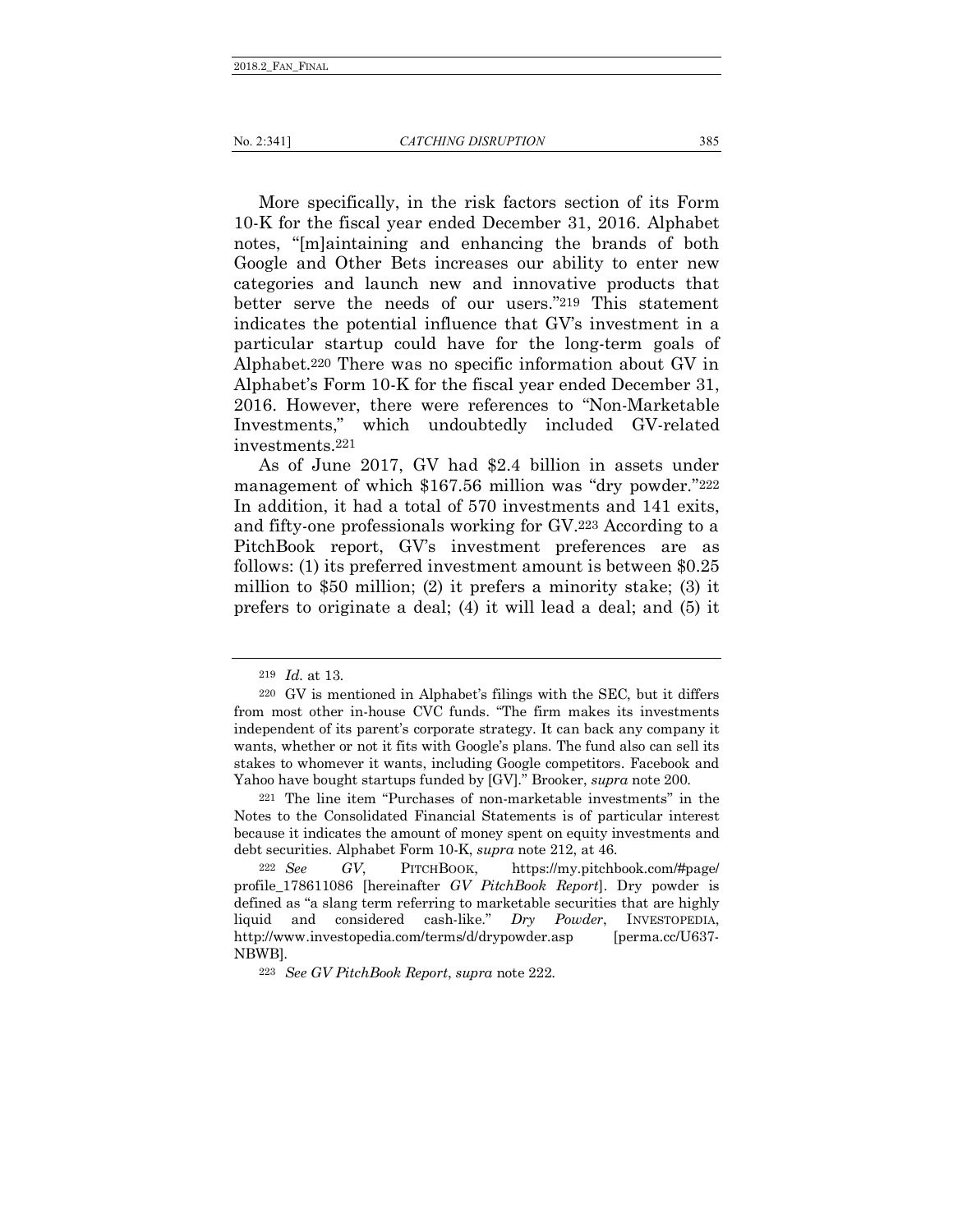More specifically, in the risk factors section of its Form 10-K for the fiscal year ended December 31, 2016. Alphabet notes, "[m]aintaining and enhancing the brands of both Google and Other Bets increases our ability to enter new categories and launch new and innovative products that better serve the needs of our users."[219] This statement indicates the potential influence that GV's investment in a particular startup could have for the long-term goals of Alphabet.[220] There was no specific information about GV in Alphabet's Form 10-K for the fiscal year ended December 31, 2016. However, there were references to "Non-Marketable Investments," which undoubtedly included GV-related investments.[221]

As of June 2017, GV had $2.4 billion in assets under management of which $167.56 million was "dry powder."[222] In addition, it had a total of 570 investments and 141 exits, and fifty-one professionals working for GV.[223] According to a PitchBook report, GV's investment preferences are as follows: (1) its preferred investment amount is between $0.25 million to $50 million; (2) it prefers a minority stake; (3) it prefers to originate a deal; (4) it will lead a deal; and (5) it

---

219 *Id.* at 13.

220 GV is mentioned in Alphabet's filings with the SEC, but it differs from most other in-house CVC funds. "The firm makes its investments independent of its parent's corporate strategy. It can back any company it wants, whether or not it fits with Google's plans. The fund also can sell its stakes to whomever it wants, including Google competitors. Facebook and Yahoo have bought startups funded by [GV]." Brooker, *supra* note 200.

221 The line item "Purchases of non-marketable investments" in the Notes to the Consolidated Financial Statements is of particular interest because it indicates the amount of money spent on equity investments and debt securities. Alphabet Form 10-K, *supra* note 212, at 46.

222 *See GV*, PITCHBOOK, https://my.pitchbook.com/#page/profile_178611086 [hereinafter *GV PitchBook Report*]. Dry powder is defined as "a slang term referring to marketable securities that are highly liquid and considered cash-like." *Dry Powder*, INVESTOPEDIA, http://www.investopedia.com/terms/d/drypowder.asp [perma.cc/U637-NBWB].

223 *See GV PitchBook Report*, *supra* note 222.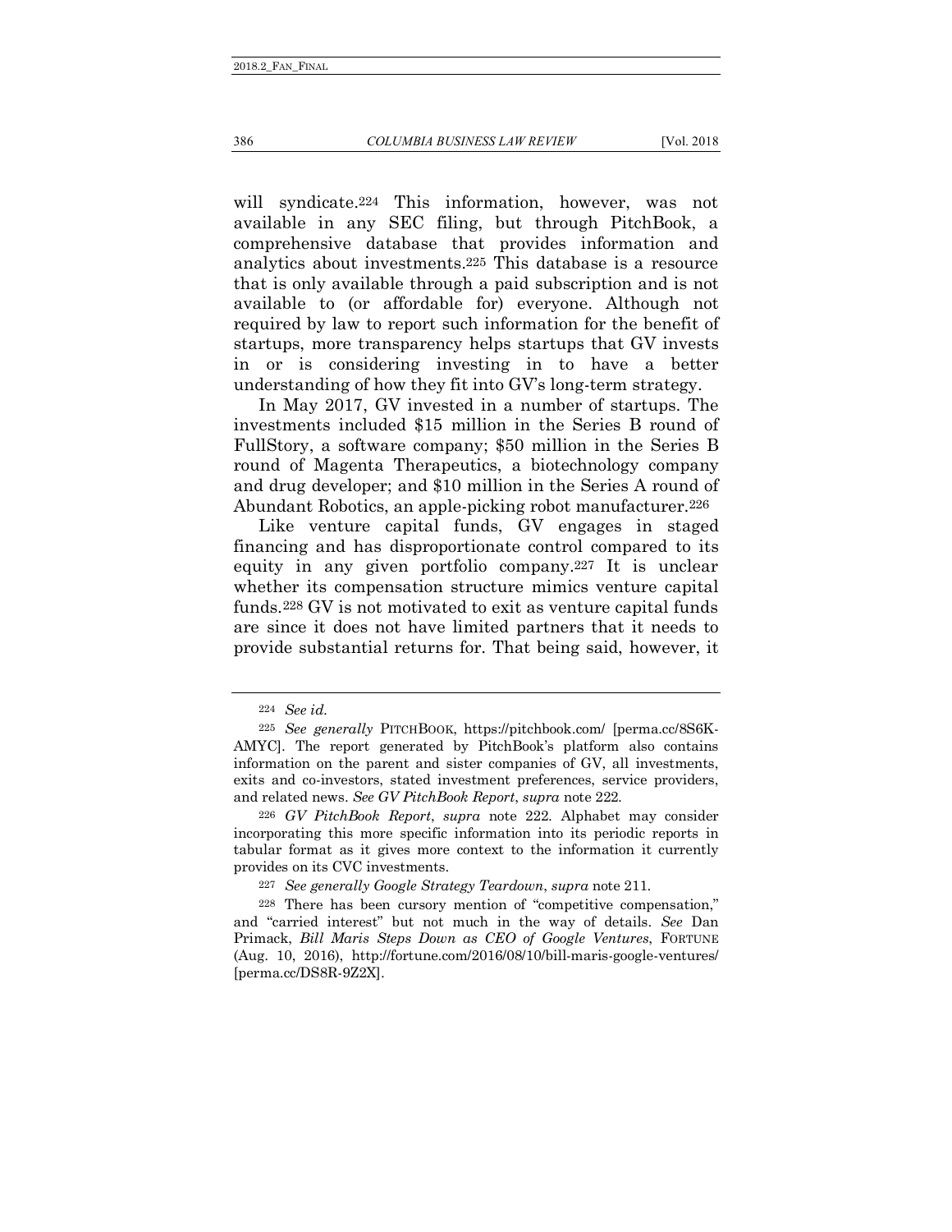will syndicate.[224] This information, however, was not available in any SEC filing, but through PitchBook, a comprehensive database that provides information and analytics about investments.[225] This database is a resource that is only available through a paid subscription and is not available to (or affordable for) everyone. Although not required by law to report such information for the benefit of startups, more transparency helps startups that GV invests in or is considering investing in to have a better understanding of how they fit into GV's long-term strategy.

In May 2017, GV invested in a number of startups. The investments included $15 million in the Series B round of FullStory, a software company; $50 million in the Series B round of Magenta Therapeutics, a biotechnology company and drug developer; and $10 million in the Series A round of Abundant Robotics, an apple-picking robot manufacturer.[226]

Like venture capital funds, GV engages in staged financing and has disproportionate control compared to its equity in any given portfolio company.[227] It is unclear whether its compensation structure mimics venture capital funds.[228] GV is not motivated to exit as venture capital funds are since it does not have limited partners that it needs to provide substantial returns for. That being said, however, it

---

[224] *See id.*

[225] *See generally* PITCHBOOK, https://pitchbook.com/ [perma.cc/8S6K-AMYC]. The report generated by PitchBook's platform also contains information on the parent and sister companies of GV, all investments, exits and co-investors, stated investment preferences, service providers, and related news. *See GV PitchBook Report*, *supra* note 222.

[226] *GV PitchBook Report*, *supra* note 222. Alphabet may consider incorporating this more specific information into its periodic reports in tabular format as it gives more context to the information it currently provides on its CVC investments.

[227] *See generally Google Strategy Teardown*, *supra* note 211.

[228] There has been cursory mention of "competitive compensation," and "carried interest" but not much in the way of details. *See* Dan Primack, *Bill Maris Steps Down as CEO of Google Ventures*, FORTUNE (Aug. 10, 2016), http://fortune.com/2016/08/10/bill-maris-google-ventures/ [perma.cc/DS8R-9Z2X].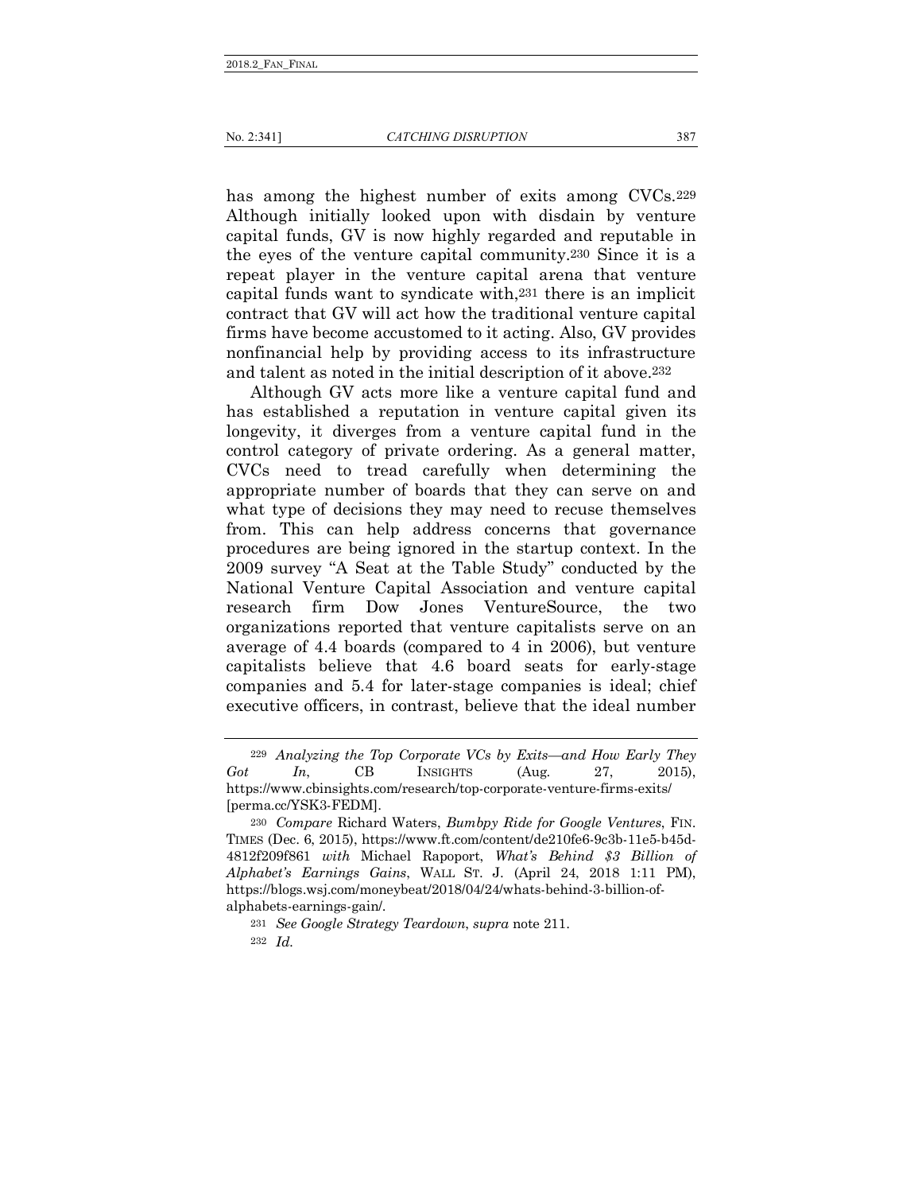has among the highest number of exits among CVCs.[229] Although initially looked upon with disdain by venture capital funds, GV is now highly regarded and reputable in the eyes of the venture capital community.[230] Since it is a repeat player in the venture capital arena that venture capital funds want to syndicate with,[231] there is an implicit contract that GV will act how the traditional venture capital firms have become accustomed to it acting. Also, GV provides nonfinancial help by providing access to its infrastructure and talent as noted in the initial description of it above.[232]

Although GV acts more like a venture capital fund and has established a reputation in venture capital given its longevity, it diverges from a venture capital fund in the control category of private ordering. As a general matter, CVCs need to tread carefully when determining the appropriate number of boards that they can serve on and what type of decisions they may need to recuse themselves from. This can help address concerns that governance procedures are being ignored in the startup context. In the 2009 survey "A Seat at the Table Study" conducted by the National Venture Capital Association and venture capital research firm Dow Jones VentureSource, the two organizations reported that venture capitalists serve on an average of 4.4 boards (compared to 4 in 2006), but venture capitalists believe that 4.6 board seats for early-stage companies and 5.4 for later-stage companies is ideal; chief executive officers, in contrast, believe that the ideal number

---

[229] *Analyzing the Top Corporate VCs by Exits—and How Early They Got In*, CB INSIGHTS (Aug. 27, 2015), https://www.cbinsights.com/research/top-corporate-venture-firms-exits/ [perma.cc/YSK3-FEDM].

[230] *Compare* Richard Waters, *Bumbpy Ride for Google Ventures*, FIN. TIMES (Dec. 6, 2015), https://www.ft.com/content/de210fe6-9c3b-11e5-b45d-4812f209f861 *with* Michael Rapoport, *What's Behind $3 Billion of Alphabet's Earnings Gains*, WALL ST. J. (April 24, 2018 1:11 PM), https://blogs.wsj.com/moneybeat/2018/04/24/whats-behind-3-billion-of-alphabets-earnings-gain/.

[231] *See Google Strategy Teardown*, *supra* note 211.

[232] *Id.*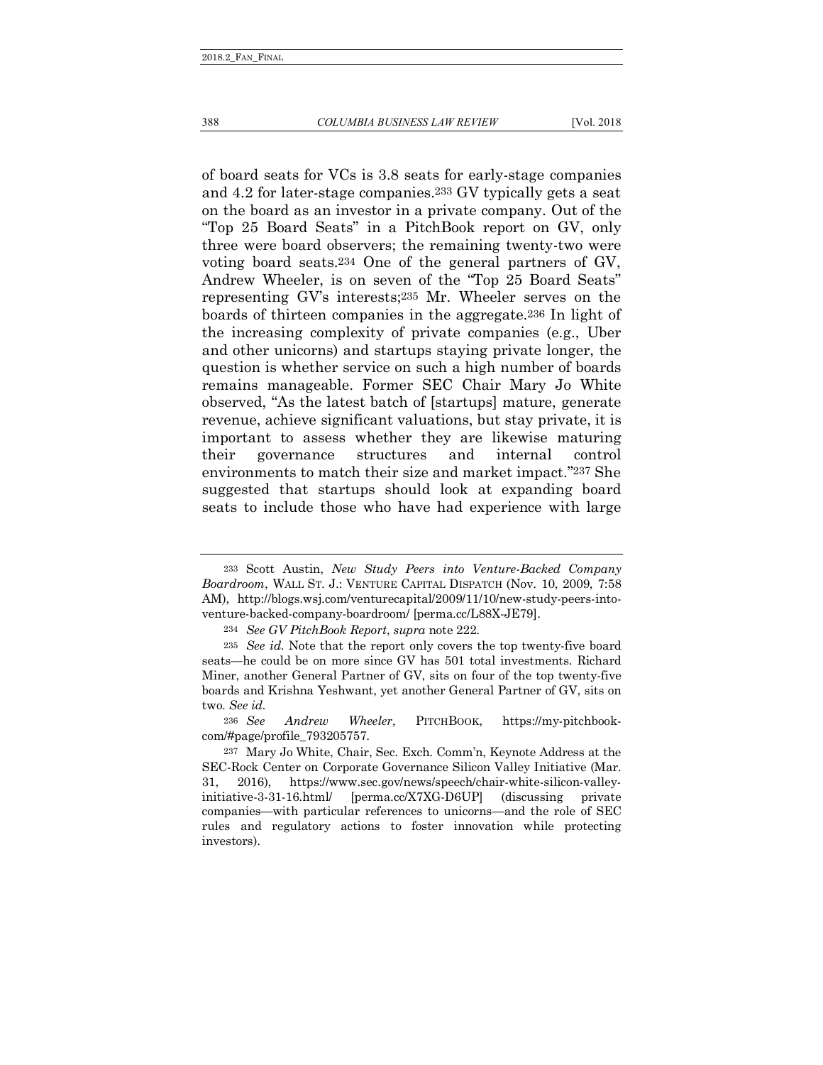of board seats for VCs is 3.8 seats for early-stage companies and 4.2 for later-stage companies.[233] GV typically gets a seat on the board as an investor in a private company. Out of the "Top 25 Board Seats" in a PitchBook report on GV, only three were board observers; the remaining twenty-two were voting board seats.[234] One of the general partners of GV, Andrew Wheeler, is on seven of the "Top 25 Board Seats" representing GV's interests;[235] Mr. Wheeler serves on the boards of thirteen companies in the aggregate.[236] In light of the increasing complexity of private companies (e.g., Uber and other unicorns) and startups staying private longer, the question is whether service on such a high number of boards remains manageable. Former SEC Chair Mary Jo White observed, "As the latest batch of [startups] mature, generate revenue, achieve significant valuations, but stay private, it is important to assess whether they are likewise maturing their governance structures and internal control environments to match their size and market impact."[237] She suggested that startups should look at expanding board seats to include those who have had experience with large

---

[233] Scott Austin, *New Study Peers into Venture-Backed Company Boardroom*, WALL ST. J.: VENTURE CAPITAL DISPATCH (Nov. 10, 2009, 7:58 AM), http://blogs.wsj.com/venturecapital/2009/11/10/new-study-peers-into-venture-backed-company-boardroom/ [perma.cc/L88X-JE79].

[234] *See GV PitchBook Report*, *supra* note 222.

[235] *See id.* Note that the report only covers the top twenty-five board seats—he could be on more since GV has 501 total investments. Richard Miner, another General Partner of GV, sits on four of the top twenty-five boards and Krishna Yeshwant, yet another General Partner of GV, sits on two. *See id.*

[236] *See Andrew Wheeler*, PITCHBOOK, https://my-pitchbook-com/#page/profile_793205757.

[237] Mary Jo White, Chair, Sec. Exch. Comm'n, Keynote Address at the SEC-Rock Center on Corporate Governance Silicon Valley Initiative (Mar. 31, 2016), https://www.sec.gov/news/speech/chair-white-silicon-valley-initiative-3-31-16.html/ [perma.cc/X7XG-D6UP] (discussing private companies—with particular references to unicorns—and the role of SEC rules and regulatory actions to foster innovation while protecting investors).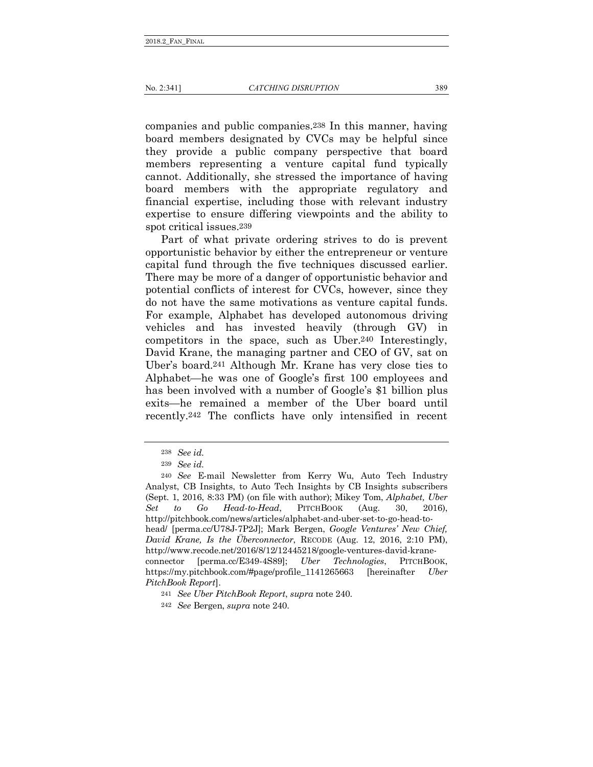companies and public companies.[238] In this manner, having board members designated by CVCs may be helpful since they provide a public company perspective that board members representing a venture capital fund typically cannot. Additionally, she stressed the importance of having board members with the appropriate regulatory and financial expertise, including those with relevant industry expertise to ensure differing viewpoints and the ability to spot critical issues.[239]

Part of what private ordering strives to do is prevent opportunistic behavior by either the entrepreneur or venture capital fund through the five techniques discussed earlier. There may be more of a danger of opportunistic behavior and potential conflicts of interest for CVCs, however, since they do not have the same motivations as venture capital funds. For example, Alphabet has developed autonomous driving vehicles and has invested heavily (through GV) in competitors in the space, such as Uber.[240] Interestingly, David Krane, the managing partner and CEO of GV, sat on Uber's board.[241] Although Mr. Krane has very close ties to Alphabet—he was one of Google's first 100 employees and has been involved with a number of Google's $1 billion plus exits—he remained a member of the Uber board until recently.[242] The conflicts have only intensified in recent

---

[238] *See id.*

[239] *See id.*

[240] *See* E-mail Newsletter from Kerry Wu, Auto Tech Industry Analyst, CB Insights, to Auto Tech Insights by CB Insights subscribers (Sept. 1, 2016, 8:33 PM) (on file with author); Mikey Tom, *Alphabet, Uber Set to Go Head-to-Head*, PITCHBOOK (Aug. 30, 2016), http://pitchbook.com/news/articles/alphabet-and-uber-set-to-go-head-to-head/ [perma.cc/U78J-7P2J]; Mark Bergen, *Google Ventures' New Chief, David Krane, Is the Überconnector*, RECODE (Aug. 12, 2016, 2:10 PM), http://www.recode.net/2016/8/12/12445218/google-ventures-david-krane-connector [perma.cc/E349-4S89]; *Uber Technologies*, PITCHBOOK, https://my.pitchbook.com/#page/profile_1141265663 [hereinafter *Uber PitchBook Report*].

[241] *See Uber PitchBook Report*, *supra* note 240.

[242] *See* Bergen, *supra* note 240.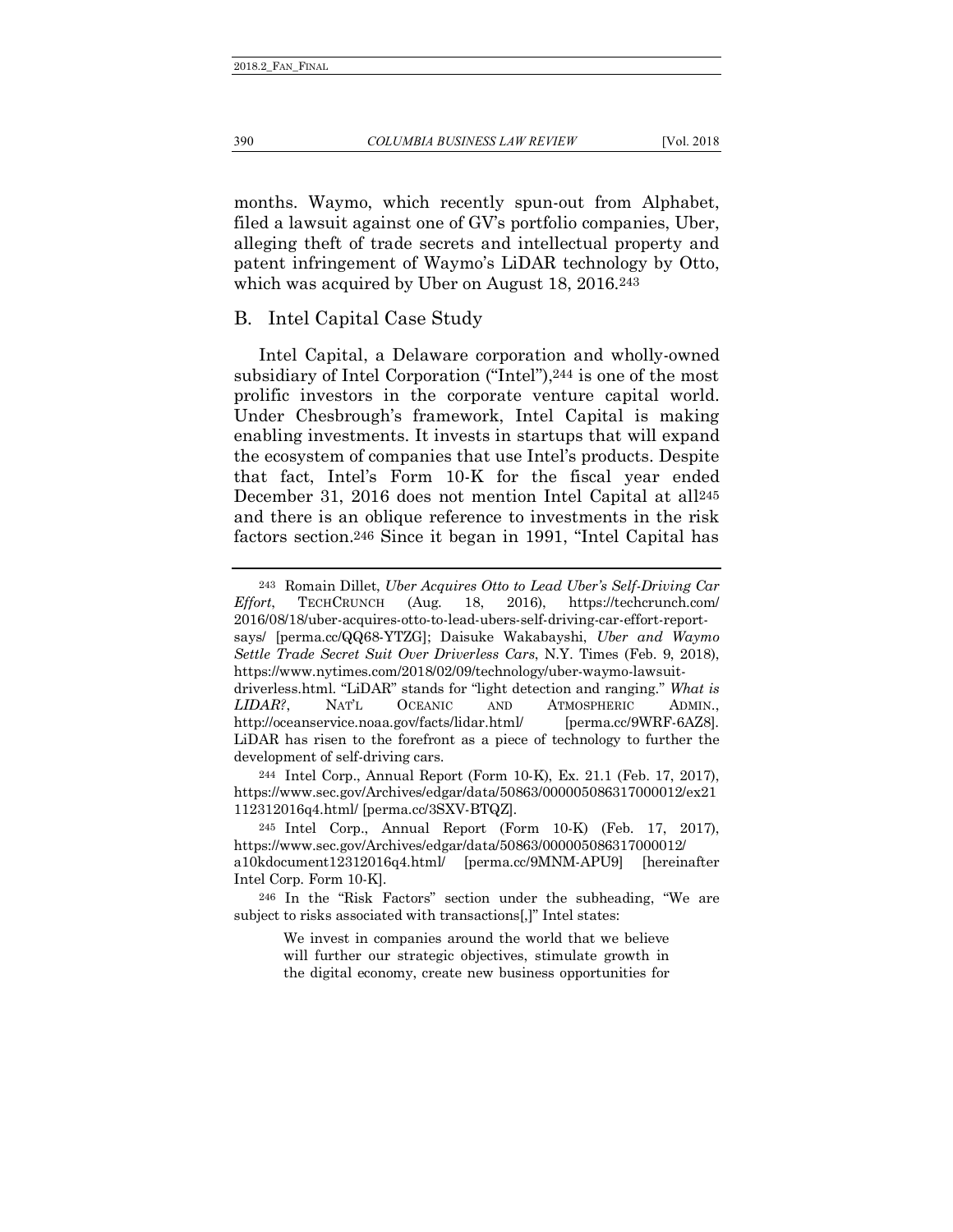months. Waymo, which recently spun-out from Alphabet, filed a lawsuit against one of GV's portfolio companies, Uber, alleging theft of trade secrets and intellectual property and patent infringement of Waymo's LiDAR technology by Otto, which was acquired by Uber on August 18, 2016.[243]

## B. Intel Capital Case Study

Intel Capital, a Delaware corporation and wholly-owned subsidiary of Intel Corporation ("Intel"),[244] is one of the most prolific investors in the corporate venture capital world. Under Chesbrough's framework, Intel Capital is making enabling investments. It invests in startups that will expand the ecosystem of companies that use Intel's products. Despite that fact, Intel's Form 10-K for the fiscal year ended December 31, 2016 does not mention Intel Capital at all[245] and there is an oblique reference to investments in the risk factors section.[246] Since it began in 1991, "Intel Capital has

---

[243] Romain Dillet, *Uber Acquires Otto to Lead Uber's Self-Driving Car Effort*, TECHCRUNCH (Aug. 18, 2016), https://techcrunch.com/2016/08/18/uber-acquires-otto-to-lead-ubers-self-driving-car-effort-report-says/ [perma.cc/QQ68-YTZG]; Daisuke Wakabayshi, *Uber and Waymo Settle Trade Secret Suit Over Driverless Cars*, N.Y. Times (Feb. 9, 2018), https://www.nytimes.com/2018/02/09/technology/uber-waymo-lawsuit-driverless.html. "LiDAR" stands for "light detection and ranging." *What is LIDAR?*, NAT'L OCEANIC AND ATMOSPHERIC ADMIN., http://oceanservice.noaa.gov/facts/lidar.html/ [perma.cc/9WRF-6AZ8]. LiDAR has risen to the forefront as a piece of technology to further the development of self-driving cars.

[244] Intel Corp., Annual Report (Form 10-K), Ex. 21.1 (Feb. 17, 2017), https://www.sec.gov/Archives/edgar/data/50863/000005086317000012/ex21112312016q4.html/ [perma.cc/3SXV-BTQZ].

[245] Intel Corp., Annual Report (Form 10-K) (Feb. 17, 2017), https://www.sec.gov/Archives/edgar/data/50863/000005086317000012/a10kdocument12312016q4.html/ [perma.cc/9MNM-APU9] [hereinafter Intel Corp. Form 10-K].

[246] In the "Risk Factors" section under the subheading, "We are subject to risks associated with transactions[,]" Intel states:

> We invest in companies around the world that we believe will further our strategic objectives, stimulate growth in the digital economy, create new business opportunities for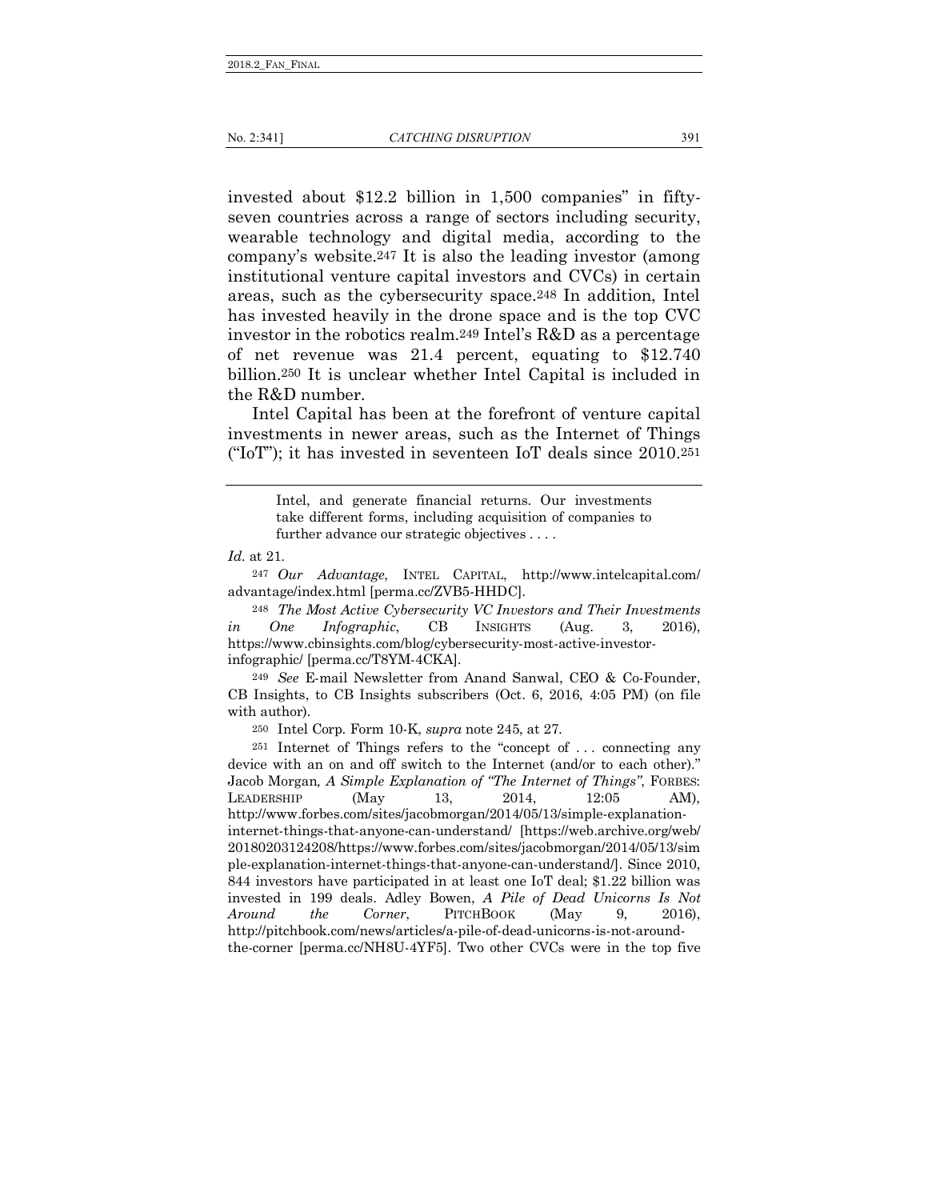invested about $12.2 billion in 1,500 companies" in fifty-seven countries across a range of sectors including security, wearable technology and digital media, according to the company's website.[247] It is also the leading investor (among institutional venture capital investors and CVCs) in certain areas, such as the cybersecurity space.[248] In addition, Intel has invested heavily in the drone space and is the top CVC investor in the robotics realm.[249] Intel's R&D as a percentage of net revenue was 21.4 percent, equating to $12.740 billion.[250] It is unclear whether Intel Capital is included in the R&D number.

Intel Capital has been at the forefront of venture capital investments in newer areas, such as the Internet of Things ("IoT"); it has invested in seventeen IoT deals since 2010.[251]

---

> Intel, and generate financial returns. Our investments take different forms, including acquisition of companies to further advance our strategic objectives . . . .

*Id.* at 21.

[247] *Our Advantage*, INTEL CAPITAL, http://www.intelcapital.com/advantage/index.html [perma.cc/ZVB5-HHDC].

[248] *The Most Active Cybersecurity VC Investors and Their Investments in One Infographic*, CB INSIGHTS (Aug. 3, 2016), https://www.cbinsights.com/blog/cybersecurity-most-active-investor-infographic/ [perma.cc/T8YM-4CKA].

[249] *See* E-mail Newsletter from Anand Sanwal, CEO & Co-Founder, CB Insights, to CB Insights subscribers (Oct. 6, 2016, 4:05 PM) (on file with author).

[250] Intel Corp. Form 10-K, *supra* note 245, at 27.

[251] Internet of Things refers to the "concept of . . . connecting any device with an on and off switch to the Internet (and/or to each other)." Jacob Morgan*, A Simple Explanation of "The Internet of Things"*, FORBES: LEADERSHIP (May 13, 2014, 12:05 AM), http://www.forbes.com/sites/jacobmorgan/2014/05/13/simple-explanation-internet-things-that-anyone-can-understand/ [https://web.archive.org/web/20180203124208/https://www.forbes.com/sites/jacobmorgan/2014/05/13/simple-explanation-internet-things-that-anyone-can-understand/]. Since 2010, 844 investors have participated in at least one IoT deal; $1.22 billion was invested in 199 deals. Adley Bowen, *A Pile of Dead Unicorns Is Not Around the Corner*, PITCHBOOK (May 9, 2016), http://pitchbook.com/news/articles/a-pile-of-dead-unicorns-is-not-around-the-corner [perma.cc/NH8U-4YF5]. Two other CVCs were in the top five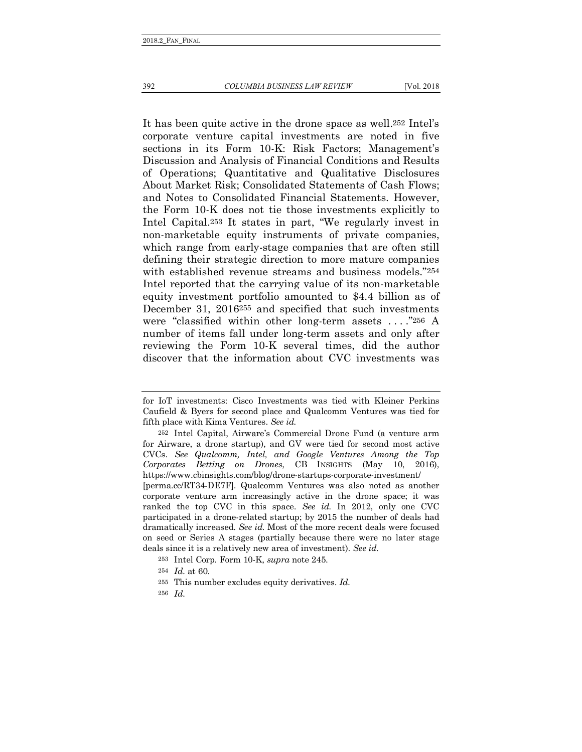It has been quite active in the drone space as well.[252] Intel's corporate venture capital investments are noted in five sections in its Form 10-K: Risk Factors; Management's Discussion and Analysis of Financial Conditions and Results of Operations; Quantitative and Qualitative Disclosures About Market Risk; Consolidated Statements of Cash Flows; and Notes to Consolidated Financial Statements. However, the Form 10-K does not tie those investments explicitly to Intel Capital.[253] It states in part, "We regularly invest in non-marketable equity instruments of private companies, which range from early-stage companies that are often still defining their strategic direction to more mature companies with established revenue streams and business models."[254] Intel reported that the carrying value of its non-marketable equity investment portfolio amounted to $4.4 billion as of December 31, 2016[255] and specified that such investments were "classified within other long-term assets . . . ."[256] A number of items fall under long-term assets and only after reviewing the Form 10-K several times, did the author discover that the information about CVC investments was

---

for IoT investments: Cisco Investments was tied with Kleiner Perkins Caufield & Byers for second place and Qualcomm Ventures was tied for fifth place with Kima Ventures. *See id.*

[252] Intel Capital, Airware's Commercial Drone Fund (a venture arm for Airware, a drone startup), and GV were tied for second most active CVCs. *See Qualcomm, Intel, and Google Ventures Among the Top Corporates Betting on Drones*, CB INSIGHTS (May 10, 2016), https://www.cbinsights.com/blog/drone-startups-corporate-investment/ [perma.cc/RT34-DE7F]. Qualcomm Ventures was also noted as another corporate venture arm increasingly active in the drone space; it was ranked the top CVC in this space. *See id.* In 2012, only one CVC participated in a drone-related startup; by 2015 the number of deals had dramatically increased. *See id.* Most of the more recent deals were focused on seed or Series A stages (partially because there were no later stage deals since it is a relatively new area of investment). *See id.*

[253] Intel Corp. Form 10-K, *supra* note 245.

[254] *Id.* at 60.

[255] This number excludes equity derivatives. *Id.*

[256] *Id.*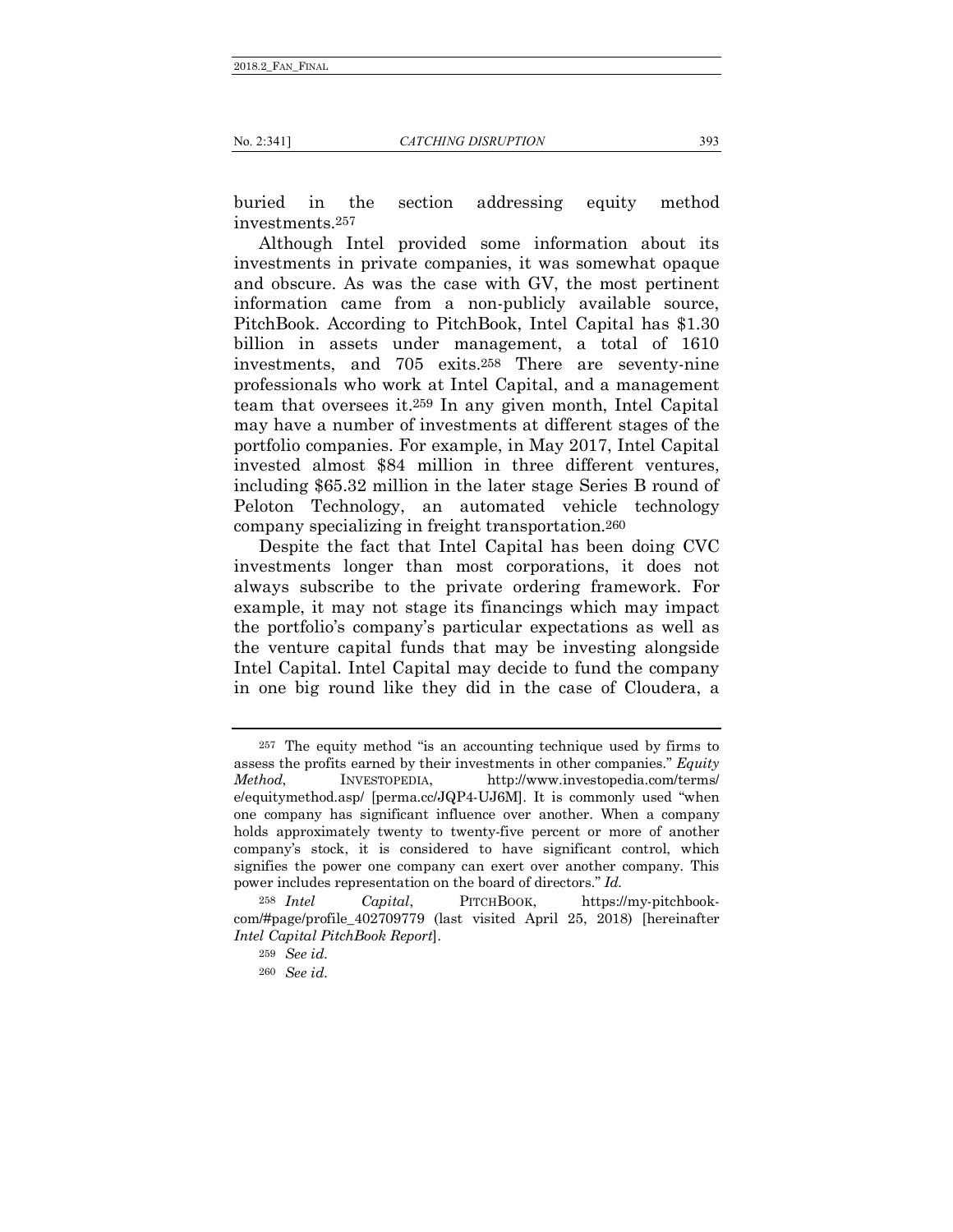buried in the section addressing equity method investments.[257]

Although Intel provided some information about its investments in private companies, it was somewhat opaque and obscure. As was the case with GV, the most pertinent information came from a non-publicly available source, PitchBook. According to PitchBook, Intel Capital has $1.30 billion in assets under management, a total of 1610 investments, and 705 exits.[258] There are seventy-nine professionals who work at Intel Capital, and a management team that oversees it.[259] In any given month, Intel Capital may have a number of investments at different stages of the portfolio companies. For example, in May 2017, Intel Capital invested almost $84 million in three different ventures, including $65.32 million in the later stage Series B round of Peloton Technology, an automated vehicle technology company specializing in freight transportation.[260]

Despite the fact that Intel Capital has been doing CVC investments longer than most corporations, it does not always subscribe to the private ordering framework. For example, it may not stage its financings which may impact the portfolio's company's particular expectations as well as the venture capital funds that may be investing alongside Intel Capital. Intel Capital may decide to fund the company in one big round like they did in the case of Cloudera, a

---

[257] The equity method "is an accounting technique used by firms to assess the profits earned by their investments in other companies." *Equity Method*, INVESTOPEDIA, http://www.investopedia.com/terms/e/equitymethod.asp/ [perma.cc/JQP4-UJ6M]. It is commonly used "when one company has significant influence over another. When a company holds approximately twenty to twenty-five percent or more of another company's stock, it is considered to have significant control, which signifies the power one company can exert over another company. This power includes representation on the board of directors." *Id.*

[258] *Intel Capital*, PITCHBOOK, https://my-pitchbook-com/#page/profile_402709779 (last visited April 25, 2018) [hereinafter *Intel Capital PitchBook Report*].

[259] *See id.*

[260] *See id.*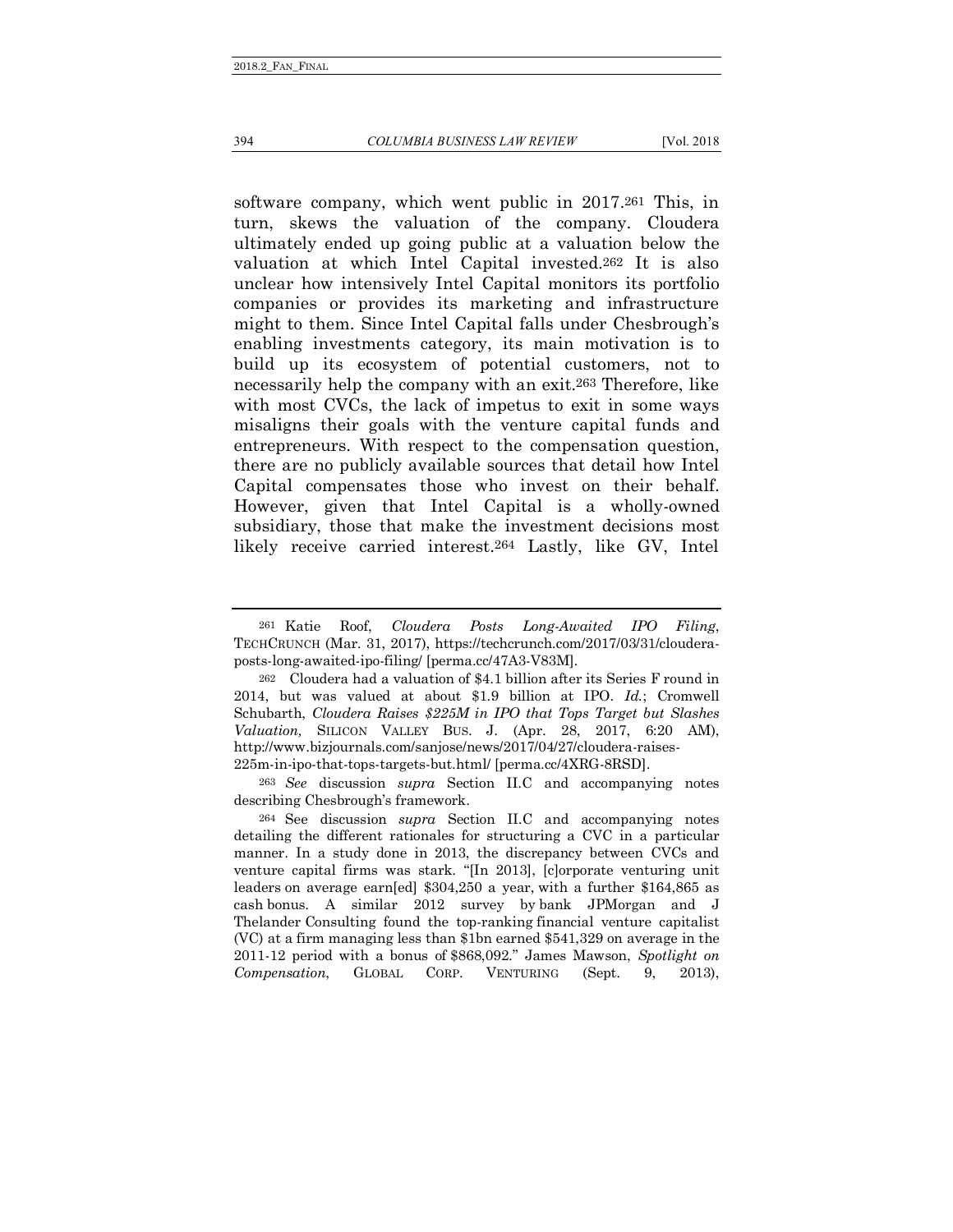software company, which went public in 2017.[261] This, in turn, skews the valuation of the company. Cloudera ultimately ended up going public at a valuation below the valuation at which Intel Capital invested.[262] It is also unclear how intensively Intel Capital monitors its portfolio companies or provides its marketing and infrastructure might to them. Since Intel Capital falls under Chesbrough's enabling investments category, its main motivation is to build up its ecosystem of potential customers, not to necessarily help the company with an exit.[263] Therefore, like with most CVCs, the lack of impetus to exit in some ways misaligns their goals with the venture capital funds and entrepreneurs. With respect to the compensation question, there are no publicly available sources that detail how Intel Capital compensates those who invest on their behalf. However, given that Intel Capital is a wholly-owned subsidiary, those that make the investment decisions most likely receive carried interest.[264] Lastly, like GV, Intel

---

[261] Katie Roof, *Cloudera Posts Long-Awaited IPO Filing*, TECHCRUNCH (Mar. 31, 2017), https://techcrunch.com/2017/03/31/cloudera-posts-long-awaited-ipo-filing/ [perma.cc/47A3-V83M].

[262] Cloudera had a valuation of $4.1 billion after its Series F round in 2014, but was valued at about $1.9 billion at IPO. *Id.*; Cromwell Schubarth, *Cloudera Raises $225M in IPO that Tops Target but Slashes Valuation,* SILICON VALLEY BUS. J. (Apr. 28, 2017, 6:20 AM), http://www.bizjournals.com/sanjose/news/2017/04/27/cloudera-raises-225m-in-ipo-that-tops-targets-but.html/ [perma.cc/4XRG-8RSD].

[263] *See* discussion *supra* Section II.C and accompanying notes describing Chesbrough's framework.

[264] See discussion *supra* Section II.C and accompanying notes detailing the different rationales for structuring a CVC in a particular manner. In a study done in 2013, the discrepancy between CVCs and venture capital firms was stark. "[In 2013], [c]orporate venturing unit leaders on average earn[ed] $304,250 a year, with a further $164,865 as cash bonus. A similar 2012 survey by bank JPMorgan and J Thelander Consulting found the top-ranking financial venture capitalist (VC) at a firm managing less than $1bn earned $541,329 on average in the 2011-12 period with a bonus of $868,092." James Mawson, *Spotlight on Compensation*, GLOBAL CORP. VENTURING (Sept. 9, 2013),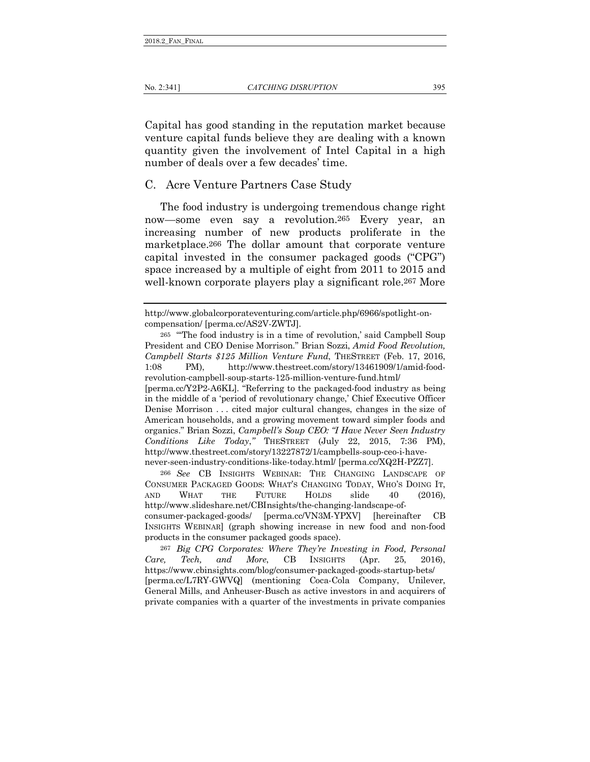Capital has good standing in the reputation market because venture capital funds believe they are dealing with a known quantity given the involvement of Intel Capital in a high number of deals over a few decades' time.

### C. Acre Venture Partners Case Study

The food industry is undergoing tremendous change right now—some even say a revolution.[265] Every year, an increasing number of new products proliferate in the marketplace.[266] The dollar amount that corporate venture capital invested in the consumer packaged goods ("CPG") space increased by a multiple of eight from 2011 to 2015 and well-known corporate players play a significant role.[267] More

---

http://www.globalcorporateventuring.com/article.php/6966/spotlight-on-compensation/ [perma.cc/AS2V-ZWTJ].

[265] "'The food industry is in a time of revolution,' said Campbell Soup President and CEO Denise Morrison." Brian Sozzi, *Amid Food Revolution, Campbell Starts $125 Million Venture Fund*, THESTREET (Feb. 17, 2016, 1:08 PM), http://www.thestreet.com/story/13461909/1/amid-food-revolution-campbell-soup-starts-125-million-venture-fund.html/ [perma.cc/Y2P2-A6KL]. "Referring to the packaged-food industry as being in the middle of a 'period of revolutionary change,' Chief Executive Officer Denise Morrison . . . cited major cultural changes, changes in the size of American households, and a growing movement toward simpler foods and organics." Brian Sozzi, *Campbell's Soup CEO: "I Have Never Seen Industry Conditions Like Today*,*"* THESTREET (July 22, 2015, 7:36 PM), http://www.thestreet.com/story/13227872/1/campbells-soup-ceo-i-have-never-seen-industry-conditions-like-today.html/ [perma.cc/XQ2H-PZZ7].

[266] *See* CB INSIGHTS WEBINAR: THE CHANGING LANDSCAPE OF CONSUMER PACKAGED GOODS: WHAT'S CHANGING TODAY, WHO'S DOING IT, AND WHAT THE FUTURE HOLDS slide 40 (2016), http://www.slideshare.net/CBInsights/the-changing-landscape-of-consumer-packaged-goods/ [perma.cc/VN3M-YPXV] [hereinafter CB INSIGHTS WEBINAR] (graph showing increase in new food and non-food products in the consumer packaged goods space).

[267] *Big CPG Corporates: Where They're Investing in Food, Personal Care, Tech, and More*, CB INSIGHTS (Apr. 25, 2016), https://www.cbinsights.com/blog/consumer-packaged-goods-startup-bets/ [perma.cc/L7RY-GWVQ] (mentioning Coca-Cola Company, Unilever, General Mills, and Anheuser-Busch as active investors in and acquirers of private companies with a quarter of the investments in private companies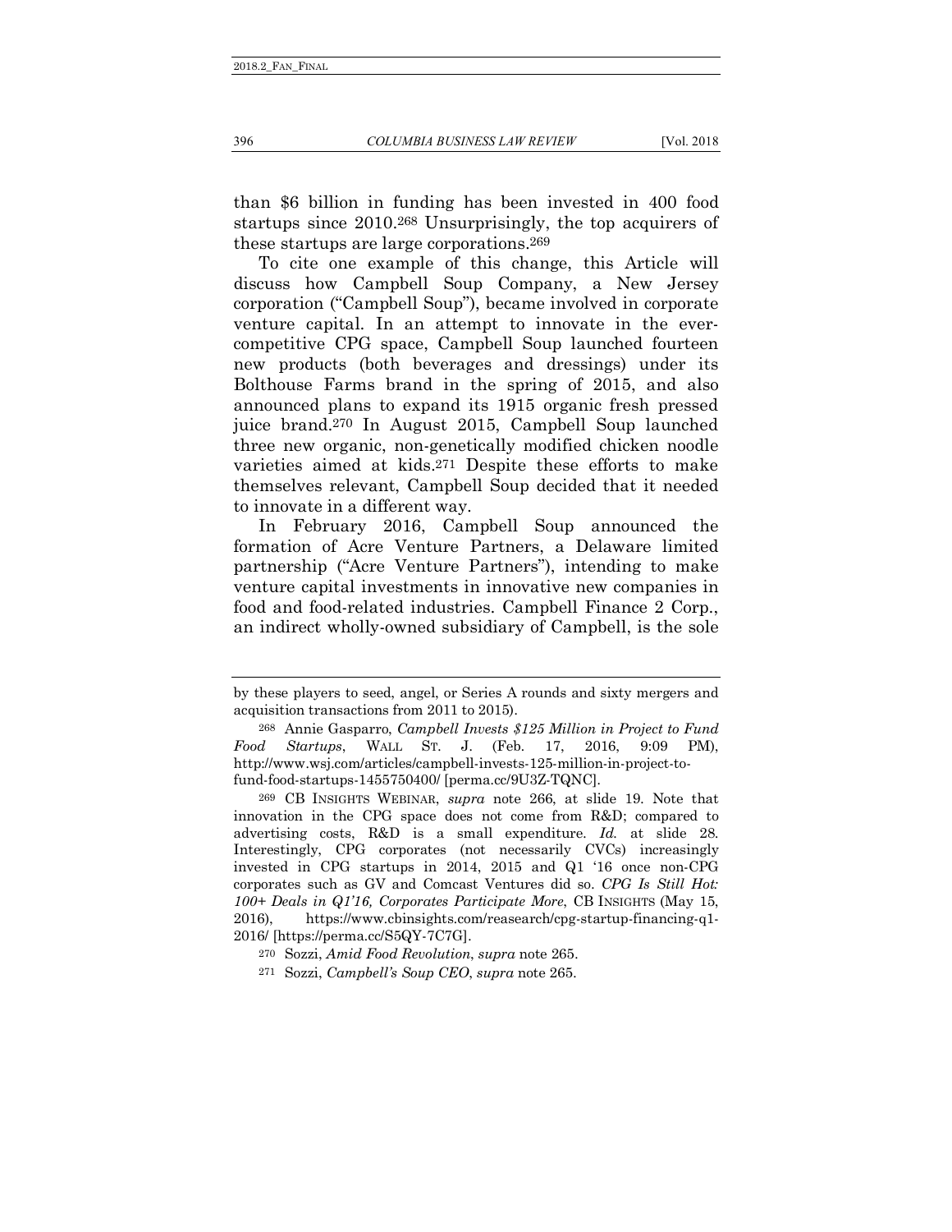than $6 billion in funding has been invested in 400 food startups since 2010.[268] Unsurprisingly, the top acquirers of these startups are large corporations.[269]

To cite one example of this change, this Article will discuss how Campbell Soup Company, a New Jersey corporation ("Campbell Soup"), became involved in corporate venture capital. In an attempt to innovate in the ever-competitive CPG space, Campbell Soup launched fourteen new products (both beverages and dressings) under its Bolthouse Farms brand in the spring of 2015, and also announced plans to expand its 1915 organic fresh pressed juice brand.[270] In August 2015, Campbell Soup launched three new organic, non-genetically modified chicken noodle varieties aimed at kids.[271] Despite these efforts to make themselves relevant, Campbell Soup decided that it needed to innovate in a different way.

In February 2016, Campbell Soup announced the formation of Acre Venture Partners, a Delaware limited partnership ("Acre Venture Partners"), intending to make venture capital investments in innovative new companies in food and food-related industries. Campbell Finance 2 Corp., an indirect wholly-owned subsidiary of Campbell, is the sole

---

by these players to seed, angel, or Series A rounds and sixty mergers and acquisition transactions from 2011 to 2015).

[268] Annie Gasparro, *Campbell Invests $125 Million in Project to Fund Food Startups*, WALL ST. J. (Feb. 17, 2016, 9:09 PM), http://www.wsj.com/articles/campbell-invests-125-million-in-project-to-fund-food-startups-1455750400/ [perma.cc/9U3Z-TQNC].

[269] CB INSIGHTS WEBINAR, *supra* note 266, at slide 19. Note that innovation in the CPG space does not come from R&D; compared to advertising costs, R&D is a small expenditure. *Id.* at slide 28. Interestingly, CPG corporates (not necessarily CVCs) increasingly invested in CPG startups in 2014, 2015 and Q1 '16 once non-CPG corporates such as GV and Comcast Ventures did so. *CPG Is Still Hot: 100+ Deals in Q1'16, Corporates Participate More*, CB INSIGHTS (May 15, 2016), https://www.cbinsights.com/reasearch/cpg-startup-financing-q1-2016/ [https://perma.cc/S5QY-7C7G].

[270] Sozzi, *Amid Food Revolution*, *supra* note 265.

[271] Sozzi, *Campbell's Soup CEO*, *supra* note 265.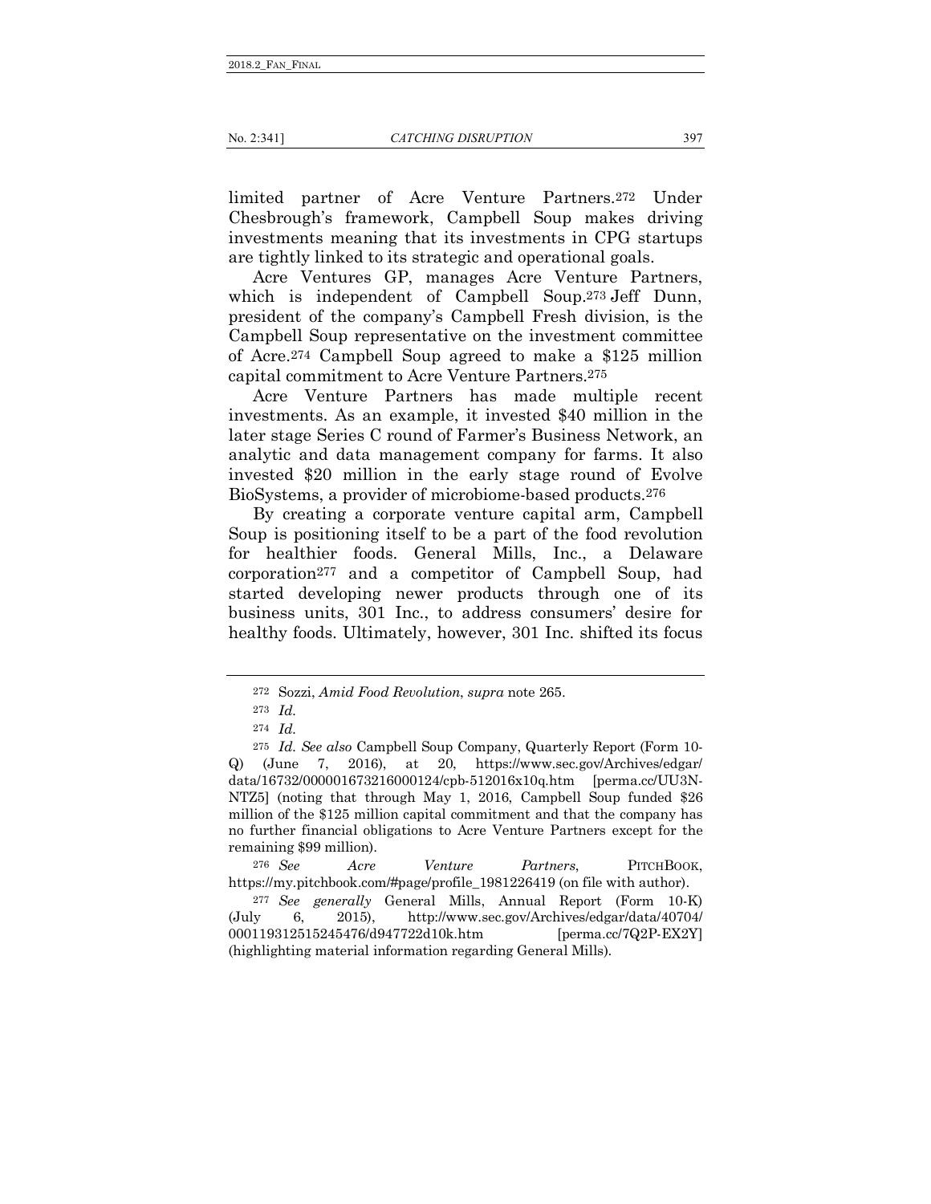limited partner of Acre Venture Partners.[272] Under Chesbrough's framework, Campbell Soup makes driving investments meaning that its investments in CPG startups are tightly linked to its strategic and operational goals.

Acre Ventures GP, manages Acre Venture Partners, which is independent of Campbell Soup.[273] Jeff Dunn, president of the company's Campbell Fresh division, is the Campbell Soup representative on the investment committee of Acre.[274] Campbell Soup agreed to make a $125 million capital commitment to Acre Venture Partners.[275]

Acre Venture Partners has made multiple recent investments. As an example, it invested $40 million in the later stage Series C round of Farmer's Business Network, an analytic and data management company for farms. It also invested $20 million in the early stage round of Evolve BioSystems, a provider of microbiome-based products.[276]

By creating a corporate venture capital arm, Campbell Soup is positioning itself to be a part of the food revolution for healthier foods. General Mills, Inc., a Delaware corporation[277] and a competitor of Campbell Soup, had started developing newer products through one of its business units, 301 Inc., to address consumers' desire for healthy foods. Ultimately, however, 301 Inc. shifted its focus

---

[272] Sozzi, *Amid Food Revolution*, *supra* note 265.

[273] *Id.*

[274] *Id.*

[275] *Id. See also* Campbell Soup Company, Quarterly Report (Form 10-Q) (June 7, 2016), at 20, https://www.sec.gov/Archives/edgar/data/16732/000001673216000124/cpb-512016x10q.htm [perma.cc/UU3N-NTZ5] (noting that through May 1, 2016, Campbell Soup funded $26 million of the $125 million capital commitment and that the company has no further financial obligations to Acre Venture Partners except for the remaining $99 million).

[276] *See Acre Venture Partners*, PITCHBOOK, https://my.pitchbook.com/#page/profile_1981226419 (on file with author).

[277] *See generally* General Mills, Annual Report (Form 10-K) (July 6, 2015), http://www.sec.gov/Archives/edgar/data/40704/000119312515245476/d947722d10k.htm [perma.cc/7Q2P-EX2Y] (highlighting material information regarding General Mills).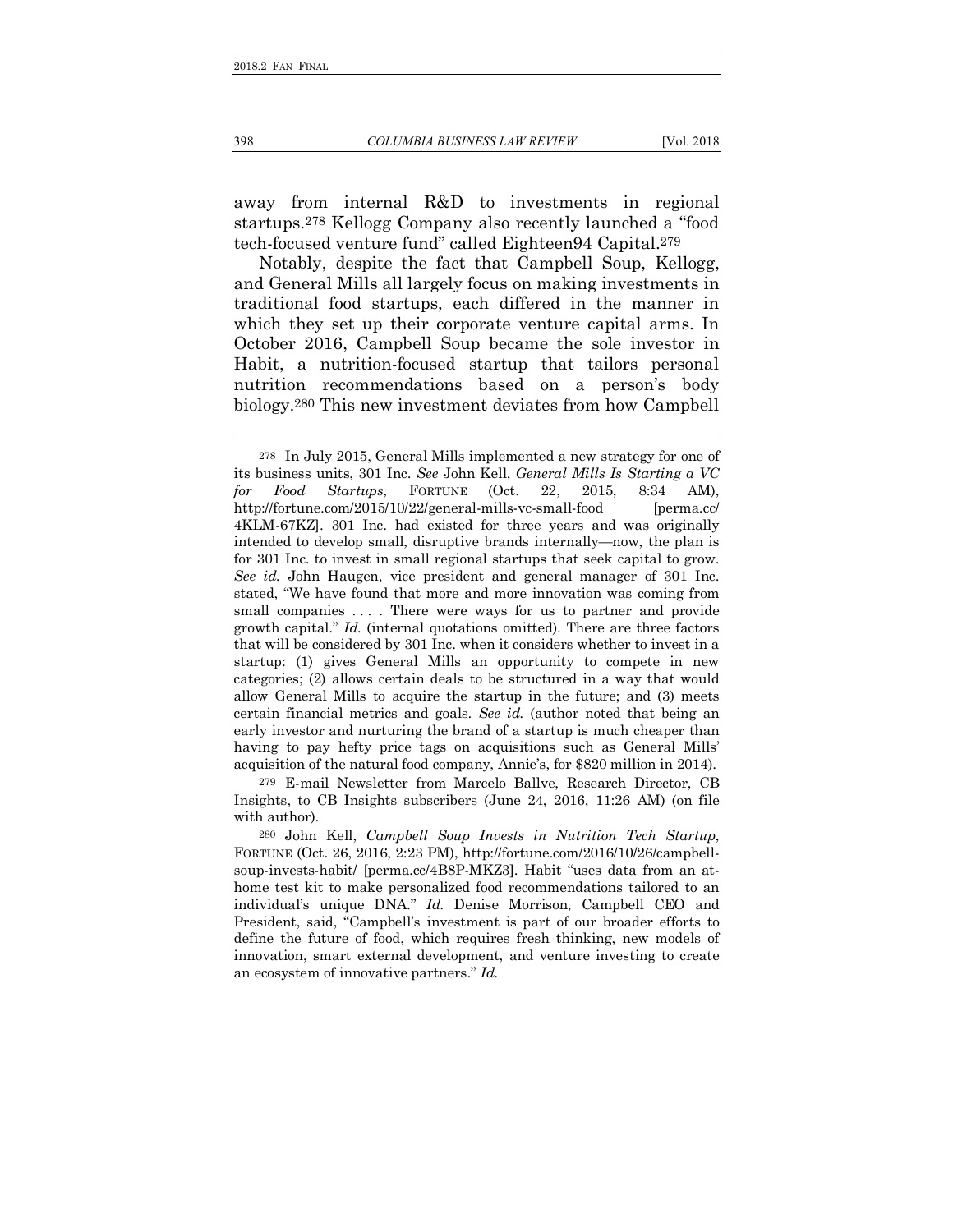away from internal R&D to investments in regional startups.[278] Kellogg Company also recently launched a "food tech-focused venture fund" called Eighteen94 Capital.[279]

Notably, despite the fact that Campbell Soup, Kellogg, and General Mills all largely focus on making investments in traditional food startups, each differed in the manner in which they set up their corporate venture capital arms. In October 2016, Campbell Soup became the sole investor in Habit, a nutrition-focused startup that tailors personal nutrition recommendations based on a person's body biology.[280] This new investment deviates from how Campbell

---

[278] In July 2015, General Mills implemented a new strategy for one of its business units, 301 Inc. *See* John Kell, *General Mills Is Starting a VC for Food Startups*, FORTUNE (Oct. 22, 2015, 8:34 AM), http://fortune.com/2015/10/22/general-mills-vc-small-food [perma.cc/4KLM-67KZ]. 301 Inc. had existed for three years and was originally intended to develop small, disruptive brands internally—now, the plan is for 301 Inc. to invest in small regional startups that seek capital to grow. *See id.* John Haugen, vice president and general manager of 301 Inc. stated, "We have found that more and more innovation was coming from small companies . . . . There were ways for us to partner and provide growth capital." *Id.* (internal quotations omitted). There are three factors that will be considered by 301 Inc. when it considers whether to invest in a startup: (1) gives General Mills an opportunity to compete in new categories; (2) allows certain deals to be structured in a way that would allow General Mills to acquire the startup in the future; and (3) meets certain financial metrics and goals. *See id.* (author noted that being an early investor and nurturing the brand of a startup is much cheaper than having to pay hefty price tags on acquisitions such as General Mills' acquisition of the natural food company, Annie's, for $820 million in 2014).

[279] E-mail Newsletter from Marcelo Ballve, Research Director, CB Insights, to CB Insights subscribers (June 24, 2016, 11:26 AM) (on file with author).

[280] John Kell, *Campbell Soup Invests in Nutrition Tech Startup*, FORTUNE (Oct. 26, 2016, 2:23 PM), http://fortune.com/2016/10/26/campbell-soup-invests-habit/ [perma.cc/4B8P-MKZ3]. Habit "uses data from an at-home test kit to make personalized food recommendations tailored to an individual's unique DNA." *Id.* Denise Morrison, Campbell CEO and President, said, "Campbell's investment is part of our broader efforts to define the future of food, which requires fresh thinking, new models of innovation, smart external development, and venture investing to create an ecosystem of innovative partners." *Id.*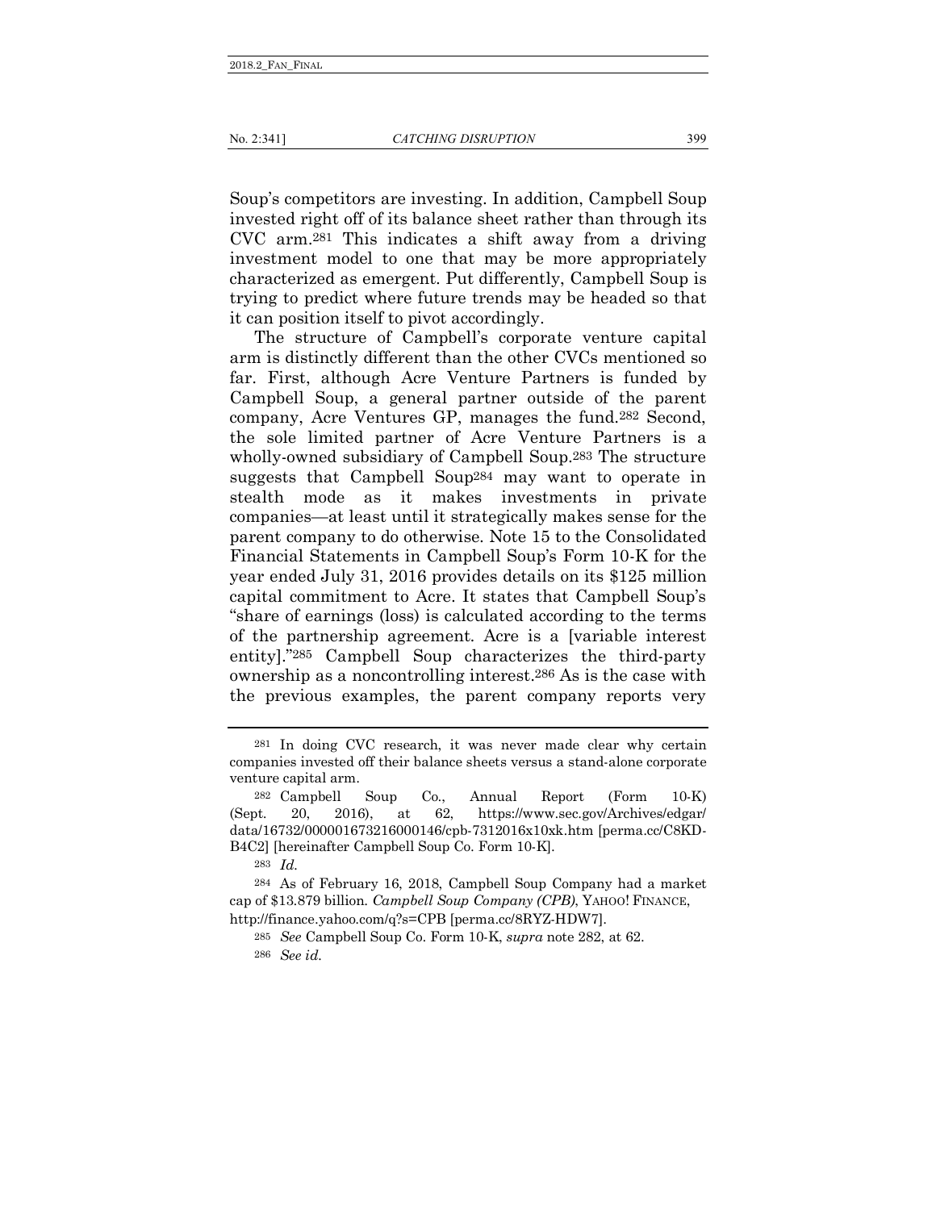Soup's competitors are investing. In addition, Campbell Soup invested right off of its balance sheet rather than through its CVC arm.[281] This indicates a shift away from a driving investment model to one that may be more appropriately characterized as emergent. Put differently, Campbell Soup is trying to predict where future trends may be headed so that it can position itself to pivot accordingly.

The structure of Campbell's corporate venture capital arm is distinctly different than the other CVCs mentioned so far. First, although Acre Venture Partners is funded by Campbell Soup, a general partner outside of the parent company, Acre Ventures GP, manages the fund.[282] Second, the sole limited partner of Acre Venture Partners is a wholly-owned subsidiary of Campbell Soup.[283] The structure suggests that Campbell Soup[284] may want to operate in stealth mode as it makes investments in private companies—at least until it strategically makes sense for the parent company to do otherwise. Note 15 to the Consolidated Financial Statements in Campbell Soup's Form 10-K for the year ended July 31, 2016 provides details on its $125 million capital commitment to Acre. It states that Campbell Soup's "share of earnings (loss) is calculated according to the terms of the partnership agreement. Acre is a [variable interest entity]."[285] Campbell Soup characterizes the third-party ownership as a noncontrolling interest.[286] As is the case with the previous examples, the parent company reports very

---

[281] In doing CVC research, it was never made clear why certain companies invested off their balance sheets versus a stand-alone corporate venture capital arm.

[282] Campbell Soup Co., Annual Report (Form 10-K) (Sept. 20, 2016), at 62, https://www.sec.gov/Archives/edgar/data/16732/000001673216000146/cpb-7312016x10xk.htm [perma.cc/C8KD-B4C2] [hereinafter Campbell Soup Co. Form 10-K].

[283] *Id.*

[284] As of February 16, 2018, Campbell Soup Company had a market cap of $13.879 billion. *Campbell Soup Company (CPB)*, YAHOO! FINANCE, http://finance.yahoo.com/q?s=CPB [perma.cc/8RYZ-HDW7].

[285] *See* Campbell Soup Co. Form 10-K, *supra* note 282, at 62.

[286] *See id.*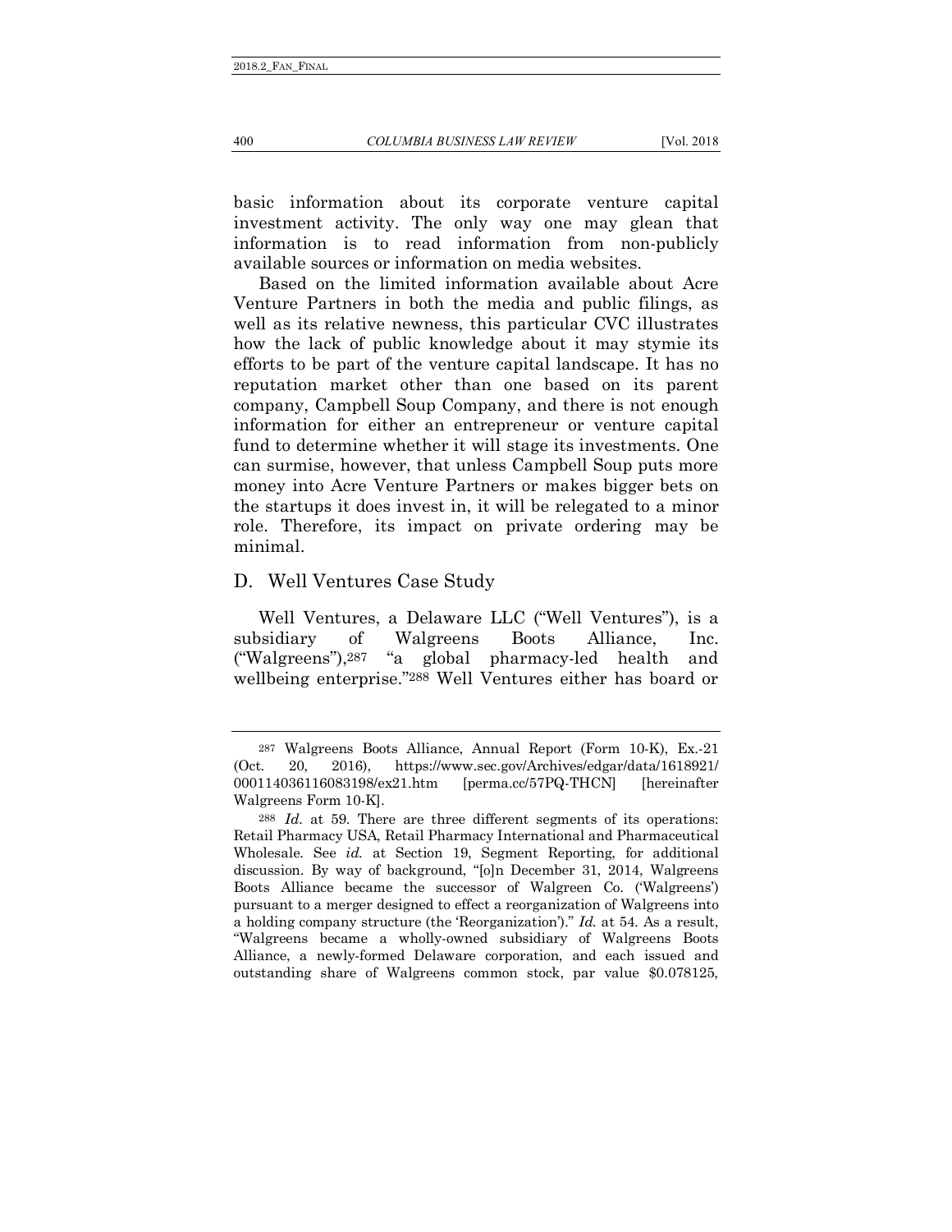basic information about its corporate venture capital investment activity. The only way one may glean that information is to read information from non-publicly available sources or information on media websites.

Based on the limited information available about Acre Venture Partners in both the media and public filings, as well as its relative newness, this particular CVC illustrates how the lack of public knowledge about it may stymie its efforts to be part of the venture capital landscape. It has no reputation market other than one based on its parent company, Campbell Soup Company, and there is not enough information for either an entrepreneur or venture capital fund to determine whether it will stage its investments. One can surmise, however, that unless Campbell Soup puts more money into Acre Venture Partners or makes bigger bets on the startups it does invest in, it will be relegated to a minor role. Therefore, its impact on private ordering may be minimal.

### D. Well Ventures Case Study

Well Ventures, a Delaware LLC ("Well Ventures"), is a subsidiary of Walgreens Boots Alliance, Inc. ("Walgreens"),[287] "a global pharmacy-led health and wellbeing enterprise."[288] Well Ventures either has board or

---

[287] Walgreens Boots Alliance, Annual Report (Form 10-K), Ex.-21 (Oct. 20, 2016), https://www.sec.gov/Archives/edgar/data/1618921/000114036116083198/ex21.htm [perma.cc/57PQ-THCN] [hereinafter Walgreens Form 10-K].

[288] *Id.* at 59. There are three different segments of its operations: Retail Pharmacy USA, Retail Pharmacy International and Pharmaceutical Wholesale. See *id.* at Section 19, Segment Reporting, for additional discussion. By way of background, "[o]n December 31, 2014, Walgreens Boots Alliance became the successor of Walgreen Co. ('Walgreens') pursuant to a merger designed to effect a reorganization of Walgreens into a holding company structure (the 'Reorganization')." *Id.* at 54. As a result, "Walgreens became a wholly-owned subsidiary of Walgreens Boots Alliance, a newly-formed Delaware corporation, and each issued and outstanding share of Walgreens common stock, par value $0.078125,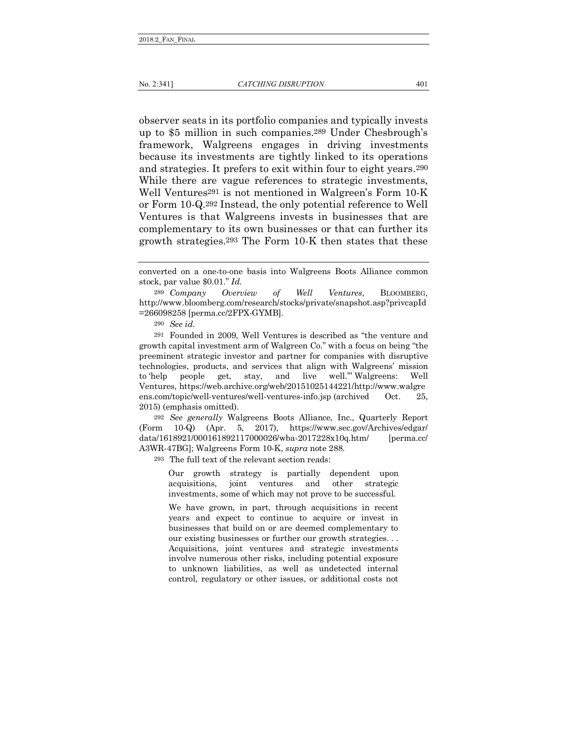observer seats in its portfolio companies and typically invests up to $5 million in such companies.[289] Under Chesbrough's framework, Walgreens engages in driving investments because its investments are tightly linked to its operations and strategies. It prefers to exit within four to eight years.[290] While there are vague references to strategic investments, Well Ventures[291] is not mentioned in Walgreen's Form 10-K or Form 10-Q.[292] Instead, the only potential reference to Well Ventures is that Walgreens invests in businesses that are complementary to its own businesses or that can further its growth strategies.[293] The Form 10-K then states that these

---

converted on a one-to-one basis into Walgreens Boots Alliance common stock, par value $0.01." *Id.*

[289] *Company Overview of Well Ventures*, BLOOMBERG, http://www.bloomberg.com/research/stocks/private/snapshot.asp?privcapId=266098258 [perma.cc/2FPX-GYMB].

[290] *See id.*

[291] Founded in 2009, Well Ventures is described as "the venture and growth capital investment arm of Walgreen Co." with a focus on being "the preeminent strategic investor and partner for companies with disruptive technologies, products, and services that align with Walgreens' mission to 'help people get, stay, and live well.'" Walgreens: Well Ventures, https://web.archive.org/web/20151025144221/http://www.walgreens.com/topic/well-ventures/well-ventures-info.jsp (archived Oct. 25, 2015) (emphasis omitted).

[292] *See generally* Walgreens Boots Alliance, Inc., Quarterly Report (Form 10-Q) (Apr. 5, 2017), https://www.sec.gov/Archives/edgar/data/1618921/000161892117000026/wba-2017228x10q.htm/ [perma.cc/A3WR-47BG]; Walgreens Form 10-K, *supra* note 288.

[293] The full text of the relevant section reads:

> Our growth strategy is partially dependent upon acquisitions, joint ventures and other strategic investments, some of which may not prove to be successful.
>
> We have grown, in part, through acquisitions in recent years and expect to continue to acquire or invest in businesses that build on or are deemed complementary to our existing businesses or further our growth strategies. . . Acquisitions, joint ventures and strategic investments involve numerous other risks, including potential exposure to unknown liabilities, as well as undetected internal control, regulatory or other issues, or additional costs not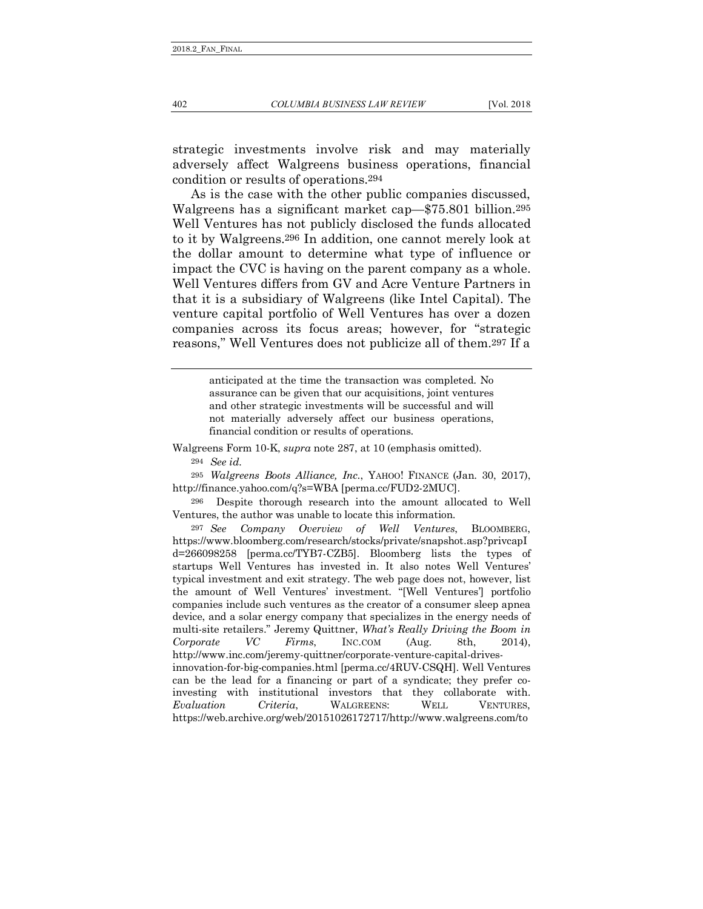strategic investments involve risk and may materially adversely affect Walgreens business operations, financial condition or results of operations.[294]

As is the case with the other public companies discussed, Walgreens has a significant market cap—$75.801 billion.[295] Well Ventures has not publicly disclosed the funds allocated to it by Walgreens.[296] In addition, one cannot merely look at the dollar amount to determine what type of influence or impact the CVC is having on the parent company as a whole. Well Ventures differs from GV and Acre Venture Partners in that it is a subsidiary of Walgreens (like Intel Capital). The venture capital portfolio of Well Ventures has over a dozen companies across its focus areas; however, for "strategic reasons," Well Ventures does not publicize all of them.[297] If a

---

> anticipated at the time the transaction was completed. No assurance can be given that our acquisitions, joint ventures and other strategic investments will be successful and will not materially adversely affect our business operations, financial condition or results of operations.

Walgreens Form 10-K, *supra* note 287, at 10 (emphasis omitted).

[294] *See id.*

[295] *Walgreens Boots Alliance, Inc.*, YAHOO! FINANCE (Jan. 30, 2017), http://finance.yahoo.com/q?s=WBA [perma.cc/FUD2-2MUC].

[296] Despite thorough research into the amount allocated to Well Ventures, the author was unable to locate this information.

[297] *See Company Overview of Well Ventures*, BLOOMBERG, https://www.bloomberg.com/research/stocks/private/snapshot.asp?privcapId=266098258 [perma.cc/TYB7-CZB5]. Bloomberg lists the types of startups Well Ventures has invested in. It also notes Well Ventures' typical investment and exit strategy. The web page does not, however, list the amount of Well Ventures' investment. "[Well Ventures'] portfolio companies include such ventures as the creator of a consumer sleep apnea device, and a solar energy company that specializes in the energy needs of multi-site retailers." Jeremy Quittner, *What's Really Driving the Boom in Corporate VC Firms*, INC.COM (Aug. 8th, 2014), http://www.inc.com/jeremy-quittner/corporate-venture-capital-drives-innovation-for-big-companies.html [perma.cc/4RUV-CSQH]. Well Ventures can be the lead for a financing or part of a syndicate; they prefer co-investing with institutional investors that they collaborate with. *Evaluation Criteria*, WALGREENS: WELL VENTURES, https://web.archive.org/web/20151026172717/http://www.walgreens.com/to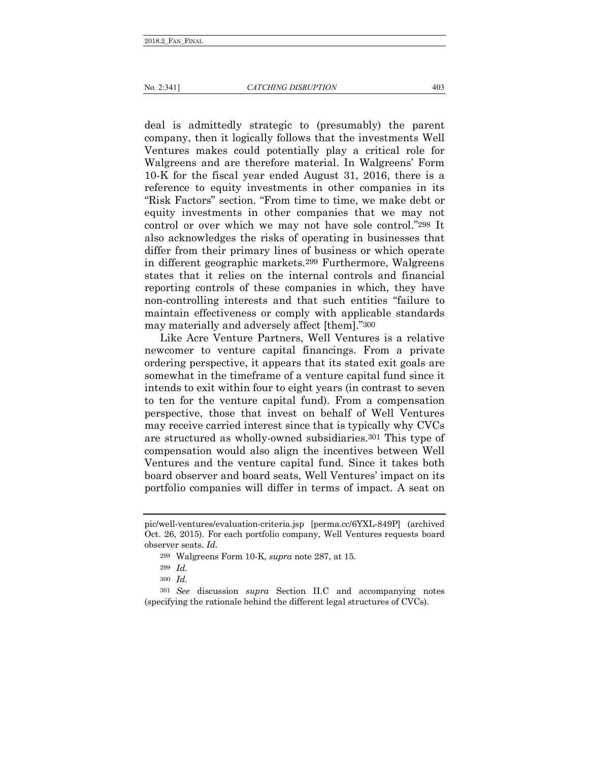deal is admittedly strategic to (presumably) the parent company, then it logically follows that the investments Well Ventures makes could potentially play a critical role for Walgreens and are therefore material. In Walgreens' Form 10-K for the fiscal year ended August 31, 2016, there is a reference to equity investments in other companies in its "Risk Factors" section. "From time to time, we make debt or equity investments in other companies that we may not control or over which we may not have sole control."[298] It also acknowledges the risks of operating in businesses that differ from their primary lines of business or which operate in different geographic markets.[299] Furthermore, Walgreens states that it relies on the internal controls and financial reporting controls of these companies in which, they have non-controlling interests and that such entities "failure to maintain effectiveness or comply with applicable standards may materially and adversely affect [them]."[300]

Like Acre Venture Partners, Well Ventures is a relative newcomer to venture capital financings. From a private ordering perspective, it appears that its stated exit goals are somewhat in the timeframe of a venture capital fund since it intends to exit within four to eight years (in contrast to seven to ten for the venture capital fund). From a compensation perspective, those that invest on behalf of Well Ventures may receive carried interest since that is typically why CVCs are structured as wholly-owned subsidiaries.[301] This type of compensation would also align the incentives between Well Ventures and the venture capital fund. Since it takes both board observer and board seats, Well Ventures' impact on its portfolio companies will differ in terms of impact. A seat on

---

pic/well-ventures/evaluation-criteria.jsp [perma.cc/6YXL-849P] (archived Oct. 26, 2015). For each portfolio company, Well Ventures requests board observer seats. *Id.*

[298] Walgreens Form 10-K, *supra* note 287, at 15.

[299] *Id.*

[300] *Id.*

[301] *See* discussion *supra* Section II.C and accompanying notes (specifying the rationale behind the different legal structures of CVCs).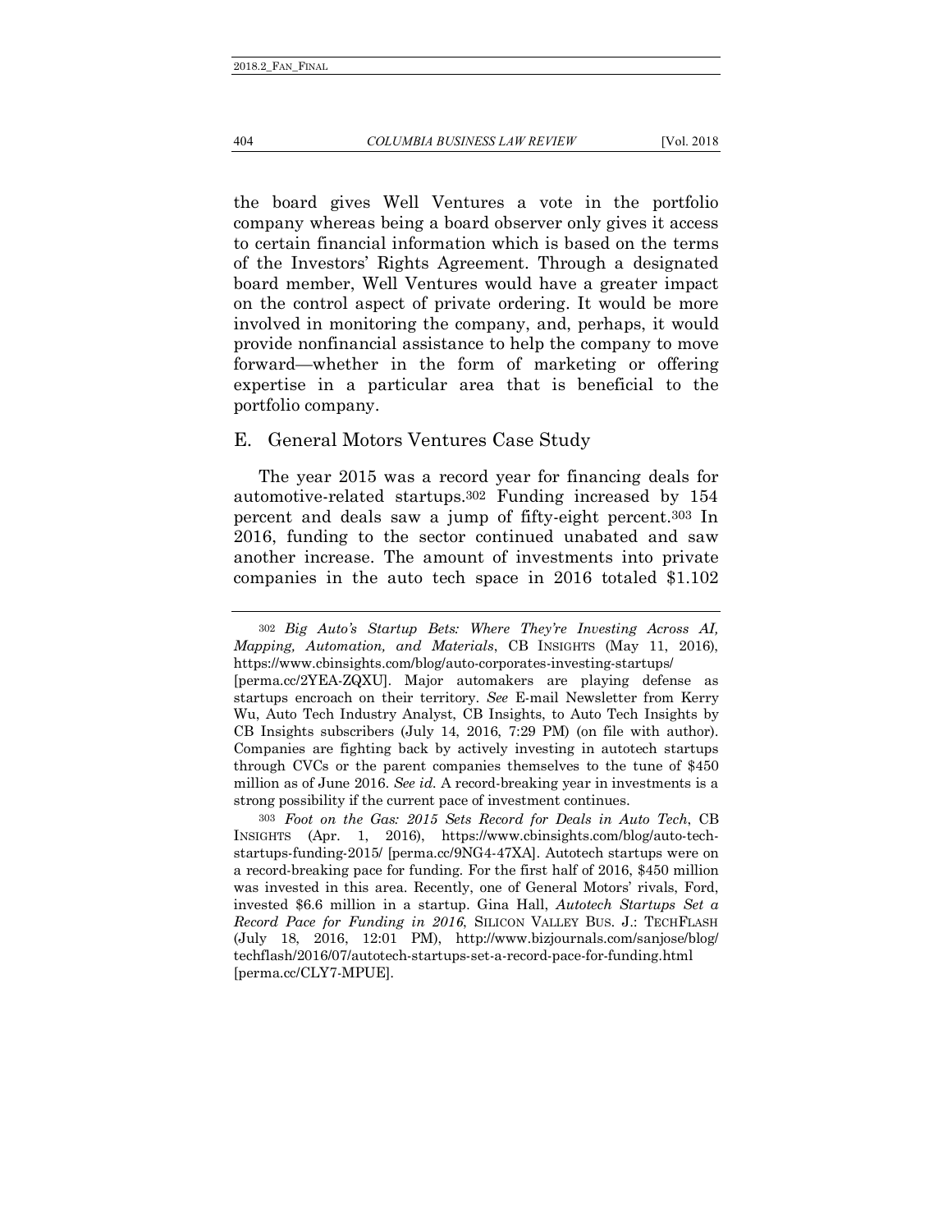the board gives Well Ventures a vote in the portfolio company whereas being a board observer only gives it access to certain financial information which is based on the terms of the Investors' Rights Agreement. Through a designated board member, Well Ventures would have a greater impact on the control aspect of private ordering. It would be more involved in monitoring the company, and, perhaps, it would provide nonfinancial assistance to help the company to move forward—whether in the form of marketing or offering expertise in a particular area that is beneficial to the portfolio company.

## E. General Motors Ventures Case Study

The year 2015 was a record year for financing deals for automotive-related startups.[302] Funding increased by 154 percent and deals saw a jump of fifty-eight percent.[303] In 2016, funding to the sector continued unabated and saw another increase. The amount of investments into private companies in the auto tech space in 2016 totaled $1.102

---

[302] *Big Auto's Startup Bets: Where They're Investing Across AI, Mapping, Automation, and Materials*, CB INSIGHTS (May 11, 2016), https://www.cbinsights.com/blog/auto-corporates-investing-startups/ [perma.cc/2YEA-ZQXU]. Major automakers are playing defense as startups encroach on their territory. *See* E-mail Newsletter from Kerry Wu, Auto Tech Industry Analyst, CB Insights, to Auto Tech Insights by CB Insights subscribers (July 14, 2016, 7:29 PM) (on file with author). Companies are fighting back by actively investing in autotech startups through CVCs or the parent companies themselves to the tune of $450 million as of June 2016. *See id.* A record-breaking year in investments is a strong possibility if the current pace of investment continues.

[303] *Foot on the Gas: 2015 Sets Record for Deals in Auto Tech*, CB INSIGHTS (Apr. 1, 2016), https://www.cbinsights.com/blog/auto-tech-startups-funding-2015/ [perma.cc/9NG4-47XA]. Autotech startups were on a record-breaking pace for funding. For the first half of 2016, $450 million was invested in this area. Recently, one of General Motors' rivals, Ford, invested $6.6 million in a startup. Gina Hall, *Autotech Startups Set a Record Pace for Funding in 2016*, SILICON VALLEY BUS. J.: TECHFLASH (July 18, 2016, 12:01 PM), http://www.bizjournals.com/sanjose/blog/techflash/2016/07/autotech-startups-set-a-record-pace-for-funding.html [perma.cc/CLY7-MPUE].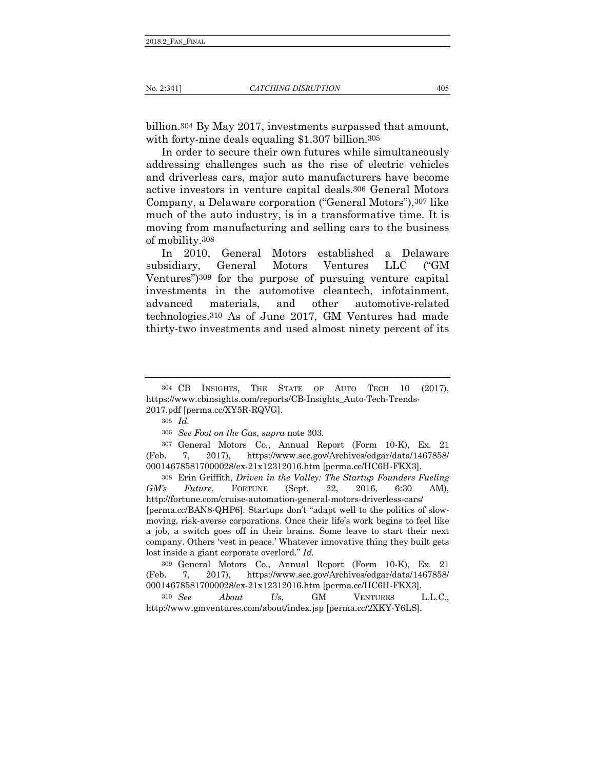billion.[304] By May 2017, investments surpassed that amount, with forty-nine deals equaling $1.307 billion.[305]

In order to secure their own futures while simultaneously addressing challenges such as the rise of electric vehicles and driverless cars, major auto manufacturers have become active investors in venture capital deals.[306] General Motors Company, a Delaware corporation ("General Motors"),[307] like much of the auto industry, is in a transformative time. It is moving from manufacturing and selling cars to the business of mobility.[308]

In 2010, General Motors established a Delaware subsidiary, General Motors Ventures LLC ("GM Ventures")[309] for the purpose of pursuing venture capital investments in the automotive cleantech, infotainment, advanced materials, and other automotive-related technologies.[310] As of June 2017, GM Ventures had made thirty-two investments and used almost ninety percent of its

---

[304] CB INSIGHTS, THE STATE OF AUTO TECH 10 (2017), https://www.cbinsights.com/reports/CB-Insights_Auto-Tech-Trends-2017.pdf [perma.cc/XY5R-RQVG].

[305] *Id.*

[306] *See Foot on the Gas*, *supra* note 303.

[307] General Motors Co., Annual Report (Form 10-K), Ex. 21 (Feb. 7, 2017), https://www.sec.gov/Archives/edgar/data/1467858/000146785817000028/ex-21x12312016.htm [perma.cc/HC6H-FKX3].

[308] Erin Griffith, *Driven in the Valley: The Startup Founders Fueling GM's Future*, FORTUNE (Sept. 22, 2016, 6:30 AM), http://fortune.com/cruise-automation-general-motors-driverless-cars/ [perma.cc/BAN8-QHP6]. Startups don't "adapt well to the politics of slow-moving, risk-averse corporations. Once their life's work begins to feel like a job, a switch goes off in their brains. Some leave to start their next company. Others 'vest in peace.' Whatever innovative thing they built gets lost inside a giant corporate overlord." *Id.*

[309] General Motors Co., Annual Report (Form 10-K), Ex. 21 (Feb. 7, 2017), https://www.sec.gov/Archives/edgar/data/1467858/000146785817000028/ex-21x12312016.htm [perma.cc/HC6H-FKX3].

[310] *See About Us*, GM VENTURES L.L.C., http://www.gmventures.com/about/index.jsp [perma.cc/2XKY-Y6LS].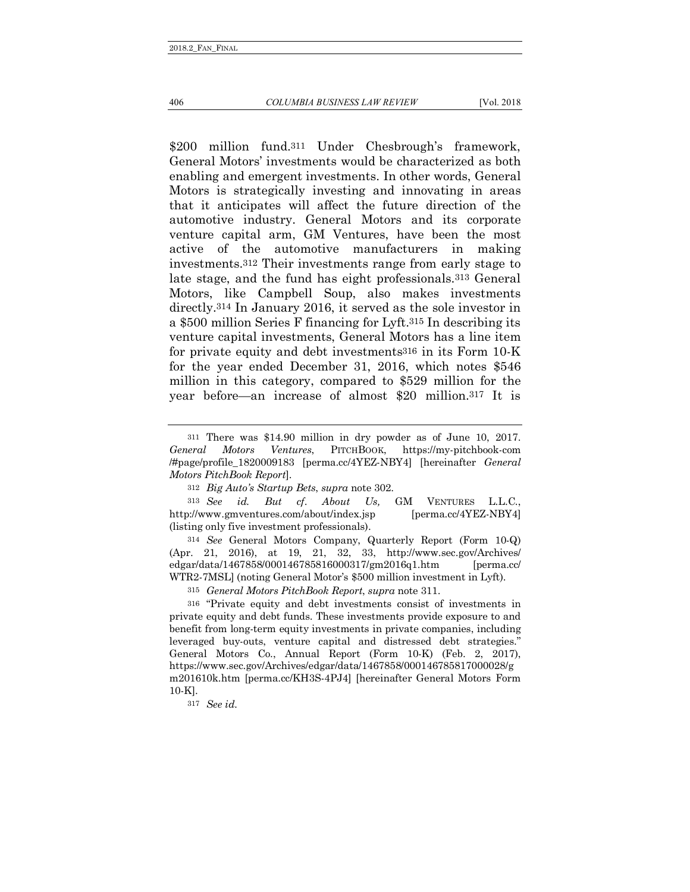$200 million fund.[311] Under Chesbrough's framework, General Motors' investments would be characterized as both enabling and emergent investments. In other words, General Motors is strategically investing and innovating in areas that it anticipates will affect the future direction of the automotive industry. General Motors and its corporate venture capital arm, GM Ventures, have been the most active of the automotive manufacturers in making investments.[312] Their investments range from early stage to late stage, and the fund has eight professionals.[313] General Motors, like Campbell Soup, also makes investments directly.[314] In January 2016, it served as the sole investor in a $500 million Series F financing for Lyft.[315] In describing its venture capital investments, General Motors has a line item for private equity and debt investments[316] in its Form 10-K for the year ended December 31, 2016, which notes $546 million in this category, compared to $529 million for the year before—an increase of almost $20 million.[317] It is

---

[311] There was $14.90 million in dry powder as of June 10, 2017. *General Motors Ventures*, PITCHBOOK, https://my-pitchbook-com /#page/profile_1820009183 [perma.cc/4YEZ-NBY4] [hereinafter *General Motors PitchBook Report*].

[312] *Big Auto's Startup Bets*, *supra* note 302.

[313] *See id. But cf. About Us,* GM VENTURES L.L.C., http://www.gmventures.com/about/index.jsp [perma.cc/4YEZ-NBY4] (listing only five investment professionals).

[314] *See* General Motors Company, Quarterly Report (Form 10-Q) (Apr. 21, 2016), at 19, 21, 32, 33, http://www.sec.gov/Archives/ edgar/data/1467858/000146785816000317/gm2016q1.htm [perma.cc/ WTR2-7MSL] (noting General Motor's $500 million investment in Lyft).

[315] *General Motors PitchBook Report*, *supra* note 311.

[316] "Private equity and debt investments consist of investments in private equity and debt funds. These investments provide exposure to and benefit from long-term equity investments in private companies, including leveraged buy-outs, venture capital and distressed debt strategies." General Motors Co., Annual Report (Form 10-K) (Feb. 2, 2017), https://www.sec.gov/Archives/edgar/data/1467858/000146785817000028/g m201610k.htm [perma.cc/KH3S-4PJ4] [hereinafter General Motors Form 10-K].

[317] *See id.*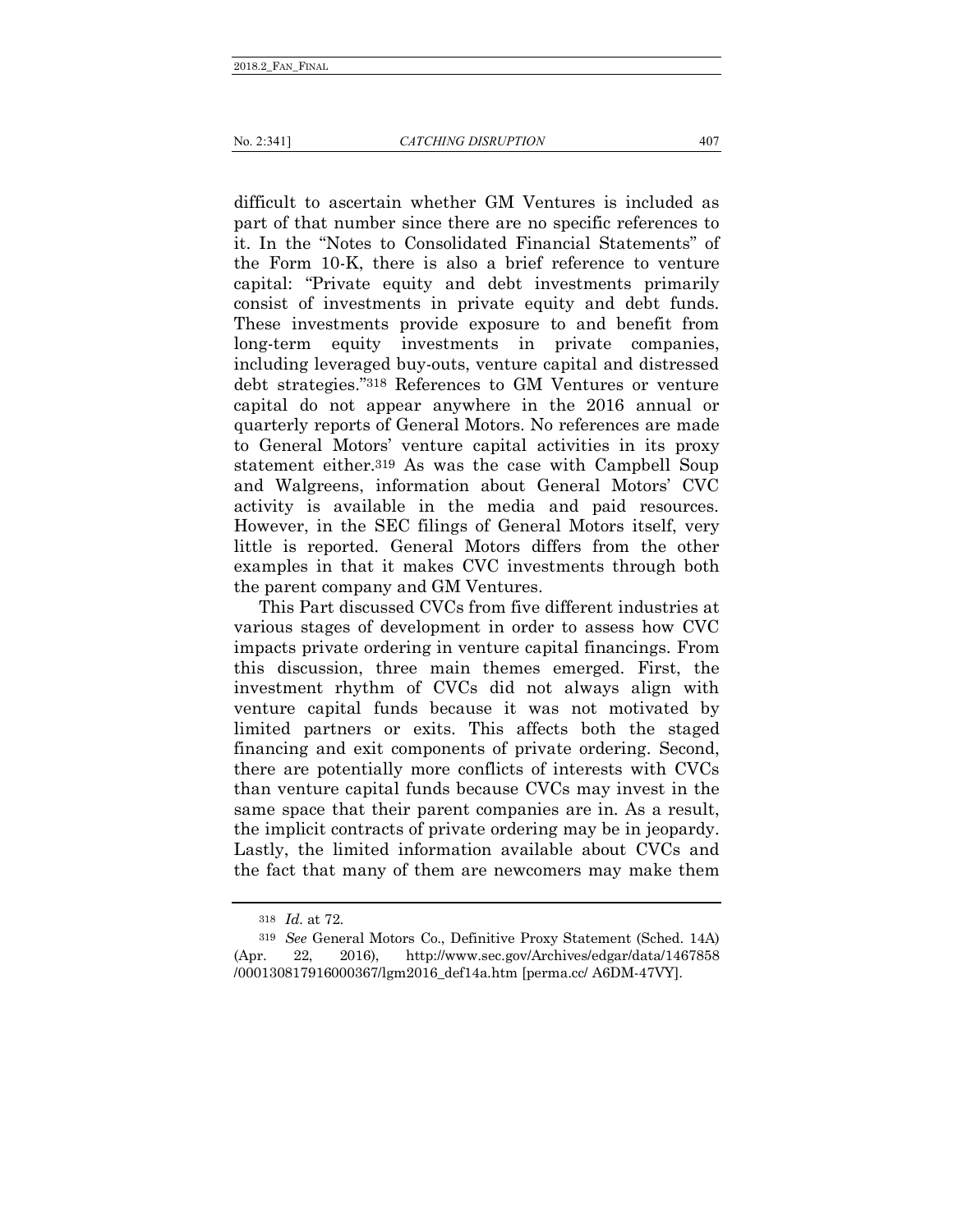difficult to ascertain whether GM Ventures is included as part of that number since there are no specific references to it. In the "Notes to Consolidated Financial Statements" of the Form 10-K, there is also a brief reference to venture capital: "Private equity and debt investments primarily consist of investments in private equity and debt funds. These investments provide exposure to and benefit from long-term equity investments in private companies, including leveraged buy-outs, venture capital and distressed debt strategies."[318] References to GM Ventures or venture capital do not appear anywhere in the 2016 annual or quarterly reports of General Motors. No references are made to General Motors' venture capital activities in its proxy statement either.[319] As was the case with Campbell Soup and Walgreens, information about General Motors' CVC activity is available in the media and paid resources. However, in the SEC filings of General Motors itself, very little is reported. General Motors differs from the other examples in that it makes CVC investments through both the parent company and GM Ventures.

This Part discussed CVCs from five different industries at various stages of development in order to assess how CVC impacts private ordering in venture capital financings. From this discussion, three main themes emerged. First, the investment rhythm of CVCs did not always align with venture capital funds because it was not motivated by limited partners or exits. This affects both the staged financing and exit components of private ordering. Second, there are potentially more conflicts of interests with CVCs than venture capital funds because CVCs may invest in the same space that their parent companies are in. As a result, the implicit contracts of private ordering may be in jeopardy. Lastly, the limited information available about CVCs and the fact that many of them are newcomers may make them

---

[318] *Id.* at 72.

[319] *See* General Motors Co., Definitive Proxy Statement (Sched. 14A) (Apr. 22, 2016), http://www.sec.gov/Archives/edgar/data/1467858/000130817916000367/lgm2016_def14a.htm [perma.cc/ A6DM-47VY].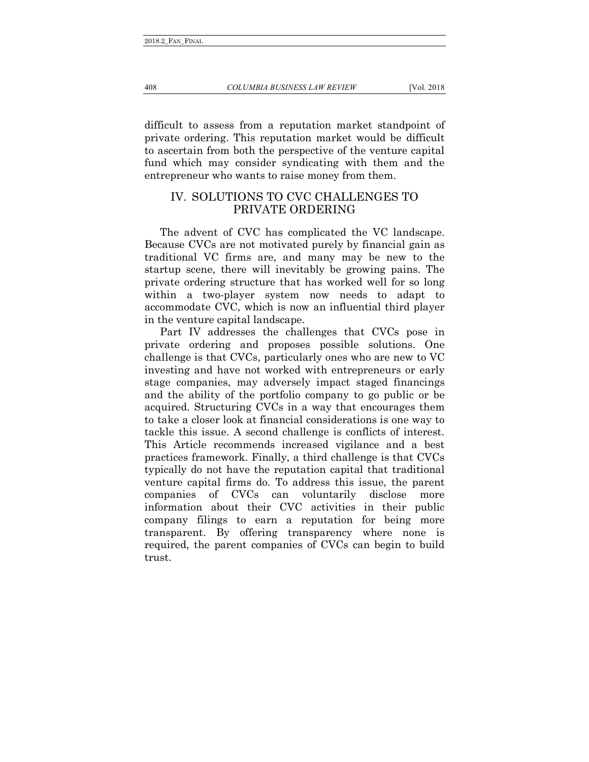difficult to assess from a reputation market standpoint of private ordering. This reputation market would be difficult to ascertain from both the perspective of the venture capital fund which may consider syndicating with them and the entrepreneur who wants to raise money from them.

## IV. SOLUTIONS TO CVC CHALLENGES TO PRIVATE ORDERING

The advent of CVC has complicated the VC landscape. Because CVCs are not motivated purely by financial gain as traditional VC firms are, and many may be new to the startup scene, there will inevitably be growing pains. The private ordering structure that has worked well for so long within a two-player system now needs to adapt to accommodate CVC, which is now an influential third player in the venture capital landscape.

Part IV addresses the challenges that CVCs pose in private ordering and proposes possible solutions. One challenge is that CVCs, particularly ones who are new to VC investing and have not worked with entrepreneurs or early stage companies, may adversely impact staged financings and the ability of the portfolio company to go public or be acquired. Structuring CVCs in a way that encourages them to take a closer look at financial considerations is one way to tackle this issue. A second challenge is conflicts of interest. This Article recommends increased vigilance and a best practices framework. Finally, a third challenge is that CVCs typically do not have the reputation capital that traditional venture capital firms do. To address this issue, the parent companies of CVCs can voluntarily disclose more information about their CVC activities in their public company filings to earn a reputation for being more transparent. By offering transparency where none is required, the parent companies of CVCs can begin to build trust.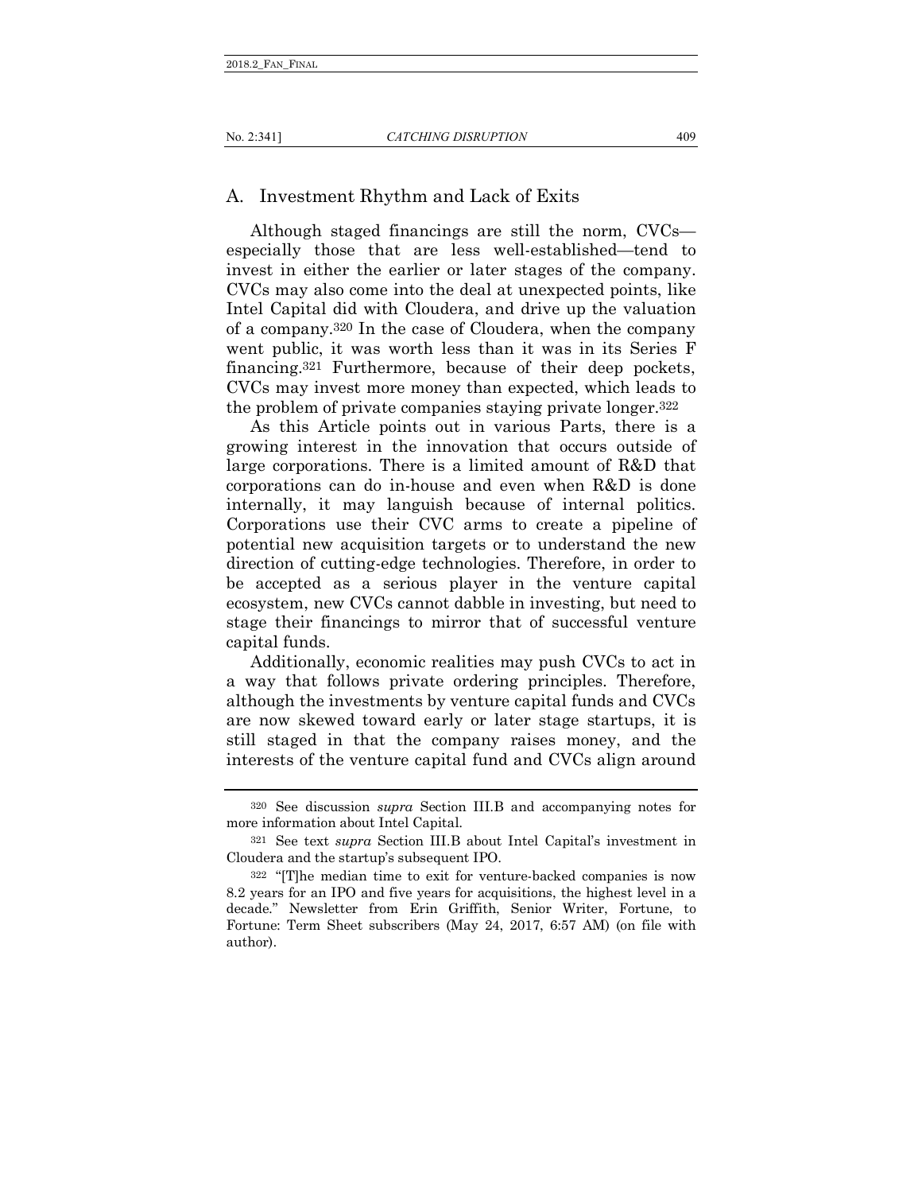## A. Investment Rhythm and Lack of Exits

Although staged financings are still the norm, CVCs—especially those that are less well-established—tend to invest in either the earlier or later stages of the company. CVCs may also come into the deal at unexpected points, like Intel Capital did with Cloudera, and drive up the valuation of a company.[320] In the case of Cloudera, when the company went public, it was worth less than it was in its Series F financing.[321] Furthermore, because of their deep pockets, CVCs may invest more money than expected, which leads to the problem of private companies staying private longer.[322]

As this Article points out in various Parts, there is a growing interest in the innovation that occurs outside of large corporations. There is a limited amount of R&D that corporations can do in-house and even when R&D is done internally, it may languish because of internal politics. Corporations use their CVC arms to create a pipeline of potential new acquisition targets or to understand the new direction of cutting-edge technologies. Therefore, in order to be accepted as a serious player in the venture capital ecosystem, new CVCs cannot dabble in investing, but need to stage their financings to mirror that of successful venture capital funds.

Additionally, economic realities may push CVCs to act in a way that follows private ordering principles. Therefore, although the investments by venture capital funds and CVCs are now skewed toward early or later stage startups, it is still staged in that the company raises money, and the interests of the venture capital fund and CVCs align around

---

[320] See discussion *supra* Section III.B and accompanying notes for more information about Intel Capital.

[321] See text *supra* Section III.B about Intel Capital's investment in Cloudera and the startup's subsequent IPO.

[322] "[T]he median time to exit for venture-backed companies is now 8.2 years for an IPO and five years for acquisitions, the highest level in a decade." Newsletter from Erin Griffith, Senior Writer, Fortune, to Fortune: Term Sheet subscribers (May 24, 2017, 6:57 AM) (on file with author).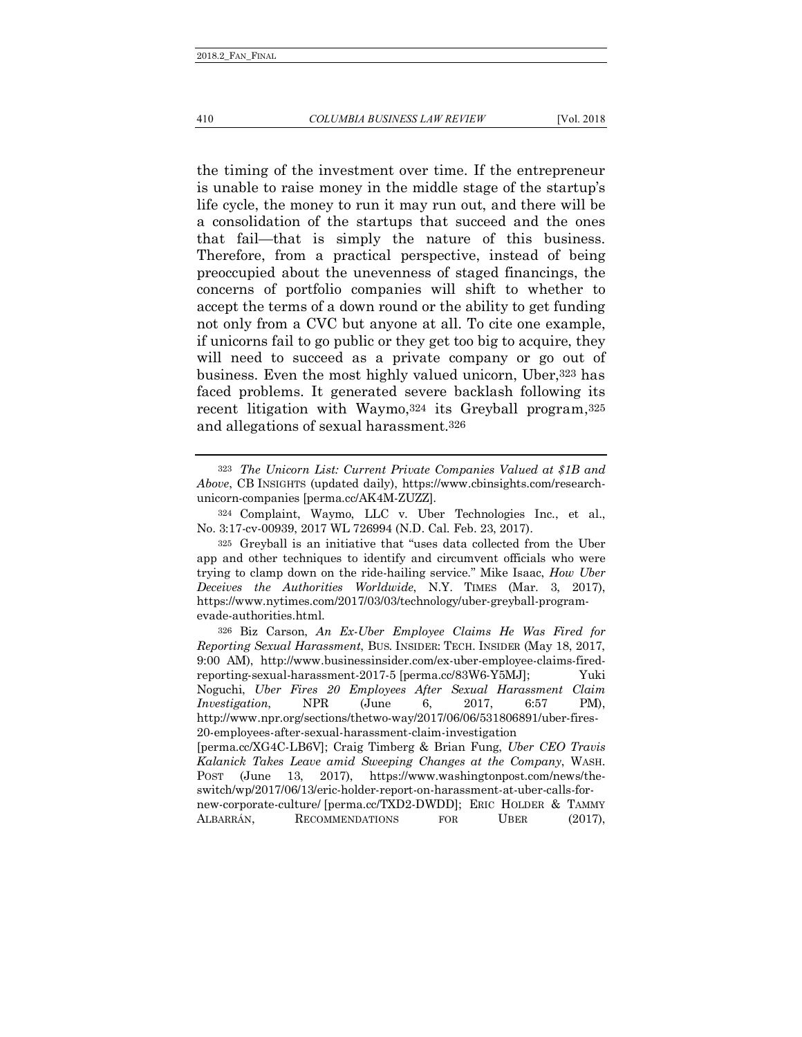the timing of the investment over time. If the entrepreneur is unable to raise money in the middle stage of the startup's life cycle, the money to run it may run out, and there will be a consolidation of the startups that succeed and the ones that fail—that is simply the nature of this business. Therefore, from a practical perspective, instead of being preoccupied about the unevenness of staged financings, the concerns of portfolio companies will shift to whether to accept the terms of a down round or the ability to get funding not only from a CVC but anyone at all. To cite one example, if unicorns fail to go public or they get too big to acquire, they will need to succeed as a private company or go out of business. Even the most highly valued unicorn, Uber,[323] has faced problems. It generated severe backlash following its recent litigation with Waymo,[324] its Greyball program,[325] and allegations of sexual harassment.[326]

---

[323] *The Unicorn List: Current Private Companies Valued at $1B and Above*, CB INSIGHTS (updated daily), https://www.cbinsights.com/research-unicorn-companies [perma.cc/AK4M-ZUZZ].

[324] Complaint, Waymo, LLC v. Uber Technologies Inc., et al., No. 3:17-cv-00939, 2017 WL 726994 (N.D. Cal. Feb. 23, 2017).

[325] Greyball is an initiative that "uses data collected from the Uber app and other techniques to identify and circumvent officials who were trying to clamp down on the ride-hailing service." Mike Isaac, *How Uber Deceives the Authorities Worldwide*, N.Y. TIMES (Mar. 3, 2017), https://www.nytimes.com/2017/03/03/technology/uber-greyball-program-evade-authorities.html.

[326] Biz Carson, *An Ex-Uber Employee Claims He Was Fired for Reporting Sexual Harassment*, BUS. INSIDER: TECH. INSIDER (May 18, 2017, 9:00 AM), http://www.businessinsider.com/ex-uber-employee-claims-fired-reporting-sexual-harassment-2017-5 [perma.cc/83W6-Y5MJ]; Yuki Noguchi, *Uber Fires 20 Employees After Sexual Harassment Claim Investigation*, NPR (June 6, 2017, 6:57 PM), http://www.npr.org/sections/thetwo-way/2017/06/06/531806891/uber-fires-20-employees-after-sexual-harassment-claim-investigation [perma.cc/XG4C-LB6V]; Craig Timberg & Brian Fung, *Uber CEO Travis Kalanick Takes Leave amid Sweeping Changes at the Company*, WASH. POST (June 13, 2017), https://www.washingtonpost.com/news/the-switch/wp/2017/06/13/eric-holder-report-on-harassment-at-uber-calls-for-new-corporate-culture/ [perma.cc/TXD2-DWDD]; ERIC HOLDER & TAMMY ALBARRÁN, RECOMMENDATIONS FOR UBER (2017),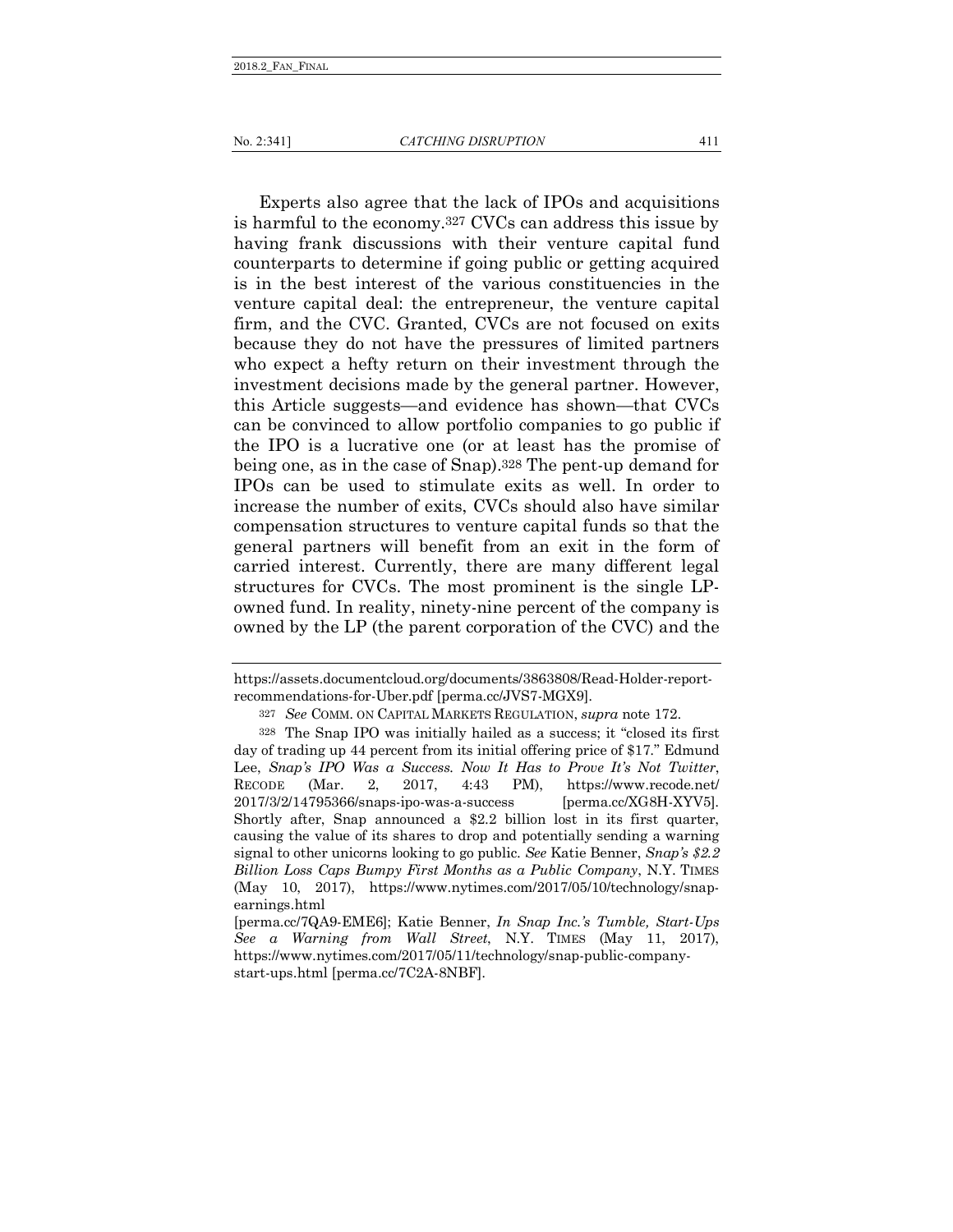Experts also agree that the lack of IPOs and acquisitions is harmful to the economy.[327] CVCs can address this issue by having frank discussions with their venture capital fund counterparts to determine if going public or getting acquired is in the best interest of the various constituencies in the venture capital deal: the entrepreneur, the venture capital firm, and the CVC. Granted, CVCs are not focused on exits because they do not have the pressures of limited partners who expect a hefty return on their investment through the investment decisions made by the general partner. However, this Article suggests—and evidence has shown—that CVCs can be convinced to allow portfolio companies to go public if the IPO is a lucrative one (or at least has the promise of being one, as in the case of Snap).[328] The pent-up demand for IPOs can be used to stimulate exits as well. In order to increase the number of exits, CVCs should also have similar compensation structures to venture capital funds so that the general partners will benefit from an exit in the form of carried interest. Currently, there are many different legal structures for CVCs. The most prominent is the single LP-owned fund. In reality, ninety-nine percent of the company is owned by the LP (the parent corporation of the CVC) and the

---

https://assets.documentcloud.org/documents/3863808/Read-Holder-report-recommendations-for-Uber.pdf [perma.cc/JVS7-MGX9].

327 *See* COMM. ON CAPITAL MARKETS REGULATION, *supra* note 172.

328 The Snap IPO was initially hailed as a success; it "closed its first day of trading up 44 percent from its initial offering price of $17." Edmund Lee, *Snap's IPO Was a Success. Now It Has to Prove It's Not Twitter*, RECODE (Mar. 2, 2017, 4:43 PM), https://www.recode.net/2017/3/2/14795366/snaps-ipo-was-a-success [perma.cc/XG8H-XYV5]. Shortly after, Snap announced a $2.2 billion lost in its first quarter, causing the value of its shares to drop and potentially sending a warning signal to other unicorns looking to go public. *See* Katie Benner, *Snap's $2.2 Billion Loss Caps Bumpy First Months as a Public Company*, N.Y. TIMES (May 10, 2017), https://www.nytimes.com/2017/05/10/technology/snap-earnings.html [perma.cc/7QA9-EME6]; Katie Benner, *In Snap Inc.'s Tumble, Start-Ups See a Warning from Wall Street*, N.Y. TIMES (May 11, 2017), https://www.nytimes.com/2017/05/11/technology/snap-public-company-start-ups.html [perma.cc/7C2A-8NBF].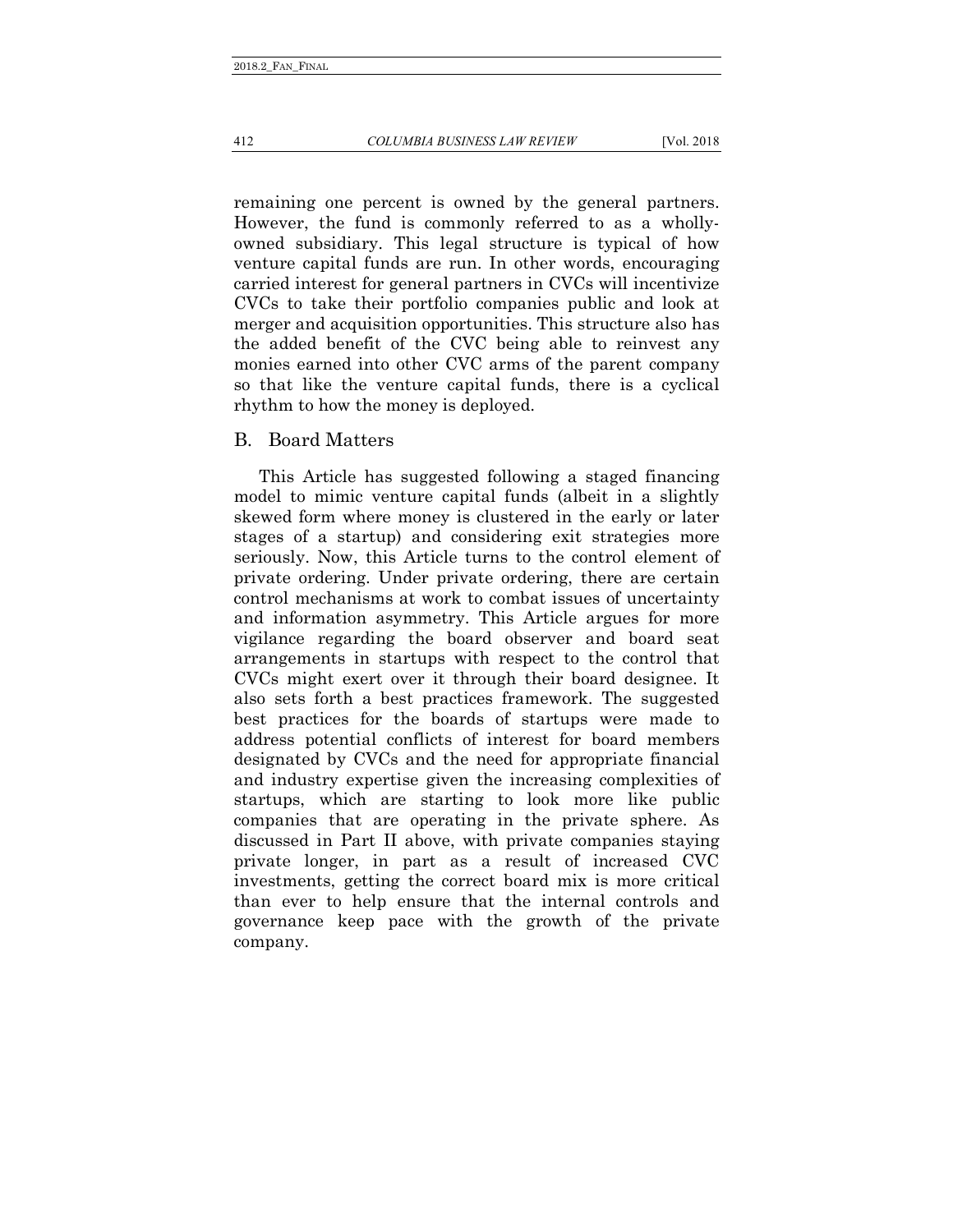remaining one percent is owned by the general partners. However, the fund is commonly referred to as a wholly-owned subsidiary. This legal structure is typical of how venture capital funds are run. In other words, encouraging carried interest for general partners in CVCs will incentivize CVCs to take their portfolio companies public and look at merger and acquisition opportunities. This structure also has the added benefit of the CVC being able to reinvest any monies earned into other CVC arms of the parent company so that like the venture capital funds, there is a cyclical rhythm to how the money is deployed.

### B. Board Matters

This Article has suggested following a staged financing model to mimic venture capital funds (albeit in a slightly skewed form where money is clustered in the early or later stages of a startup) and considering exit strategies more seriously. Now, this Article turns to the control element of private ordering. Under private ordering, there are certain control mechanisms at work to combat issues of uncertainty and information asymmetry. This Article argues for more vigilance regarding the board observer and board seat arrangements in startups with respect to the control that CVCs might exert over it through their board designee. It also sets forth a best practices framework. The suggested best practices for the boards of startups were made to address potential conflicts of interest for board members designated by CVCs and the need for appropriate financial and industry expertise given the increasing complexities of startups, which are starting to look more like public companies that are operating in the private sphere. As discussed in Part II above, with private companies staying private longer, in part as a result of increased CVC investments, getting the correct board mix is more critical than ever to help ensure that the internal controls and governance keep pace with the growth of the private company.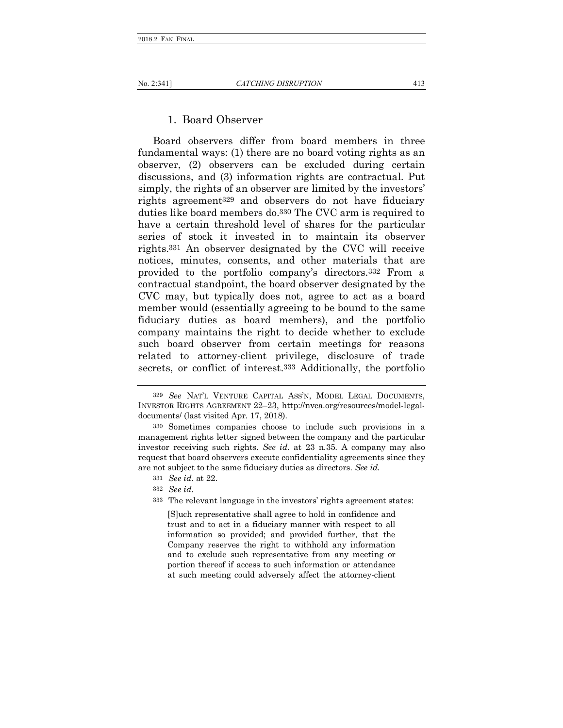### 1. Board Observer

Board observers differ from board members in three fundamental ways: (1) there are no board voting rights as an observer, (2) observers can be excluded during certain discussions, and (3) information rights are contractual. Put simply, the rights of an observer are limited by the investors' rights agreement[329] and observers do not have fiduciary duties like board members do.[330] The CVC arm is required to have a certain threshold level of shares for the particular series of stock it invested in to maintain its observer rights.[331] An observer designated by the CVC will receive notices, minutes, consents, and other materials that are provided to the portfolio company's directors.[332] From a contractual standpoint, the board observer designated by the CVC may, but typically does not, agree to act as a board member would (essentially agreeing to be bound to the same fiduciary duties as board members), and the portfolio company maintains the right to decide whether to exclude such board observer from certain meetings for reasons related to attorney-client privilege, disclosure of trade secrets, or conflict of interest.[333] Additionally, the portfolio

---

[329] *See* NAT'L VENTURE CAPITAL ASS'N, MODEL LEGAL DOCUMENTS, INVESTOR RIGHTS AGREEMENT 22–23, http://nvca.org/resources/model-legal-documents/ (last visited Apr. 17, 2018).

[330] Sometimes companies choose to include such provisions in a management rights letter signed between the company and the particular investor receiving such rights. *See id.* at 23 n.35. A company may also request that board observers execute confidentiality agreements since they are not subject to the same fiduciary duties as directors. *See id.*

[331] *See id.* at 22.

[332] *See id.*

[333] The relevant language in the investors' rights agreement states:

> [S]uch representative shall agree to hold in confidence and trust and to act in a fiduciary manner with respect to all information so provided; and provided further, that the Company reserves the right to withhold any information and to exclude such representative from any meeting or portion thereof if access to such information or attendance at such meeting could adversely affect the attorney-client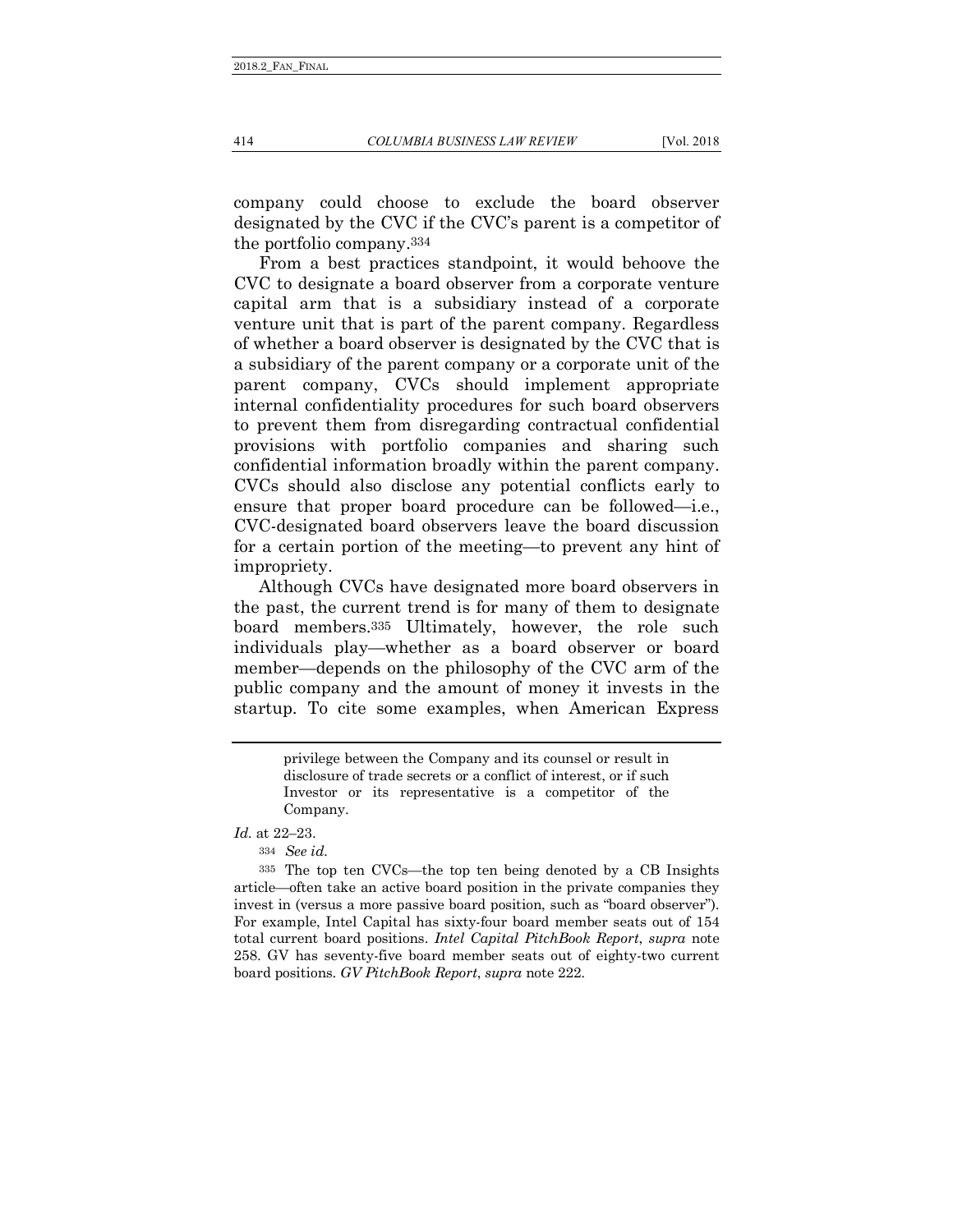company could choose to exclude the board observer designated by the CVC if the CVC's parent is a competitor of the portfolio company.[334]

From a best practices standpoint, it would behoove the CVC to designate a board observer from a corporate venture capital arm that is a subsidiary instead of a corporate venture unit that is part of the parent company. Regardless of whether a board observer is designated by the CVC that is a subsidiary of the parent company or a corporate unit of the parent company, CVCs should implement appropriate internal confidentiality procedures for such board observers to prevent them from disregarding contractual confidential provisions with portfolio companies and sharing such confidential information broadly within the parent company. CVCs should also disclose any potential conflicts early to ensure that proper board procedure can be followed—i.e., CVC-designated board observers leave the board discussion for a certain portion of the meeting—to prevent any hint of impropriety.

Although CVCs have designated more board observers in the past, the current trend is for many of them to designate board members.[335] Ultimately, however, the role such individuals play—whether as a board observer or board member—depends on the philosophy of the CVC arm of the public company and the amount of money it invests in the startup. To cite some examples, when American Express

> privilege between the Company and its counsel or result in disclosure of trade secrets or a conflict of interest, or if such Investor or its representative is a competitor of the Company.

*Id.* at 22–23.

[334] *See id.*

[335] The top ten CVCs—the top ten being denoted by a CB Insights article—often take an active board position in the private companies they invest in (versus a more passive board position, such as "board observer"). For example, Intel Capital has sixty-four board member seats out of 154 total current board positions. *Intel Capital PitchBook Report*, *supra* note 258. GV has seventy-five board member seats out of eighty-two current board positions. *GV PitchBook Report*, *supra* note 222.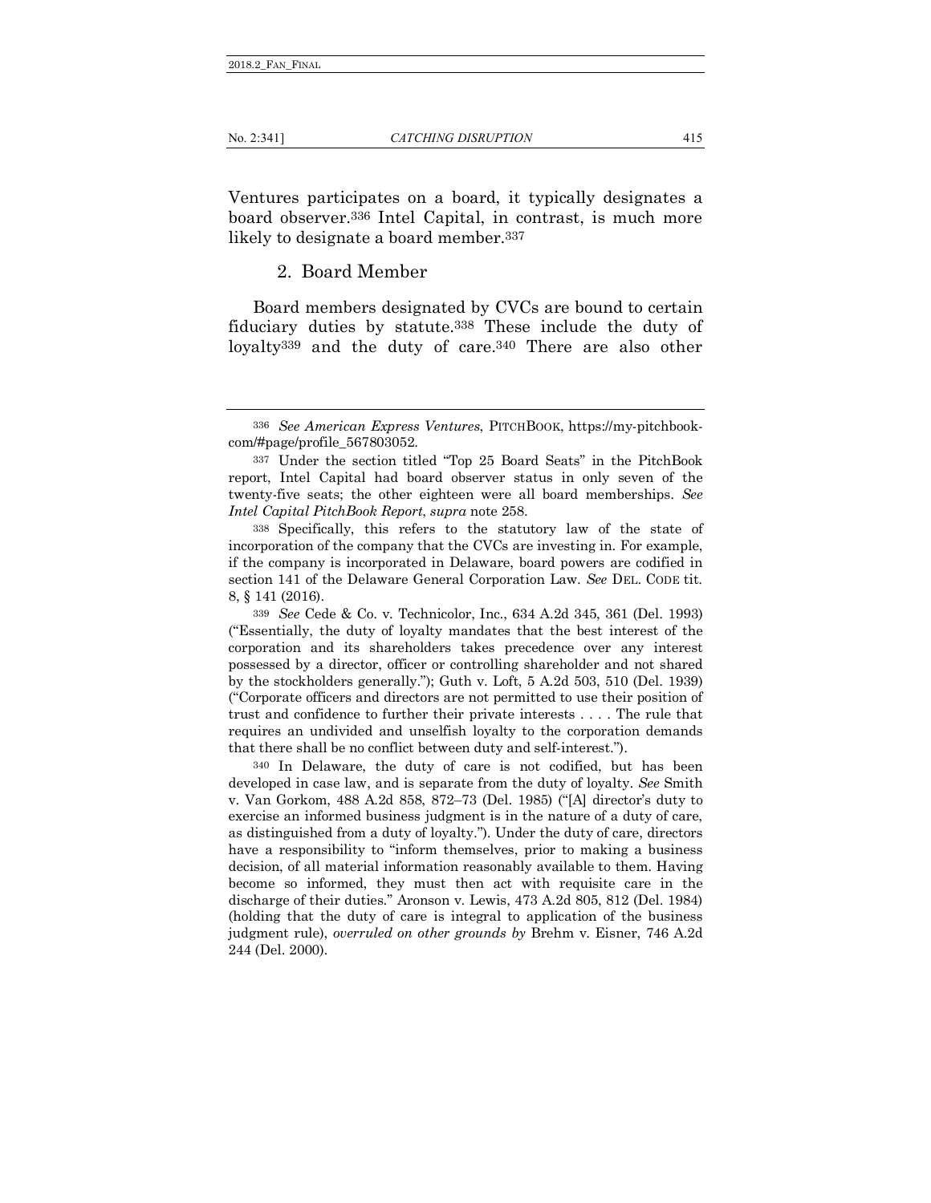Ventures participates on a board, it typically designates a board observer.[336] Intel Capital, in contrast, is much more likely to designate a board member.[337]

### 2. Board Member

Board members designated by CVCs are bound to certain fiduciary duties by statute.[338] These include the duty of loyalty[339] and the duty of care.[340] There are also other

---

[336] *See American Express Ventures*, PITCHBOOK, https://my-pitchbook-com/#page/profile_567803052.

[337] Under the section titled "Top 25 Board Seats" in the PitchBook report, Intel Capital had board observer status in only seven of the twenty-five seats; the other eighteen were all board memberships. *See Intel Capital PitchBook Report*, *supra* note 258.

[338] Specifically, this refers to the statutory law of the state of incorporation of the company that the CVCs are investing in. For example, if the company is incorporated in Delaware, board powers are codified in section 141 of the Delaware General Corporation Law. *See* DEL. CODE tit. 8, § 141 (2016).

[339] *See* Cede & Co. v. Technicolor, Inc., 634 A.2d 345, 361 (Del. 1993) ("Essentially, the duty of loyalty mandates that the best interest of the corporation and its shareholders takes precedence over any interest possessed by a director, officer or controlling shareholder and not shared by the stockholders generally."); Guth v. Loft, 5 A.2d 503, 510 (Del. 1939) ("Corporate officers and directors are not permitted to use their position of trust and confidence to further their private interests . . . . The rule that requires an undivided and unselfish loyalty to the corporation demands that there shall be no conflict between duty and self-interest.").

[340] In Delaware, the duty of care is not codified, but has been developed in case law, and is separate from the duty of loyalty. *See* Smith v. Van Gorkom, 488 A.2d 858, 872–73 (Del. 1985) ("[A] director's duty to exercise an informed business judgment is in the nature of a duty of care, as distinguished from a duty of loyalty."). Under the duty of care, directors have a responsibility to "inform themselves, prior to making a business decision, of all material information reasonably available to them. Having become so informed, they must then act with requisite care in the discharge of their duties." Aronson v. Lewis, 473 A.2d 805, 812 (Del. 1984) (holding that the duty of care is integral to application of the business judgment rule), *overruled on other grounds by* Brehm v. Eisner, 746 A.2d 244 (Del. 2000).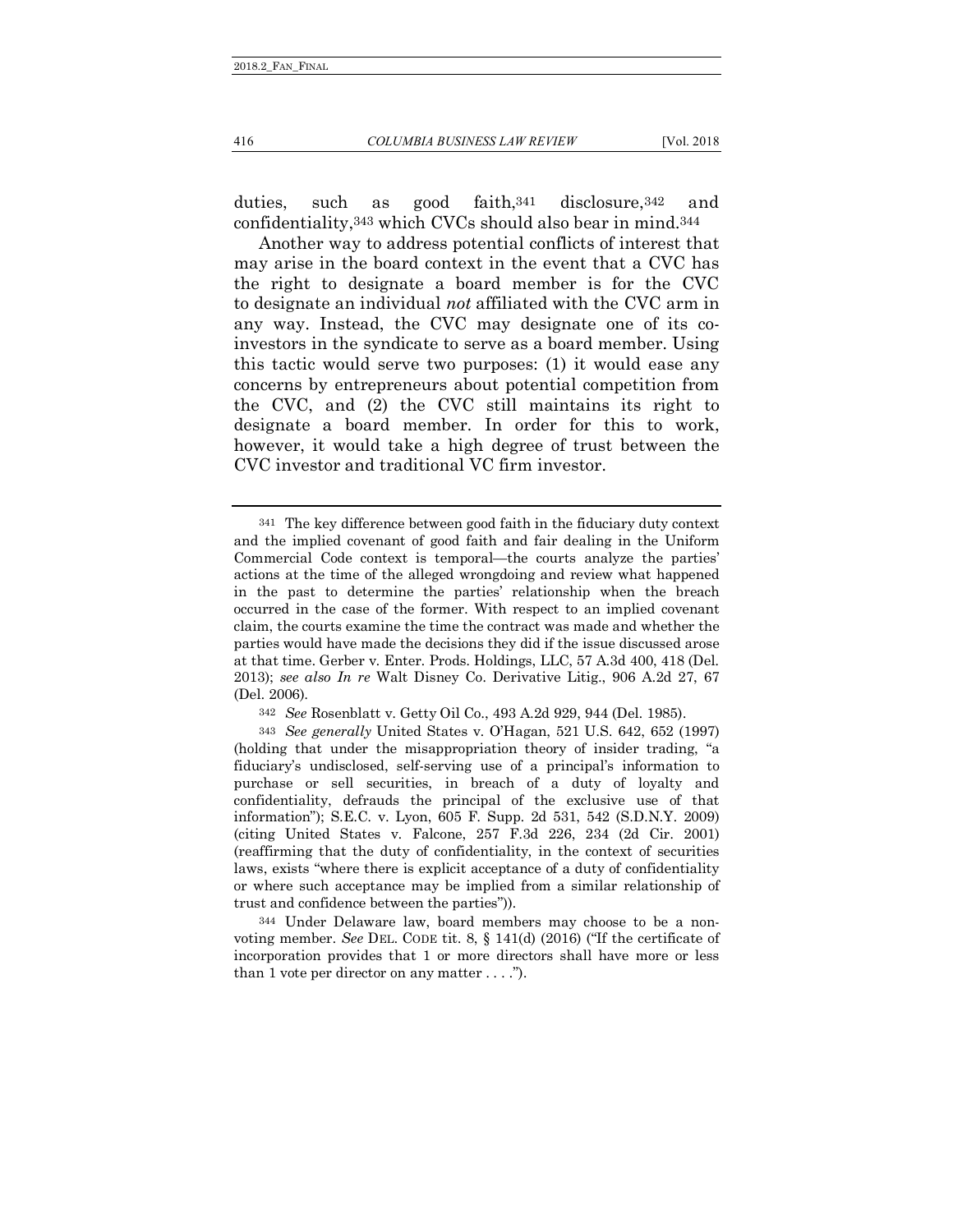duties, such as good faith,[341] disclosure,[342] and confidentiality,[343] which CVCs should also bear in mind.[344]

Another way to address potential conflicts of interest that may arise in the board context in the event that a CVC has the right to designate a board member is for the CVC to designate an individual *not* affiliated with the CVC arm in any way. Instead, the CVC may designate one of its co-investors in the syndicate to serve as a board member. Using this tactic would serve two purposes: (1) it would ease any concerns by entrepreneurs about potential competition from the CVC, and (2) the CVC still maintains its right to designate a board member. In order for this to work, however, it would take a high degree of trust between the CVC investor and traditional VC firm investor.

---

[341] The key difference between good faith in the fiduciary duty context and the implied covenant of good faith and fair dealing in the Uniform Commercial Code context is temporal—the courts analyze the parties' actions at the time of the alleged wrongdoing and review what happened in the past to determine the parties' relationship when the breach occurred in the case of the former. With respect to an implied covenant claim, the courts examine the time the contract was made and whether the parties would have made the decisions they did if the issue discussed arose at that time. Gerber v. Enter. Prods. Holdings, LLC, 57 A.3d 400, 418 (Del. 2013); *see also In re* Walt Disney Co. Derivative Litig., 906 A.2d 27, 67 (Del. 2006).

[342] *See* Rosenblatt v. Getty Oil Co., 493 A.2d 929, 944 (Del. 1985).

[343] *See generally* United States v. O'Hagan, 521 U.S. 642, 652 (1997) (holding that under the misappropriation theory of insider trading, "a fiduciary's undisclosed, self-serving use of a principal's information to purchase or sell securities, in breach of a duty of loyalty and confidentiality, defrauds the principal of the exclusive use of that information"); S.E.C. v. Lyon, 605 F. Supp. 2d 531, 542 (S.D.N.Y. 2009) (citing United States v. Falcone, 257 F.3d 226, 234 (2d Cir. 2001) (reaffirming that the duty of confidentiality, in the context of securities laws, exists "where there is explicit acceptance of a duty of confidentiality or where such acceptance may be implied from a similar relationship of trust and confidence between the parties")).

[344] Under Delaware law, board members may choose to be a non-voting member. *See* DEL. CODE tit. 8, § 141(d) (2016) ("If the certificate of incorporation provides that 1 or more directors shall have more or less than 1 vote per director on any matter . . . .").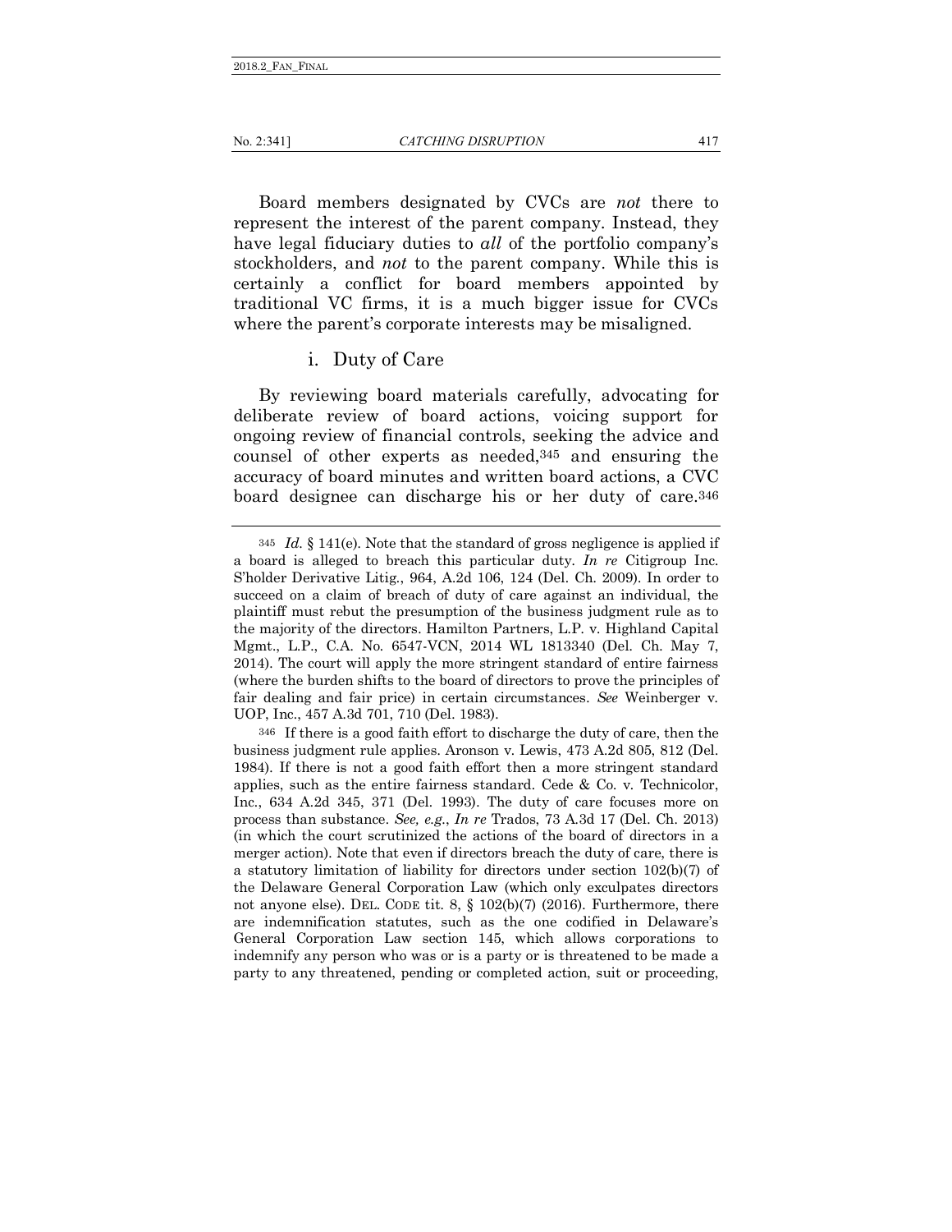Board members designated by CVCs are *not* there to represent the interest of the parent company. Instead, they have legal fiduciary duties to *all* of the portfolio company's stockholders, and *not* to the parent company. While this is certainly a conflict for board members appointed by traditional VC firms, it is a much bigger issue for CVCs where the parent's corporate interests may be misaligned.

#### i. Duty of Care

By reviewing board materials carefully, advocating for deliberate review of board actions, voicing support for ongoing review of financial controls, seeking the advice and counsel of other experts as needed,[345] and ensuring the accuracy of board minutes and written board actions, a CVC board designee can discharge his or her duty of care.[346]

---

[345] *Id.* § 141(e). Note that the standard of gross negligence is applied if a board is alleged to breach this particular duty. *In re* Citigroup Inc. S'holder Derivative Litig., 964, A.2d 106, 124 (Del. Ch. 2009). In order to succeed on a claim of breach of duty of care against an individual, the plaintiff must rebut the presumption of the business judgment rule as to the majority of the directors. Hamilton Partners, L.P. v. Highland Capital Mgmt., L.P., C.A. No. 6547-VCN, 2014 WL 1813340 (Del. Ch. May 7, 2014). The court will apply the more stringent standard of entire fairness (where the burden shifts to the board of directors to prove the principles of fair dealing and fair price) in certain circumstances. *See* Weinberger v. UOP, Inc., 457 A.3d 701, 710 (Del. 1983).

[346] If there is a good faith effort to discharge the duty of care, then the business judgment rule applies. Aronson v. Lewis, 473 A.2d 805, 812 (Del. 1984). If there is not a good faith effort then a more stringent standard applies, such as the entire fairness standard. Cede & Co. v. Technicolor, Inc., 634 A.2d 345, 371 (Del. 1993). The duty of care focuses more on process than substance. *See, e.g.*, *In re* Trados, 73 A.3d 17 (Del. Ch. 2013) (in which the court scrutinized the actions of the board of directors in a merger action). Note that even if directors breach the duty of care, there is a statutory limitation of liability for directors under section 102(b)(7) of the Delaware General Corporation Law (which only exculpates directors not anyone else). DEL. CODE tit. 8, § 102(b)(7) (2016). Furthermore, there are indemnification statutes, such as the one codified in Delaware's General Corporation Law section 145, which allows corporations to indemnify any person who was or is a party or is threatened to be made a party to any threatened, pending or completed action, suit or proceeding,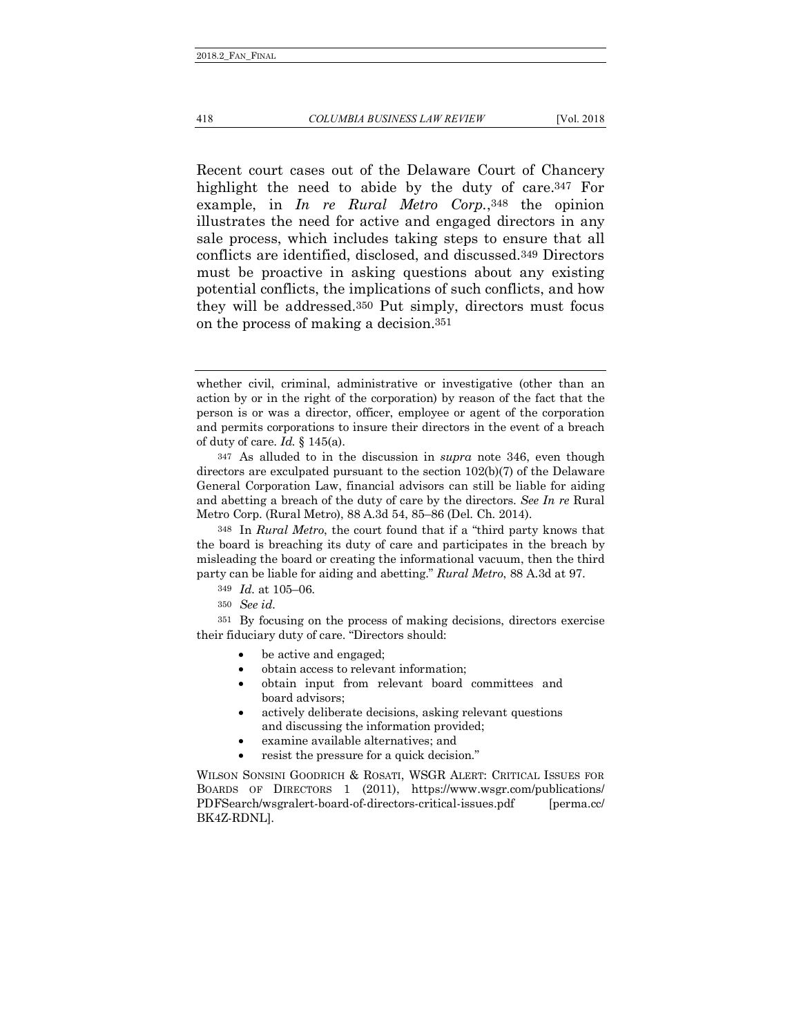Recent court cases out of the Delaware Court of Chancery highlight the need to abide by the duty of care.[347] For example, in *In re Rural Metro Corp.*,[348] the opinion illustrates the need for active and engaged directors in any sale process, which includes taking steps to ensure that all conflicts are identified, disclosed, and discussed.[349] Directors must be proactive in asking questions about any existing potential conflicts, the implications of such conflicts, and how they will be addressed.[350] Put simply, directors must focus on the process of making a decision.[351]

---

whether civil, criminal, administrative or investigative (other than an action by or in the right of the corporation) by reason of the fact that the person is or was a director, officer, employee or agent of the corporation and permits corporations to insure their directors in the event of a breach of duty of care. *Id.* § 145(a).

[347] As alluded to in the discussion in *supra* note 346, even though directors are exculpated pursuant to the section 102(b)(7) of the Delaware General Corporation Law, financial advisors can still be liable for aiding and abetting a breach of the duty of care by the directors. *See In re* Rural Metro Corp. (Rural Metro), 88 A.3d 54, 85–86 (Del. Ch. 2014).

[348] In *Rural Metro*, the court found that if a "third party knows that the board is breaching its duty of care and participates in the breach by misleading the board or creating the informational vacuum, then the third party can be liable for aiding and abetting." *Rural Metro*, 88 A.3d at 97.

[349] *Id.* at 105–06.

[350] *See id.*

[351] By focusing on the process of making decisions, directors exercise their fiduciary duty of care. "Directors should:

- be active and engaged;
- obtain access to relevant information;
- obtain input from relevant board committees and board advisors;
- actively deliberate decisions, asking relevant questions and discussing the information provided;
- examine available alternatives; and
- resist the pressure for a quick decision."

WILSON SONSINI GOODRICH & ROSATI, WSGR ALERT: CRITICAL ISSUES FOR BOARDS OF DIRECTORS 1 (2011), https://www.wsgr.com/publications/PDFSearch/wsgralert-board-of-directors-critical-issues.pdf [perma.cc/BK4Z-RDNL].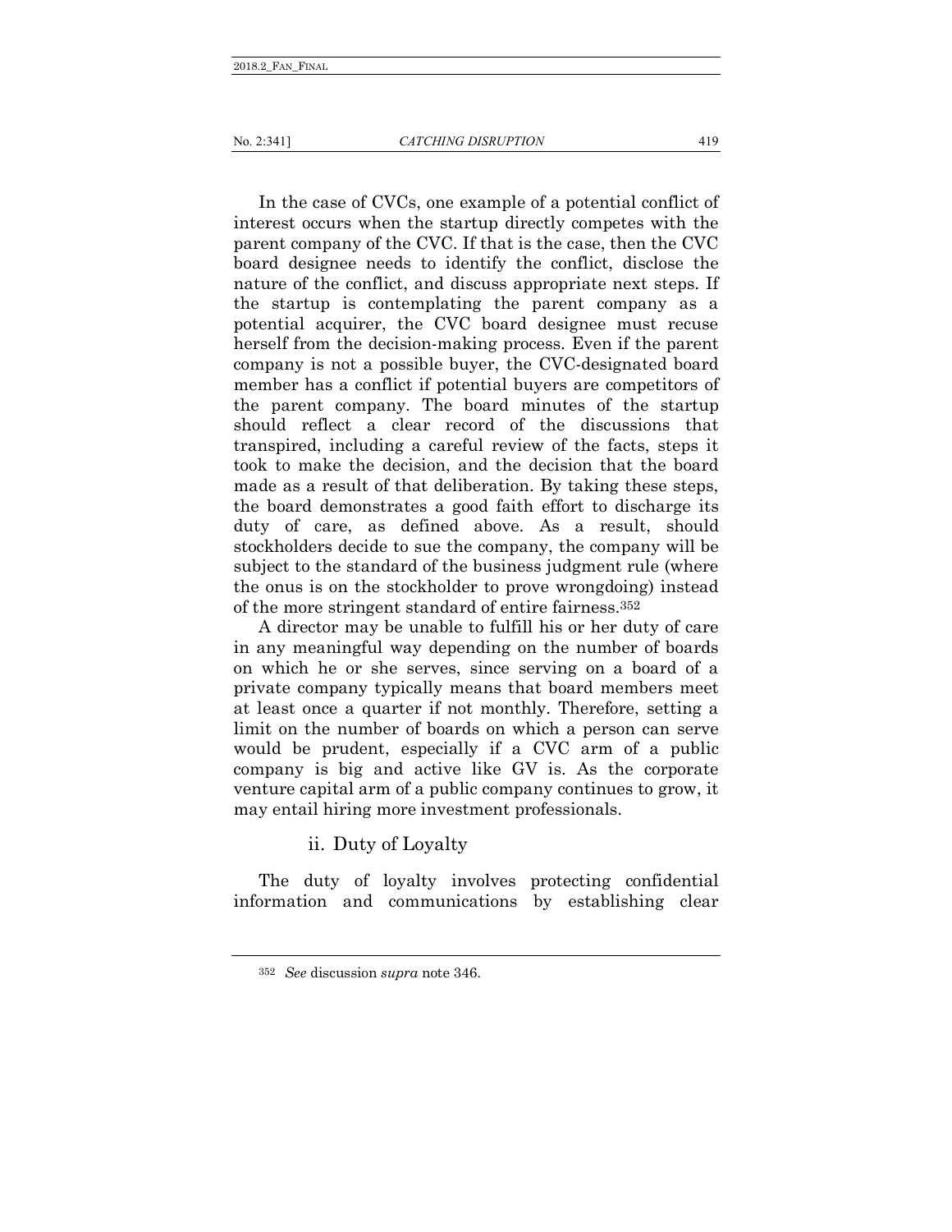In the case of CVCs, one example of a potential conflict of interest occurs when the startup directly competes with the parent company of the CVC. If that is the case, then the CVC board designee needs to identify the conflict, disclose the nature of the conflict, and discuss appropriate next steps. If the startup is contemplating the parent company as a potential acquirer, the CVC board designee must recuse herself from the decision-making process. Even if the parent company is not a possible buyer, the CVC-designated board member has a conflict if potential buyers are competitors of the parent company. The board minutes of the startup should reflect a clear record of the discussions that transpired, including a careful review of the facts, steps it took to make the decision, and the decision that the board made as a result of that deliberation. By taking these steps, the board demonstrates a good faith effort to discharge its duty of care, as defined above. As a result, should stockholders decide to sue the company, the company will be subject to the standard of the business judgment rule (where the onus is on the stockholder to prove wrongdoing) instead of the more stringent standard of entire fairness.[352]

A director may be unable to fulfill his or her duty of care in any meaningful way depending on the number of boards on which he or she serves, since serving on a board of a private company typically means that board members meet at least once a quarter if not monthly. Therefore, setting a limit on the number of boards on which a person can serve would be prudent, especially if a CVC arm of a public company is big and active like GV is. As the corporate venture capital arm of a public company continues to grow, it may entail hiring more investment professionals.

#### ii. Duty of Loyalty

The duty of loyalty involves protecting confidential information and communications by establishing clear

---

[352] *See* discussion *supra* note 346.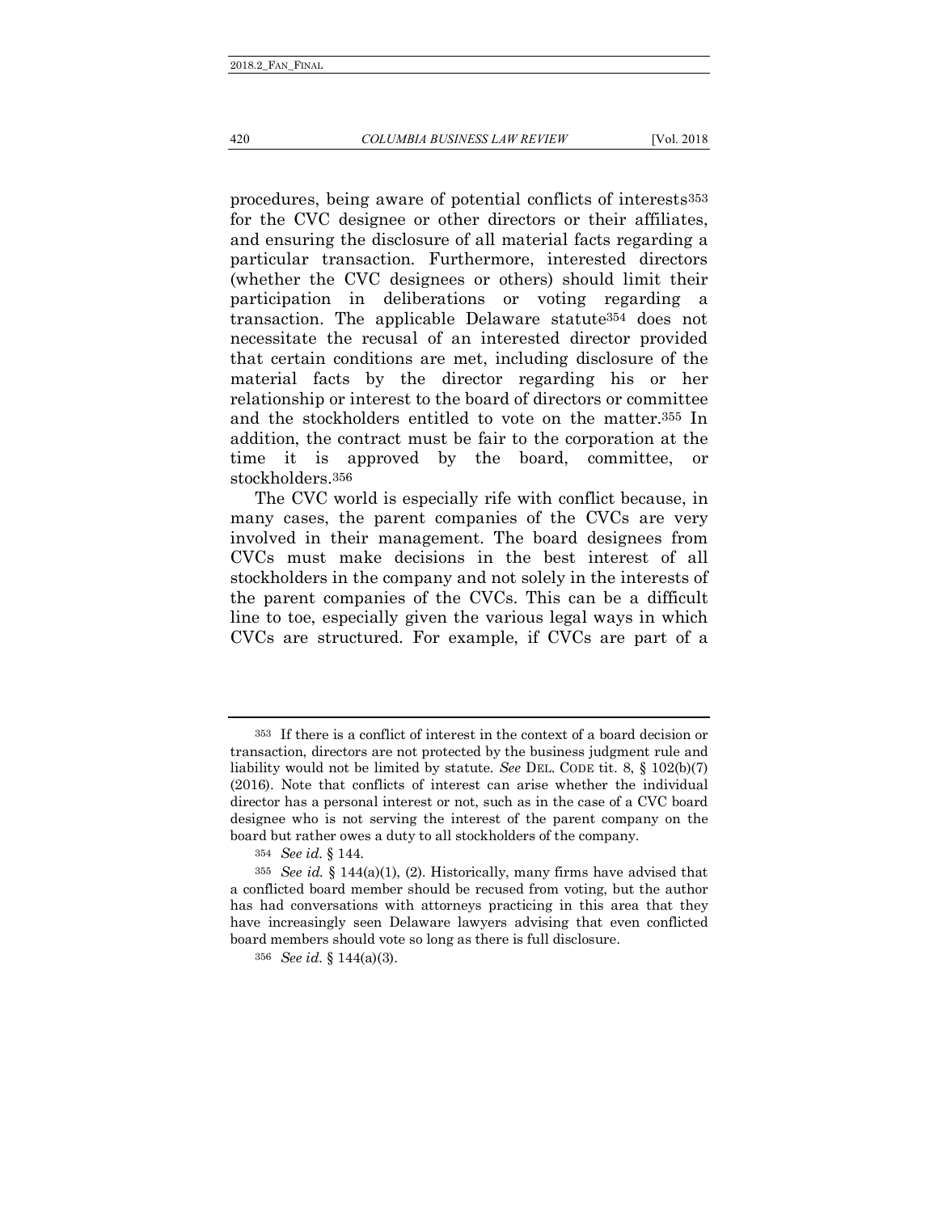procedures, being aware of potential conflicts of interests[353] for the CVC designee or other directors or their affiliates, and ensuring the disclosure of all material facts regarding a particular transaction. Furthermore, interested directors (whether the CVC designees or others) should limit their participation in deliberations or voting regarding a transaction. The applicable Delaware statute[354] does not necessitate the recusal of an interested director provided that certain conditions are met, including disclosure of the material facts by the director regarding his or her relationship or interest to the board of directors or committee and the stockholders entitled to vote on the matter.[355] In addition, the contract must be fair to the corporation at the time it is approved by the board, committee, or stockholders.[356]

The CVC world is especially rife with conflict because, in many cases, the parent companies of the CVCs are very involved in their management. The board designees from CVCs must make decisions in the best interest of all stockholders in the company and not solely in the interests of the parent companies of the CVCs. This can be a difficult line to toe, especially given the various legal ways in which CVCs are structured. For example, if CVCs are part of a

---

[353] If there is a conflict of interest in the context of a board decision or transaction, directors are not protected by the business judgment rule and liability would not be limited by statute. *See* DEL. CODE tit. 8, § 102(b)(7) (2016). Note that conflicts of interest can arise whether the individual director has a personal interest or not, such as in the case of a CVC board designee who is not serving the interest of the parent company on the board but rather owes a duty to all stockholders of the company.

[354] *See id.* § 144.

[355] *See id.* § 144(a)(1), (2). Historically, many firms have advised that a conflicted board member should be recused from voting, but the author has had conversations with attorneys practicing in this area that they have increasingly seen Delaware lawyers advising that even conflicted board members should vote so long as there is full disclosure.

[356] *See id.* § 144(a)(3).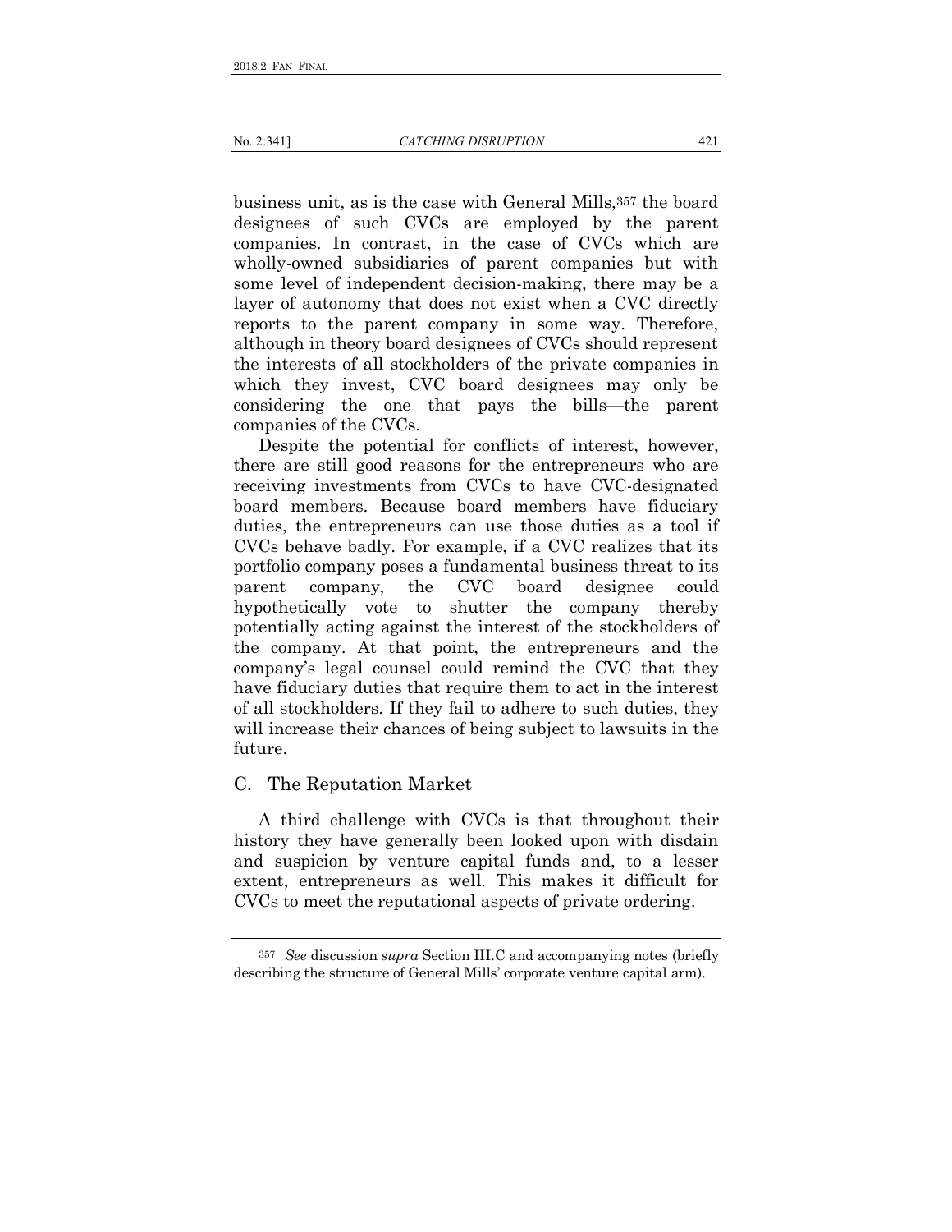business unit, as is the case with General Mills,[357] the board designees of such CVCs are employed by the parent companies. In contrast, in the case of CVCs which are wholly-owned subsidiaries of parent companies but with some level of independent decision-making, there may be a layer of autonomy that does not exist when a CVC directly reports to the parent company in some way. Therefore, although in theory board designees of CVCs should represent the interests of all stockholders of the private companies in which they invest, CVC board designees may only be considering the one that pays the bills—the parent companies of the CVCs.

Despite the potential for conflicts of interest, however, there are still good reasons for the entrepreneurs who are receiving investments from CVCs to have CVC-designated board members. Because board members have fiduciary duties, the entrepreneurs can use those duties as a tool if CVCs behave badly. For example, if a CVC realizes that its portfolio company poses a fundamental business threat to its parent company, the CVC board designee could hypothetically vote to shutter the company thereby potentially acting against the interest of the stockholders of the company. At that point, the entrepreneurs and the company's legal counsel could remind the CVC that they have fiduciary duties that require them to act in the interest of all stockholders. If they fail to adhere to such duties, they will increase their chances of being subject to lawsuits in the future.

## C. The Reputation Market

A third challenge with CVCs is that throughout their history they have generally been looked upon with disdain and suspicion by venture capital funds and, to a lesser extent, entrepreneurs as well. This makes it difficult for CVCs to meet the reputational aspects of private ordering.

---

[357] *See* discussion *supra* Section III.C and accompanying notes (briefly describing the structure of General Mills' corporate venture capital arm).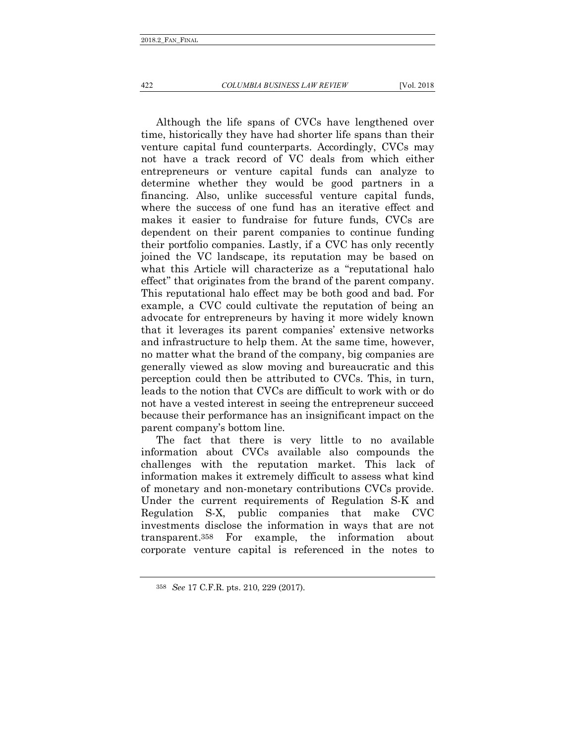Although the life spans of CVCs have lengthened over time, historically they have had shorter life spans than their venture capital fund counterparts. Accordingly, CVCs may not have a track record of VC deals from which either entrepreneurs or venture capital funds can analyze to determine whether they would be good partners in a financing. Also, unlike successful venture capital funds, where the success of one fund has an iterative effect and makes it easier to fundraise for future funds, CVCs are dependent on their parent companies to continue funding their portfolio companies. Lastly, if a CVC has only recently joined the VC landscape, its reputation may be based on what this Article will characterize as a "reputational halo effect" that originates from the brand of the parent company. This reputational halo effect may be both good and bad. For example, a CVC could cultivate the reputation of being an advocate for entrepreneurs by having it more widely known that it leverages its parent companies' extensive networks and infrastructure to help them. At the same time, however, no matter what the brand of the company, big companies are generally viewed as slow moving and bureaucratic and this perception could then be attributed to CVCs. This, in turn, leads to the notion that CVCs are difficult to work with or do not have a vested interest in seeing the entrepreneur succeed because their performance has an insignificant impact on the parent company's bottom line.

The fact that there is very little to no available information about CVCs available also compounds the challenges with the reputation market. This lack of information makes it extremely difficult to assess what kind of monetary and non-monetary contributions CVCs provide. Under the current requirements of Regulation S-K and Regulation S-X, public companies that make CVC investments disclose the information in ways that are not transparent.[358] For example, the information about corporate venture capital is referenced in the notes to

[358] *See* 17 C.F.R. pts. 210, 229 (2017).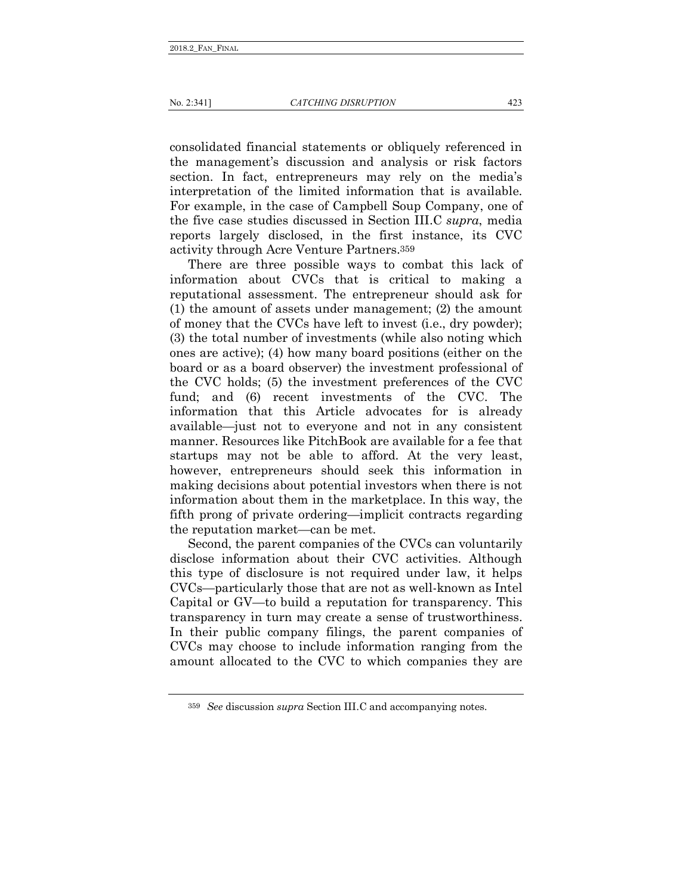consolidated financial statements or obliquely referenced in the management's discussion and analysis or risk factors section. In fact, entrepreneurs may rely on the media's interpretation of the limited information that is available. For example, in the case of Campbell Soup Company, one of the five case studies discussed in Section III.C *supra*, media reports largely disclosed, in the first instance, its CVC activity through Acre Venture Partners.[359]

There are three possible ways to combat this lack of information about CVCs that is critical to making a reputational assessment. The entrepreneur should ask for (1) the amount of assets under management; (2) the amount of money that the CVCs have left to invest (i.e., dry powder); (3) the total number of investments (while also noting which ones are active); (4) how many board positions (either on the board or as a board observer) the investment professional of the CVC holds; (5) the investment preferences of the CVC fund; and (6) recent investments of the CVC. The information that this Article advocates for is already available—just not to everyone and not in any consistent manner. Resources like PitchBook are available for a fee that startups may not be able to afford. At the very least, however, entrepreneurs should seek this information in making decisions about potential investors when there is not information about them in the marketplace. In this way, the fifth prong of private ordering—implicit contracts regarding the reputation market—can be met.

Second, the parent companies of the CVCs can voluntarily disclose information about their CVC activities. Although this type of disclosure is not required under law, it helps CVCs—particularly those that are not as well-known as Intel Capital or GV—to build a reputation for transparency. This transparency in turn may create a sense of trustworthiness. In their public company filings, the parent companies of CVCs may choose to include information ranging from the amount allocated to the CVC to which companies they are

---

359 *See* discussion *supra* Section III.C and accompanying notes.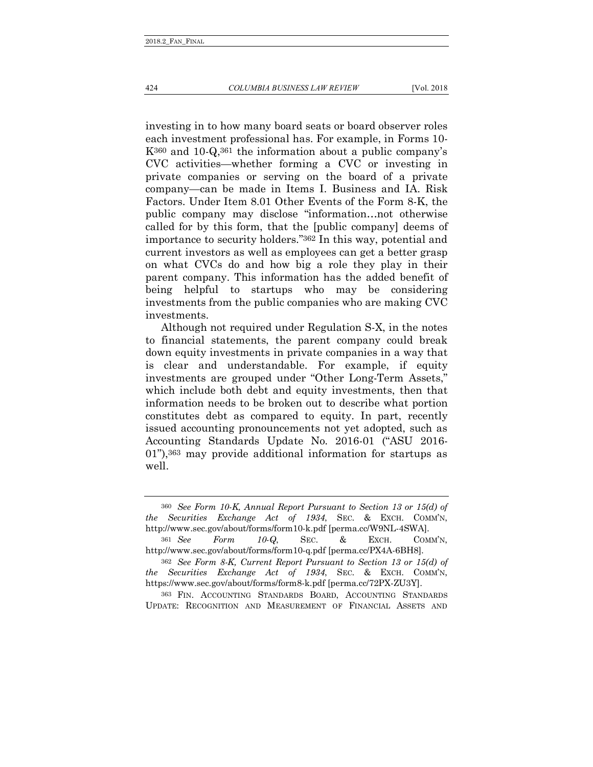investing in to how many board seats or board observer roles each investment professional has. For example, in Forms 10-K[360] and 10-Q,[361] the information about a public company's CVC activities—whether forming a CVC or investing in private companies or serving on the board of a private company—can be made in Items I. Business and IA. Risk Factors. Under Item 8.01 Other Events of the Form 8-K, the public company may disclose "information…not otherwise called for by this form, that the [public company] deems of importance to security holders."[362] In this way, potential and current investors as well as employees can get a better grasp on what CVCs do and how big a role they play in their parent company. This information has the added benefit of being helpful to startups who may be considering investments from the public companies who are making CVC investments.

Although not required under Regulation S-X, in the notes to financial statements, the parent company could break down equity investments in private companies in a way that is clear and understandable. For example, if equity investments are grouped under "Other Long-Term Assets," which include both debt and equity investments, then that information needs to be broken out to describe what portion constitutes debt as compared to equity. In part, recently issued accounting pronouncements not yet adopted, such as Accounting Standards Update No. 2016-01 ("ASU 2016-01"),[363] may provide additional information for startups as well.

---

[360] *See Form 10-K, Annual Report Pursuant to Section 13 or 15(d) of the Securities Exchange Act of 1934*, SEC. & EXCH. COMM'N, http://www.sec.gov/about/forms/form10-k.pdf [perma.cc/W9NL-4SWA].

[361] *See Form 10-Q*, SEC. & EXCH. COMM'N, http://www.sec.gov/about/forms/form10-q.pdf [perma.cc/PX4A-6BH8].

[362] *See Form 8-K, Current Report Pursuant to Section 13 or 15(d) of the Securities Exchange Act of 1934*, SEC. & EXCH. COMM'N, https://www.sec.gov/about/forms/form8-k.pdf [perma.cc/72PX-ZU3Y].

[363] FIN. ACCOUNTING STANDARDS BOARD, ACCOUNTING STANDARDS UPDATE: RECOGNITION AND MEASUREMENT OF FINANCIAL ASSETS AND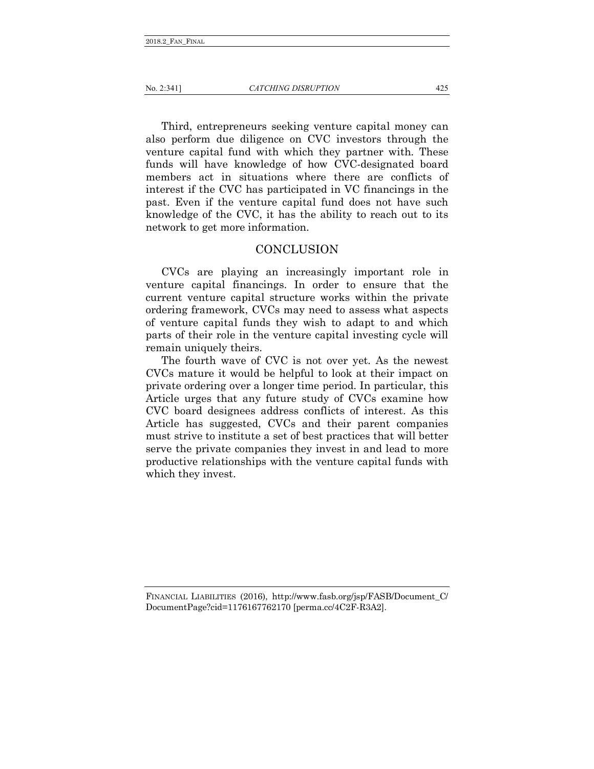Third, entrepreneurs seeking venture capital money can also perform due diligence on CVC investors through the venture capital fund with which they partner with. These funds will have knowledge of how CVC-designated board members act in situations where there are conflicts of interest if the CVC has participated in VC financings in the past. Even if the venture capital fund does not have such knowledge of the CVC, it has the ability to reach out to its network to get more information.

## CONCLUSION

CVCs are playing an increasingly important role in venture capital financings. In order to ensure that the current venture capital structure works within the private ordering framework, CVCs may need to assess what aspects of venture capital funds they wish to adapt to and which parts of their role in the venture capital investing cycle will remain uniquely theirs.

The fourth wave of CVC is not over yet. As the newest CVCs mature it would be helpful to look at their impact on private ordering over a longer time period. In particular, this Article urges that any future study of CVCs examine how CVC board designees address conflicts of interest. As this Article has suggested, CVCs and their parent companies must strive to institute a set of best practices that will better serve the private companies they invest in and lead to more productive relationships with the venture capital funds with which they invest.

---

FINANCIAL LIABILITIES (2016), http://www.fasb.org/jsp/FASB/Document_C/DocumentPage?cid=1176167762170 [perma.cc/4C2F-R3A2].